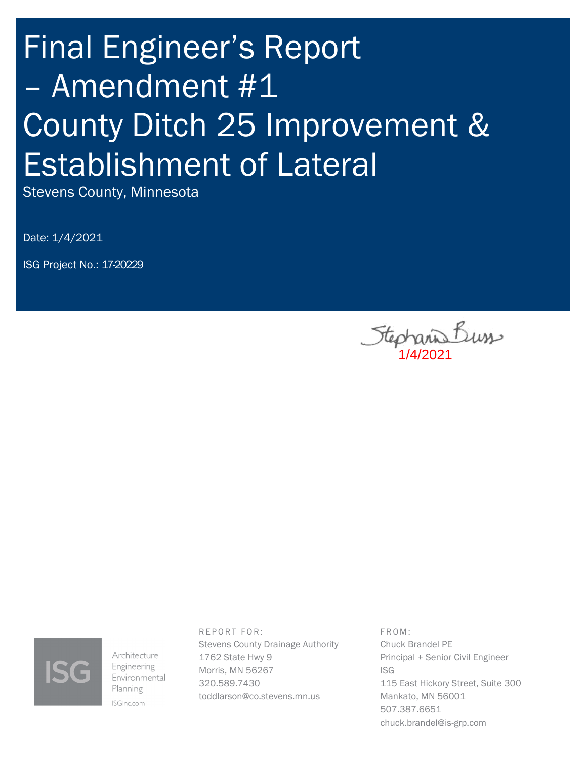# Final Engineer's Report – Amendment #1 County Ditch 25 Improvement & Establishment of Lateral

Stevens County, Minnesota

Date: 1/4/2021

ISG Project No.: 17-20229

Stephanie Buss
1/4/2021

ISG
Architecture
Engineering
Environmental
Planning
ISGInc.com

REPORT FOR:
Stevens County Drainage Authority
1762 State Hwy 9
Morris, MN 56267
320.589.7430
toddlarson@co.stevens.mn.us

FROM:
Chuck Brandel PE
Principal + Senior Civil Engineer
ISG
115 East Hickory Street, Suite 300
Mankato, MN 56001
507.387.6651
chuck.brandel@is-grp.com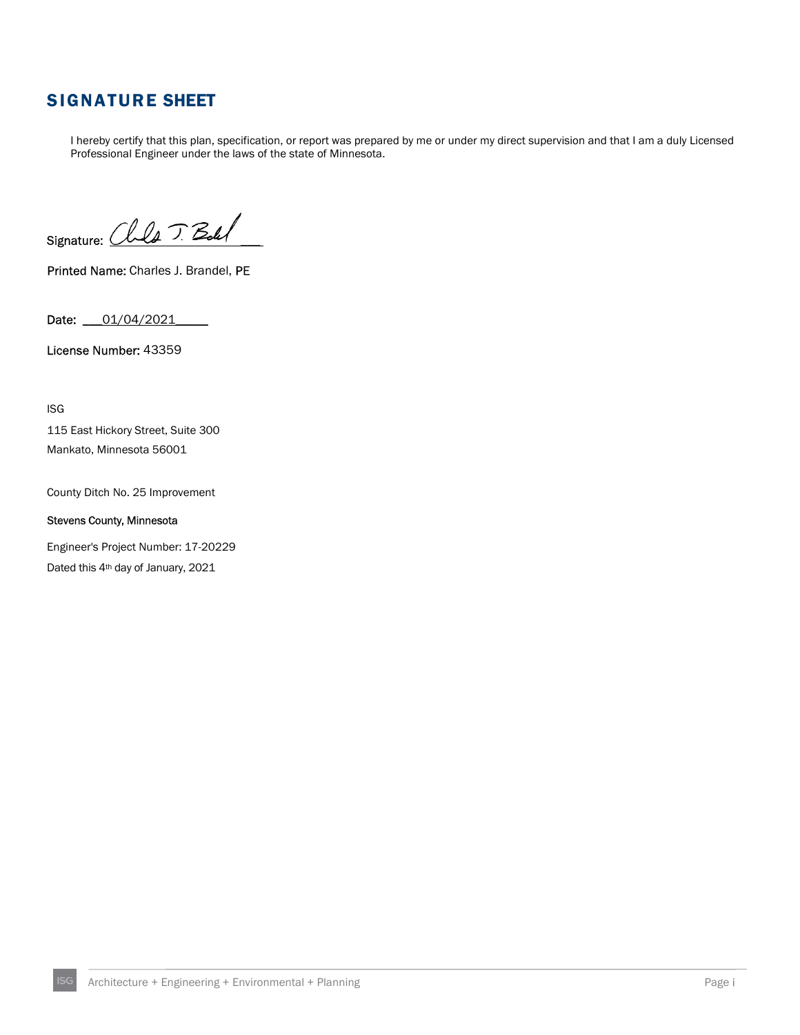# SIGNATURE SHEET

I hereby certify that this plan, specification, or report was prepared by me or under my direct supervision and that I am a duly Licensed Professional Engineer under the laws of the state of Minnesota.

Signature: ______________

Printed Name: Charles J. Brandel, PE

Date: ___01/04/2021_____

License Number: 43359

ISG

115 East Hickory Street, Suite 300

Mankato, Minnesota 56001

County Ditch No. 25 Improvement

Stevens County, Minnesota

Engineer's Project Number: 17-20229

Dated this 4th day of January, 2021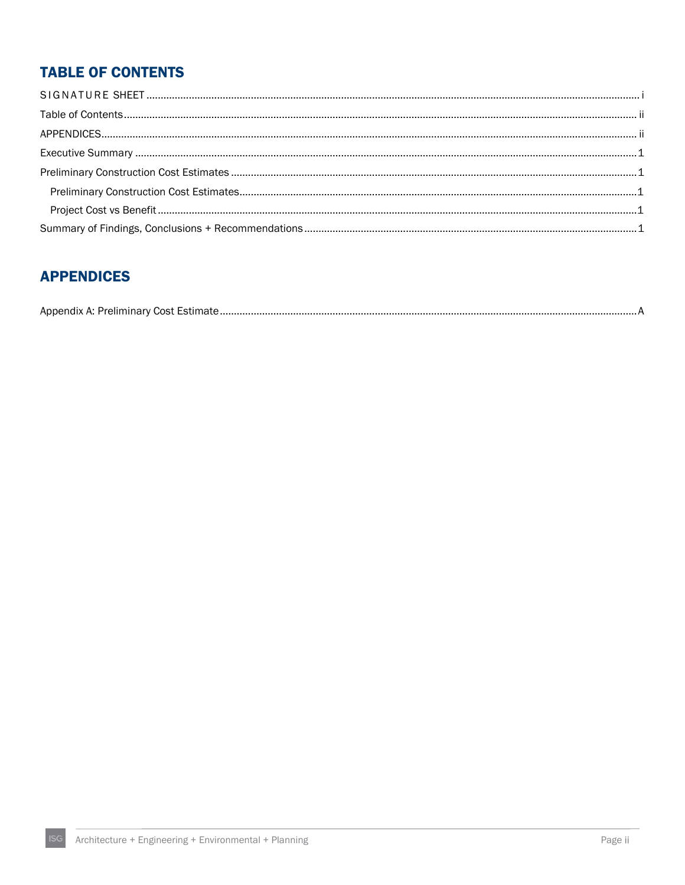## TABLE OF CONTENTS

SIGNATURE SHEET .......... i

Table of Contents .......... ii

APPENDICES .......... ii

Executive Summary .......... 1

Preliminary Construction Cost Estimates .......... 1

- Preliminary Construction Cost Estimates .......... 1
- Project Cost vs Benefit .......... 1

Summary of Findings, Conclusions + Recommendations .......... 1

## APPENDICES

Appendix A: Preliminary Cost Estimate .......... A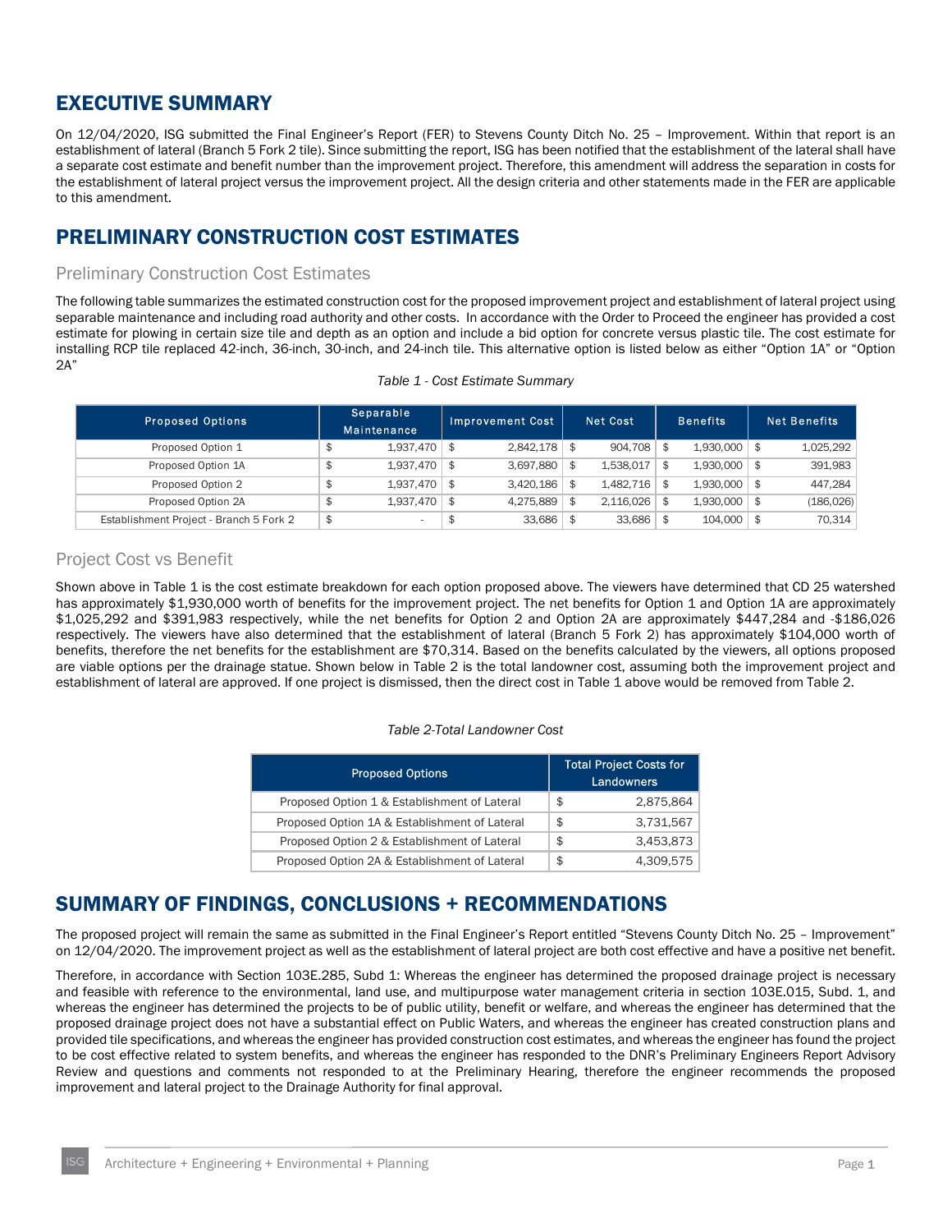# EXECUTIVE SUMMARY

On 12/04/2020, ISG submitted the Final Engineer's Report (FER) to Stevens County Ditch No. 25 – Improvement. Within that report is an establishment of lateral (Branch 5 Fork 2 tile). Since submitting the report, ISG has been notified that the establishment of the lateral shall have a separate cost estimate and benefit number than the improvement project. Therefore, this amendment will address the separation in costs for the establishment of lateral project versus the improvement project. All the design criteria and other statements made in the FER are applicable to this amendment.

# PRELIMINARY CONSTRUCTION COST ESTIMATES

## Preliminary Construction Cost Estimates

The following table summarizes the estimated construction cost for the proposed improvement project and establishment of lateral project using separable maintenance and including road authority and other costs. In accordance with the Order to Proceed the engineer has provided a cost estimate for plowing in certain size tile and depth as an option and include a bid option for concrete versus plastic tile. The cost estimate for installing RCP tile replaced 42-inch, 36-inch, 30-inch, and 24-inch tile. This alternative option is listed below as either "Option 1A" or "Option 2A"

*Table 1 - Cost Estimate Summary*

| Proposed Options | Separable Maintenance | Improvement Cost | Net Cost | Benefits | Net Benefits |
|---|---|---|---|---|---|
| Proposed Option 1 | $ 1,937,470 | $ 2,842,178 | $ 904,708 | $ 1,930,000 | $ 1,025,292 |
| Proposed Option 1A | $ 1,937,470 | $ 3,697,880 | $ 1,538,017 | $ 1,930,000 | $ 391,983 |
| Proposed Option 2 | $ 1,937,470 | $ 3,420,186 | $ 1,482,716 | $ 1,930,000 | $ 447,284 |
| Proposed Option 2A | $ 1,937,470 | $ 4,275,889 | $ 2,116,026 | $ 1,930,000 | $ (186,026) |
| Establishment Project - Branch 5 Fork 2 | $ - | $ 33,686 | $ 33,686 | $ 104,000 | $ 70,314 |

## Project Cost vs Benefit

Shown above in Table 1 is the cost estimate breakdown for each option proposed above. The viewers have determined that CD 25 watershed has approximately $1,930,000 worth of benefits for the improvement project. The net benefits for Option 1 and Option 1A are approximately $1,025,292 and $391,983 respectively, while the net benefits for Option 2 and Option 2A are approximately $447,284 and -$186,026 respectively. The viewers have also determined that the establishment of lateral (Branch 5 Fork 2) has approximately $104,000 worth of benefits, therefore the net benefits for the establishment are $70,314. Based on the benefits calculated by the viewers, all options proposed are viable options per the drainage statue. Shown below in Table 2 is the total landowner cost, assuming both the improvement project and establishment of lateral are approved. If one project is dismissed, then the direct cost in Table 1 above would be removed from Table 2.

*Table 2-Total Landowner Cost*

| Proposed Options | Total Project Costs for Landowners |
|---|---|
| Proposed Option 1 & Establishment of Lateral | $ 2,875,864 |
| Proposed Option 1A & Establishment of Lateral | $ 3,731,567 |
| Proposed Option 2 & Establishment of Lateral | $ 3,453,873 |
| Proposed Option 2A & Establishment of Lateral | $ 4,309,575 |

# SUMMARY OF FINDINGS, CONCLUSIONS + RECOMMENDATIONS

The proposed project will remain the same as submitted in the Final Engineer's Report entitled "Stevens County Ditch No. 25 – Improvement" on 12/04/2020. The improvement project as well as the establishment of lateral project are both cost effective and have a positive net benefit.

Therefore, in accordance with Section 103E.285, Subd 1: Whereas the engineer has determined the proposed drainage project is necessary and feasible with reference to the environmental, land use, and multipurpose water management criteria in section 103E.015, Subd. 1, and whereas the engineer has determined the projects to be of public utility, benefit or welfare, and whereas the engineer has determined that the proposed drainage project does not have a substantial effect on Public Waters, and whereas the engineer has created construction plans and provided tile specifications, and whereas the engineer has provided construction cost estimates, and whereas the engineer has found the project to be cost effective related to system benefits, and whereas the engineer has responded to the DNR's Preliminary Engineers Report Advisory Review and questions and comments not responded to at the Preliminary Hearing, therefore the engineer recommends the proposed improvement and lateral project to the Drainage Authority for final approval.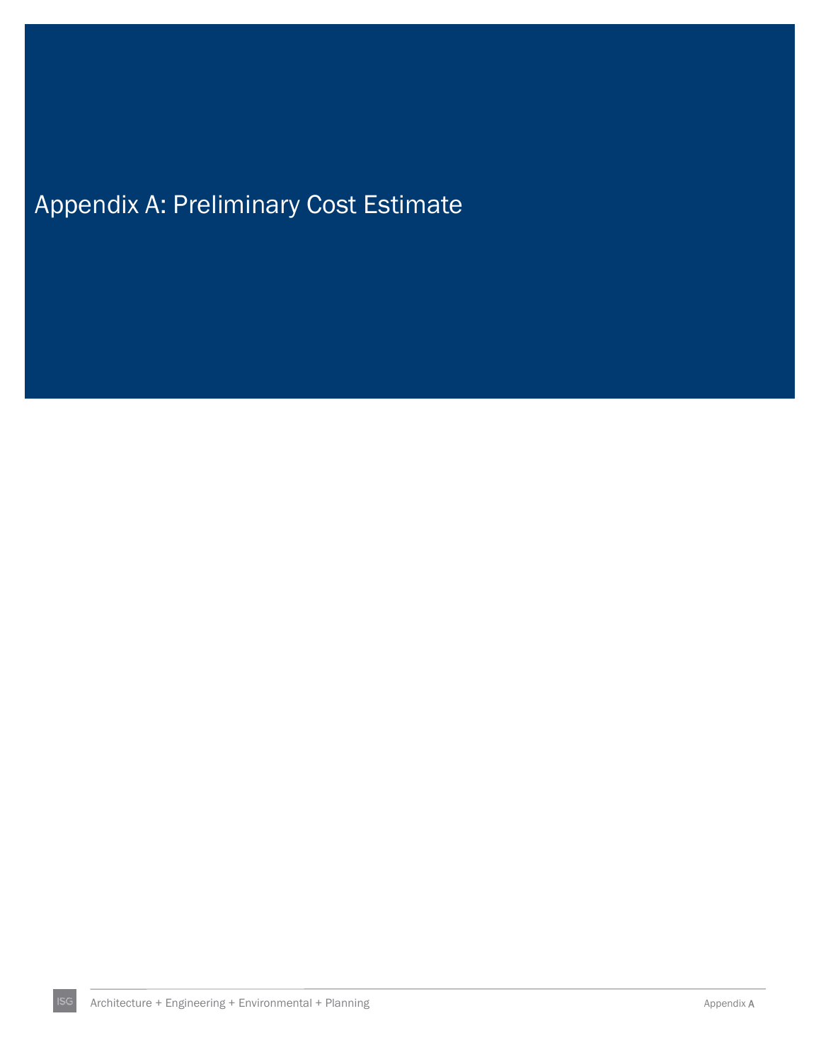# Appendix A: Preliminary Cost Estimate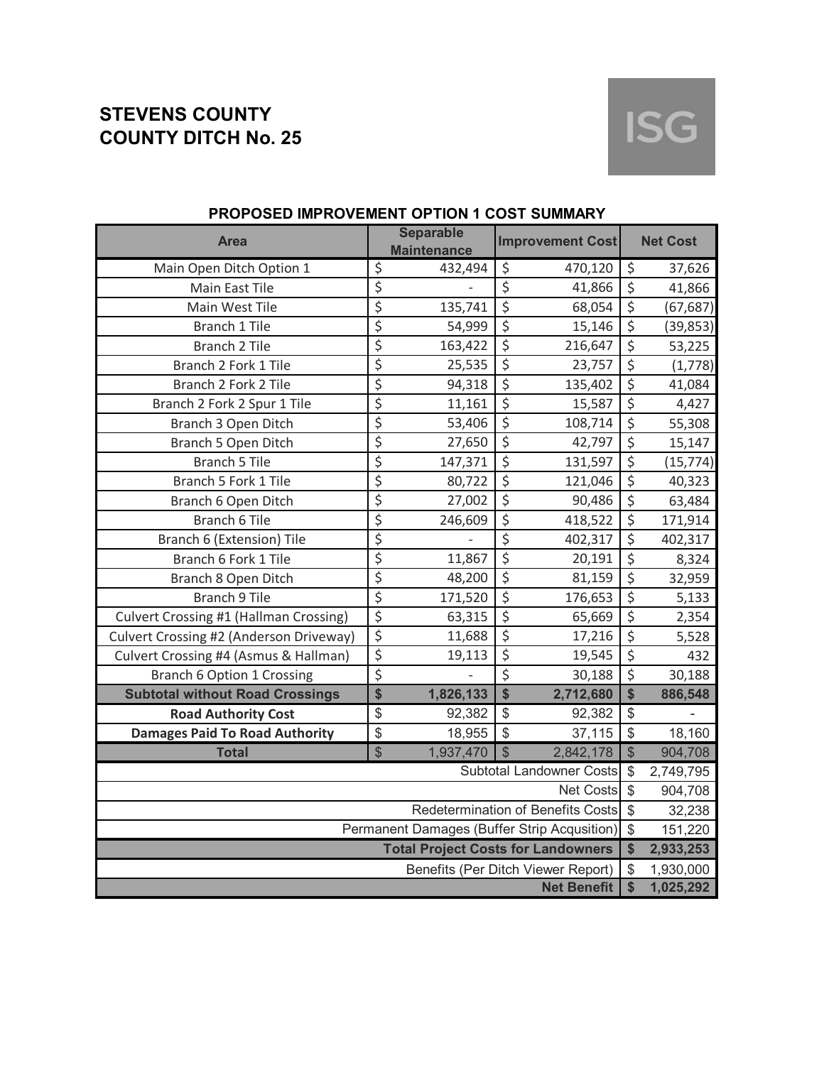# STEVENS COUNTY
# COUNTY DITCH No. 25

ISG

## PROPOSED IMPROVEMENT OPTION 1 COST SUMMARY

| Area | Separable Maintenance | Improvement Cost | Net Cost |
|---|---|---|---|
| Main Open Ditch Option 1 | $ 432,494 | $ 470,120 | $ 37,626 |
| Main East Tile | $ - | $ 41,866 | $ 41,866 |
| Main West Tile | $ 135,741 | $ 68,054 | $ (67,687) |
| Branch 1 Tile | $ 54,999 | $ 15,146 | $ (39,853) |
| Branch 2 Tile | $ 163,422 | $ 216,647 | $ 53,225 |
| Branch 2 Fork 1 Tile | $ 25,535 | $ 23,757 | $ (1,778) |
| Branch 2 Fork 2 Tile | $ 94,318 | $ 135,402 | $ 41,084 |
| Branch 2 Fork 2 Spur 1 Tile | $ 11,161 | $ 15,587 | $ 4,427 |
| Branch 3 Open Ditch | $ 53,406 | $ 108,714 | $ 55,308 |
| Branch 5 Open Ditch | $ 27,650 | $ 42,797 | $ 15,147 |
| Branch 5 Tile | $ 147,371 | $ 131,597 | $ (15,774) |
| Branch 5 Fork 1 Tile | $ 80,722 | $ 121,046 | $ 40,323 |
| Branch 6 Open Ditch | $ 27,002 | $ 90,486 | $ 63,484 |
| Branch 6 Tile | $ 246,609 | $ 418,522 | $ 171,914 |
| Branch 6 (Extension) Tile | $ - | $ 402,317 | $ 402,317 |
| Branch 6 Fork 1 Tile | $ 11,867 | $ 20,191 | $ 8,324 |
| Branch 8 Open Ditch | $ 48,200 | $ 81,159 | $ 32,959 |
| Branch 9 Tile | $ 171,520 | $ 176,653 | $ 5,133 |
| Culvert Crossing #1 (Hallman Crossing) | $ 63,315 | $ 65,669 | $ 2,354 |
| Culvert Crossing #2 (Anderson Driveway) | $ 11,688 | $ 17,216 | $ 5,528 |
| Culvert Crossing #4 (Asmus & Hallman) | $ 19,113 | $ 19,545 | $ 432 |
| Branch 6 Option 1 Crossing | $ - | $ 30,188 | $ 30,188 |
| **Subtotal without Road Crossings** | **$ 1,826,133** | **$ 2,712,680** | **$ 886,548** |
| **Road Authority Cost** | $ 92,382 | $ 92,382 | $ - |
| **Damages Paid To Road Authority** | $ 18,955 | $ 37,115 | $ 18,160 |
| **Total** | $ 1,937,470 | $ 2,842,178 | $ 904,708 |
| | | Subtotal Landowner Costs | $ 2,749,795 |
| | | Net Costs | $ 904,708 |
| | | Redetermination of Benefits Costs | $ 32,238 |
| | | Permanent Damages (Buffer Strip Acqusition) | $ 151,220 |
| | | **Total Project Costs for Landowners** | **$ 2,933,253** |
| | | Benefits (Per Ditch Viewer Report) | $ 1,930,000 |
| | | **Net Benefit** | **$ 1,025,292** |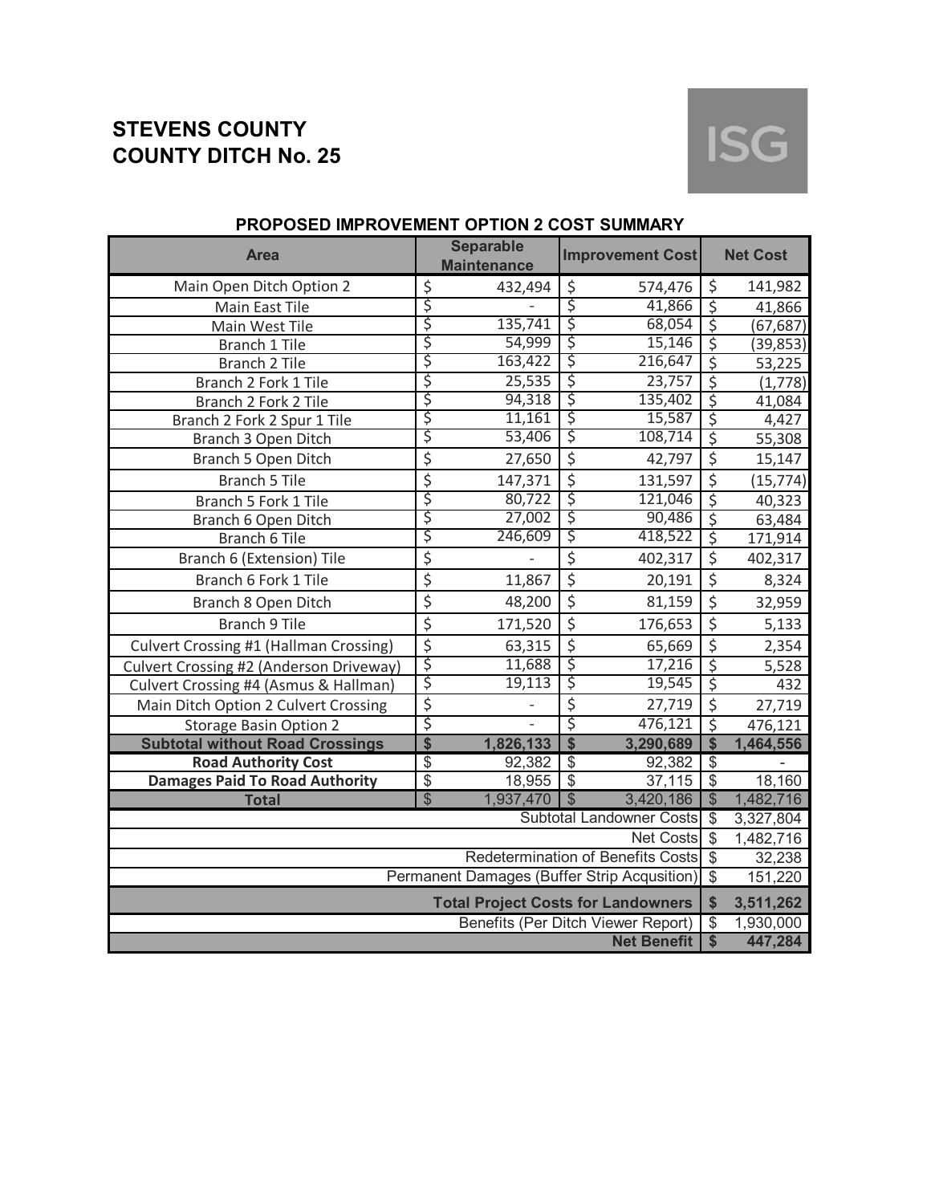# STEVENS COUNTY
# COUNTY DITCH No. 25

ISG

## PROPOSED IMPROVEMENT OPTION 2 COST SUMMARY

| Area | Separable Maintenance | Improvement Cost | Net Cost |
|---|---|---|---|
| Main Open Ditch Option 2 | $ 432,494 | $ 574,476 | $ 141,982 |
| Main East Tile | $ - | $ 41,866 | $ 41,866 |
| Main West Tile | $ 135,741 | $ 68,054 | $ (67,687) |
| Branch 1 Tile | $ 54,999 | $ 15,146 | $ (39,853) |
| Branch 2 Tile | $ 163,422 | $ 216,647 | $ 53,225 |
| Branch 2 Fork 1 Tile | $ 25,535 | $ 23,757 | $ (1,778) |
| Branch 2 Fork 2 Tile | $ 94,318 | $ 135,402 | $ 41,084 |
| Branch 2 Fork 2 Spur 1 Tile | $ 11,161 | $ 15,587 | $ 4,427 |
| Branch 3 Open Ditch | $ 53,406 | $ 108,714 | $ 55,308 |
| Branch 5 Open Ditch | $ 27,650 | $ 42,797 | $ 15,147 |
| Branch 5 Tile | $ 147,371 | $ 131,597 | $ (15,774) |
| Branch 5 Fork 1 Tile | $ 80,722 | $ 121,046 | $ 40,323 |
| Branch 6 Open Ditch | $ 27,002 | $ 90,486 | $ 63,484 |
| Branch 6 Tile | $ 246,609 | $ 418,522 | $ 171,914 |
| Branch 6 (Extension) Tile | $ - | $ 402,317 | $ 402,317 |
| Branch 6 Fork 1 Tile | $ 11,867 | $ 20,191 | $ 8,324 |
| Branch 8 Open Ditch | $ 48,200 | $ 81,159 | $ 32,959 |
| Branch 9 Tile | $ 171,520 | $ 176,653 | $ 5,133 |
| Culvert Crossing #1 (Hallman Crossing) | $ 63,315 | $ 65,669 | $ 2,354 |
| Culvert Crossing #2 (Anderson Driveway) | $ 11,688 | $ 17,216 | $ 5,528 |
| Culvert Crossing #4 (Asmus & Hallman) | $ 19,113 | $ 19,545 | $ 432 |
| Main Ditch Option 2 Culvert Crossing | $ - | $ 27,719 | $ 27,719 |
| Storage Basin Option 2 | $ - | $ 476,121 | $ 476,121 |
| **Subtotal without Road Crossings** | **$ 1,826,133** | **$ 3,290,689** | **$ 1,464,556** |
| **Road Authority Cost** | $ 92,382 | $ 92,382 | $ - |
| **Damages Paid To Road Authority** | $ 18,955 | $ 37,115 | $ 18,160 |
| **Total** | $ 1,937,470 | $ 3,420,186 | $ 1,482,716 |
| | | Subtotal Landowner Costs | $ 3,327,804 |
| | | Net Costs | $ 1,482,716 |
| | | Redetermination of Benefits Costs | $ 32,238 |
| | | Permanent Damages (Buffer Strip Acqusition) | $ 151,220 |
| | | **Total Project Costs for Landowners** | **$ 3,511,262** |
| | | Benefits (Per Ditch Viewer Report) | $ 1,930,000 |
| | | **Net Benefit** | **$ 447,284** |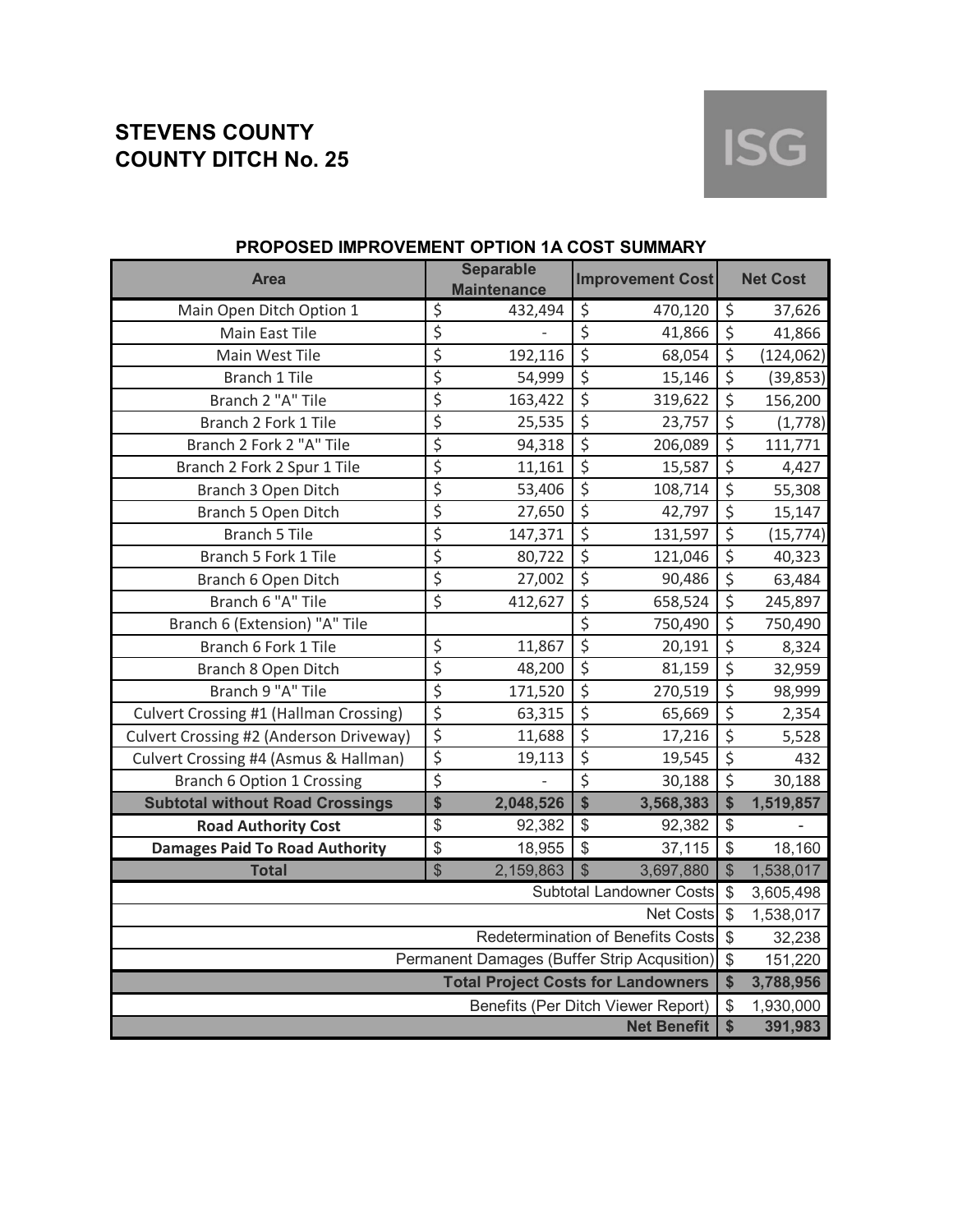# STEVENS COUNTY
# COUNTY DITCH No. 25

ISG

## PROPOSED IMPROVEMENT OPTION 1A COST SUMMARY

| Area | Separable Maintenance | Improvement Cost | Net Cost |
|---|---|---|---|
| Main Open Ditch Option 1 | $ 432,494 | $ 470,120 | $ 37,626 |
| Main East Tile | $ - | $ 41,866 | $ 41,866 |
| Main West Tile | $ 192,116 | $ 68,054 | $ (124,062) |
| Branch 1 Tile | $ 54,999 | $ 15,146 | $ (39,853) |
| Branch 2 "A" Tile | $ 163,422 | $ 319,622 | $ 156,200 |
| Branch 2 Fork 1 Tile | $ 25,535 | $ 23,757 | $ (1,778) |
| Branch 2 Fork 2 "A" Tile | $ 94,318 | $ 206,089 | $ 111,771 |
| Branch 2 Fork 2 Spur 1 Tile | $ 11,161 | $ 15,587 | $ 4,427 |
| Branch 3 Open Ditch | $ 53,406 | $ 108,714 | $ 55,308 |
| Branch 5 Open Ditch | $ 27,650 | $ 42,797 | $ 15,147 |
| Branch 5 Tile | $ 147,371 | $ 131,597 | $ (15,774) |
| Branch 5 Fork 1 Tile | $ 80,722 | $ 121,046 | $ 40,323 |
| Branch 6 Open Ditch | $ 27,002 | $ 90,486 | $ 63,484 |
| Branch 6 "A" Tile | $ 412,627 | $ 658,524 | $ 245,897 |
| Branch 6 (Extension) "A" Tile | | $ 750,490 | $ 750,490 |
| Branch 6 Fork 1 Tile | $ 11,867 | $ 20,191 | $ 8,324 |
| Branch 8 Open Ditch | $ 48,200 | $ 81,159 | $ 32,959 |
| Branch 9 "A" Tile | $ 171,520 | $ 270,519 | $ 98,999 |
| Culvert Crossing #1 (Hallman Crossing) | $ 63,315 | $ 65,669 | $ 2,354 |
| Culvert Crossing #2 (Anderson Driveway) | $ 11,688 | $ 17,216 | $ 5,528 |
| Culvert Crossing #4 (Asmus & Hallman) | $ 19,113 | $ 19,545 | $ 432 |
| Branch 6 Option 1 Crossing | $ - | $ 30,188 | $ 30,188 |
| **Subtotal without Road Crossings** | **$ 2,048,526** | **$ 3,568,383** | **$ 1,519,857** |
| **Road Authority Cost** | $ 92,382 | $ 92,382 | $ - |
| **Damages Paid To Road Authority** | $ 18,955 | $ 37,115 | $ 18,160 |
| **Total** | $ 2,159,863 | $ 3,697,880 | $ 1,538,017 |
| | | Subtotal Landowner Costs | $ 3,605,498 |
| | | Net Costs | $ 1,538,017 |
| | | Redetermination of Benefits Costs | $ 32,238 |
| | | Permanent Damages (Buffer Strip Acqusition) | $ 151,220 |
| | | **Total Project Costs for Landowners** | **$ 3,788,956** |
| | | Benefits (Per Ditch Viewer Report) | $ 1,930,000 |
| | | **Net Benefit** | **$ 391,983** |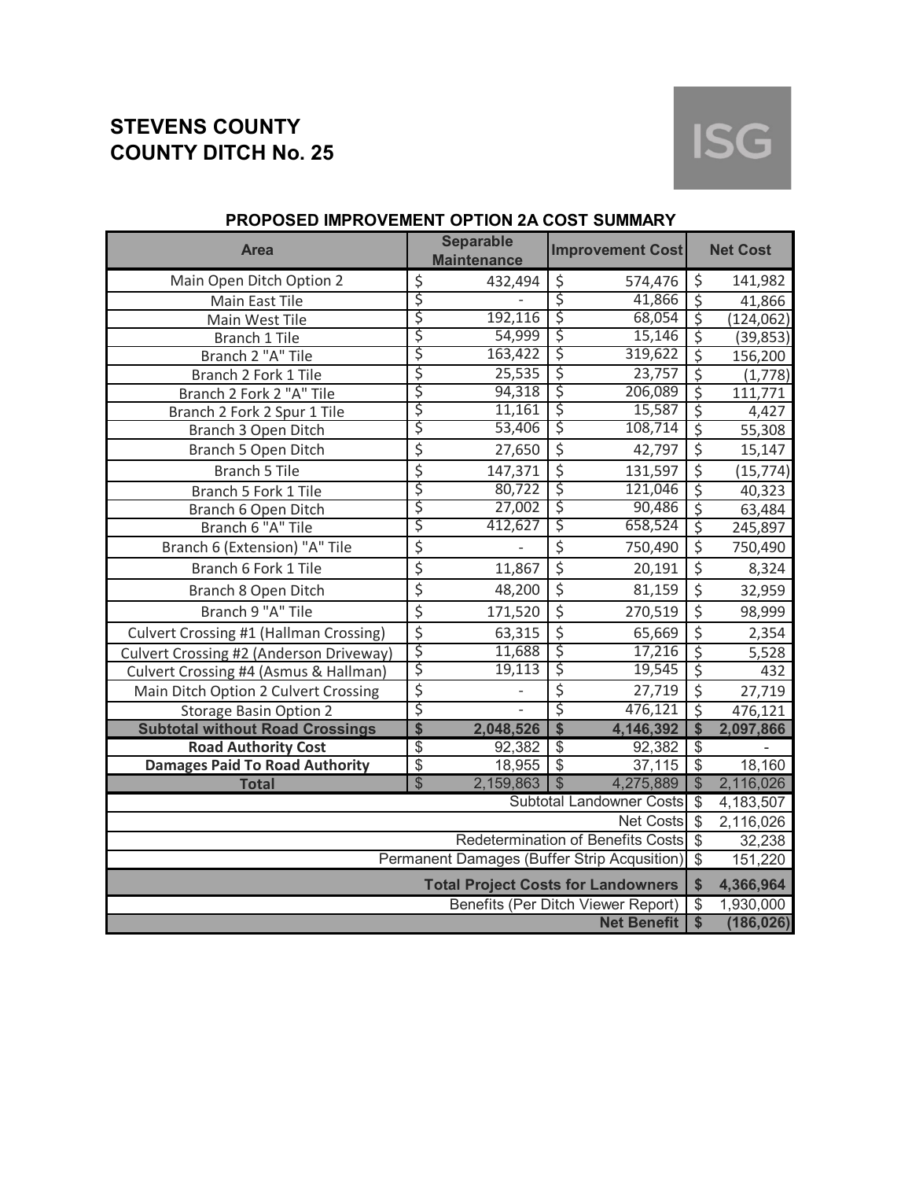# STEVENS COUNTY
# COUNTY DITCH No. 25

ISG

## PROPOSED IMPROVEMENT OPTION 2A COST SUMMARY

| Area | Separable Maintenance | Improvement Cost | Net Cost |
|---|---|---|---|
| Main Open Ditch Option 2 | $ 432,494 | $ 574,476 | $ 141,982 |
| Main East Tile | $ - | $ 41,866 | $ 41,866 |
| Main West Tile | $ 192,116 | $ 68,054 | $ (124,062) |
| Branch 1 Tile | $ 54,999 | $ 15,146 | $ (39,853) |
| Branch 2 "A" Tile | $ 163,422 | $ 319,622 | $ 156,200 |
| Branch 2 Fork 1 Tile | $ 25,535 | $ 23,757 | $ (1,778) |
| Branch 2 Fork 2 "A" Tile | $ 94,318 | $ 206,089 | $ 111,771 |
| Branch 2 Fork 2 Spur 1 Tile | $ 11,161 | $ 15,587 | $ 4,427 |
| Branch 3 Open Ditch | $ 53,406 | $ 108,714 | $ 55,308 |
| Branch 5 Open Ditch | $ 27,650 | $ 42,797 | $ 15,147 |
| Branch 5 Tile | $ 147,371 | $ 131,597 | $ (15,774) |
| Branch 5 Fork 1 Tile | $ 80,722 | $ 121,046 | $ 40,323 |
| Branch 6 Open Ditch | $ 27,002 | $ 90,486 | $ 63,484 |
| Branch 6 "A" Tile | $ 412,627 | $ 658,524 | $ 245,897 |
| Branch 6 (Extension) "A" Tile | $ - | $ 750,490 | $ 750,490 |
| Branch 6 Fork 1 Tile | $ 11,867 | $ 20,191 | $ 8,324 |
| Branch 8 Open Ditch | $ 48,200 | $ 81,159 | $ 32,959 |
| Branch 9 "A" Tile | $ 171,520 | $ 270,519 | $ 98,999 |
| Culvert Crossing #1 (Hallman Crossing) | $ 63,315 | $ 65,669 | $ 2,354 |
| Culvert Crossing #2 (Anderson Driveway) | $ 11,688 | $ 17,216 | $ 5,528 |
| Culvert Crossing #4 (Asmus & Hallman) | $ 19,113 | $ 19,545 | $ 432 |
| Main Ditch Option 2 Culvert Crossing | $ - | $ 27,719 | $ 27,719 |
| Storage Basin Option 2 | $ - | $ 476,121 | $ 476,121 |
| **Subtotal without Road Crossings** | **$ 2,048,526** | **$ 4,146,392** | **$ 2,097,866** |
| **Road Authority Cost** | $ 92,382 | $ 92,382 | $ - |
| **Damages Paid To Road Authority** | $ 18,955 | $ 37,115 | $ 18,160 |
| **Total** | $ 2,159,863 | $ 4,275,889 | $ 2,116,026 |
| | | Subtotal Landowner Costs | $ 4,183,507 |
| | | Net Costs | $ 2,116,026 |
| | | Redetermination of Benefits Costs | $ 32,238 |
| | | Permanent Damages (Buffer Strip Acqusition) | $ 151,220 |
| | | **Total Project Costs for Landowners** | **$ 4,366,964** |
| | | Benefits (Per Ditch Viewer Report) | $ 1,930,000 |
| | | **Net Benefit** | **$ (186,026)** |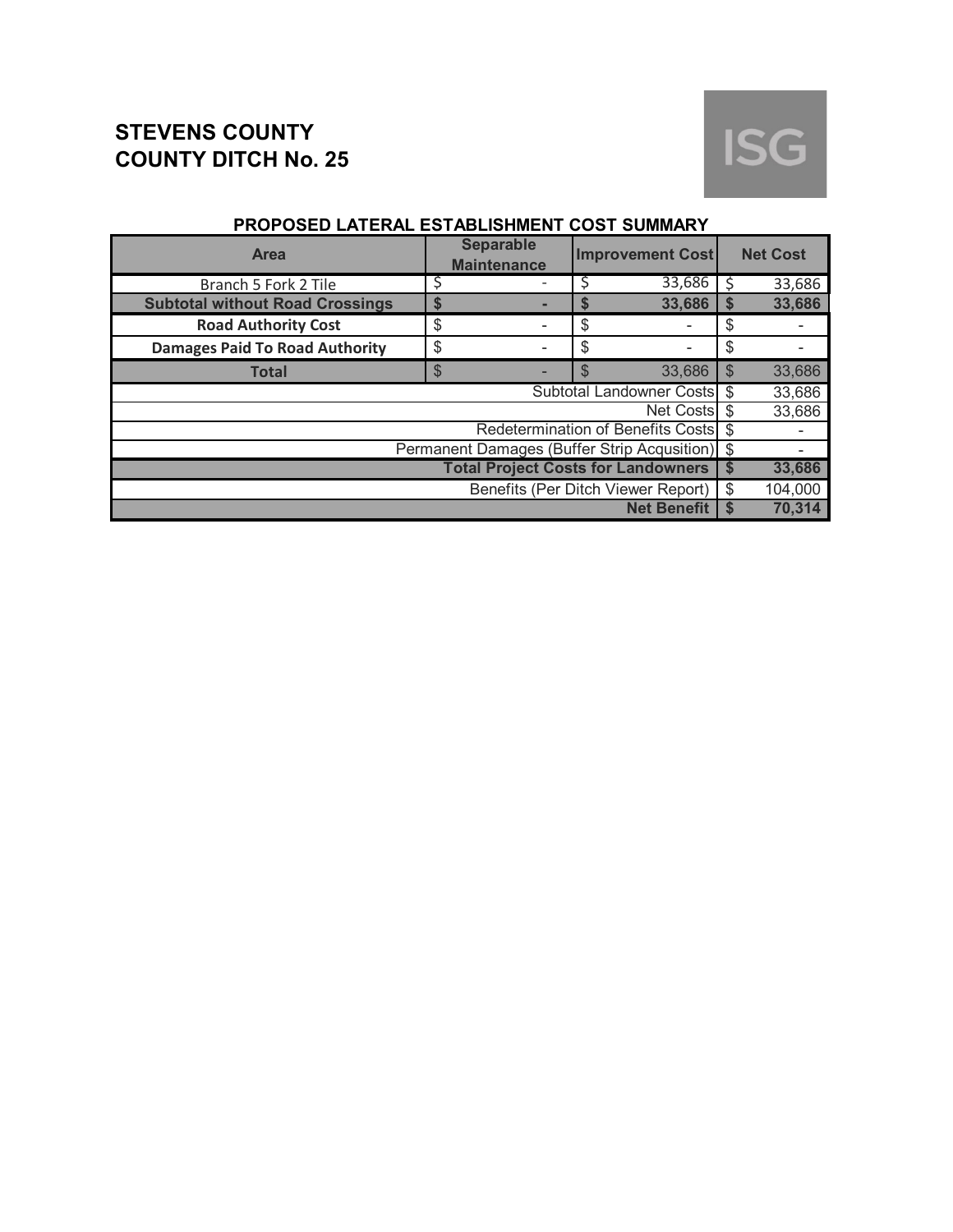# STEVENS COUNTY
# COUNTY DITCH No. 25

**PROPOSED LATERAL ESTABLISHMENT COST SUMMARY**

| Area | Separable Maintenance | Improvement Cost | Net Cost |
|---|---|---|---|
| Branch 5 Fork 2 Tile | $ - | $ 33,686 | $ 33,686 |
| **Subtotal without Road Crossings** | **$ -** | **$ 33,686** | **$ 33,686** |
| **Road Authority Cost** | $ - | $ - | $ - |
| **Damages Paid To Road Authority** | $ - | $ - | $ - |
| **Total** | $ - | $ 33,686 | $ 33,686 |
| | | Subtotal Landowner Costs | $ 33,686 |
| | | Net Costs | $ 33,686 |
| | | Redetermination of Benefits Costs | $ - |
| | | Permanent Damages (Buffer Strip Acqusition) | $ - |
| | | **Total Project Costs for Landowners** | **$ 33,686** |
| | | Benefits (Per Ditch Viewer Report) | $ 104,000 |
| | | **Net Benefit** | **$ 70,314** |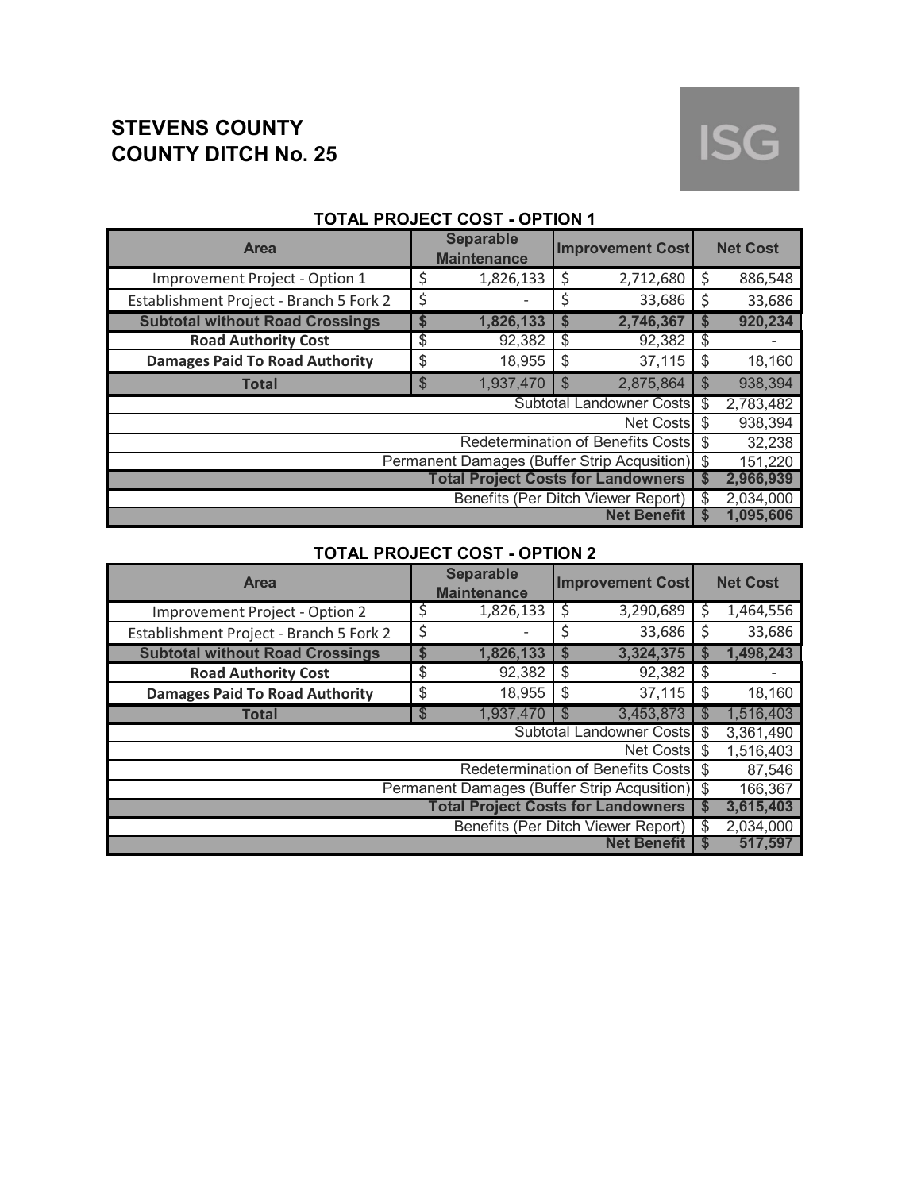# STEVENS COUNTY
# COUNTY DITCH No. 25

ISG

### TOTAL PROJECT COST - OPTION 1

| Area | Separable Maintenance | Improvement Cost | Net Cost |
|---|---|---|---|
| Improvement Project - Option 1 | $ 1,826,133 | $ 2,712,680 | $ 886,548 |
| Establishment Project - Branch 5 Fork 2 | $ - | $ 33,686 | $ 33,686 |
| **Subtotal without Road Crossings** | **$ 1,826,133** | **$ 2,746,367** | **$ 920,234** |
| **Road Authority Cost** | $ 92,382 | $ 92,382 | $ - |
| **Damages Paid To Road Authority** | $ 18,955 | $ 37,115 | $ 18,160 |
| **Total** | $ 1,937,470 | $ 2,875,864 | $ 938,394 |
| | | Subtotal Landowner Costs | $ 2,783,482 |
| | | Net Costs | $ 938,394 |
| | | Redetermination of Benefits Costs | $ 32,238 |
| | | Permanent Damages (Buffer Strip Acqusition) | $ 151,220 |
| | | **Total Project Costs for Landowners** | **$ 2,966,939** |
| | | Benefits (Per Ditch Viewer Report) | $ 2,034,000 |
| | | **Net Benefit** | **$ 1,095,606** |

### TOTAL PROJECT COST - OPTION 2

| Area | Separable Maintenance | Improvement Cost | Net Cost |
|---|---|---|---|
| Improvement Project - Option 2 | $ 1,826,133 | $ 3,290,689 | $ 1,464,556 |
| Establishment Project - Branch 5 Fork 2 | $ - | $ 33,686 | $ 33,686 |
| **Subtotal without Road Crossings** | **$ 1,826,133** | **$ 3,324,375** | **$ 1,498,243** |
| **Road Authority Cost** | $ 92,382 | $ 92,382 | $ - |
| **Damages Paid To Road Authority** | $ 18,955 | $ 37,115 | $ 18,160 |
| **Total** | $ 1,937,470 | $ 3,453,873 | $ 1,516,403 |
| | | Subtotal Landowner Costs | $ 3,361,490 |
| | | Net Costs | $ 1,516,403 |
| | | Redetermination of Benefits Costs | $ 87,546 |
| | | Permanent Damages (Buffer Strip Acqusition) | $ 166,367 |
| | | **Total Project Costs for Landowners** | **$ 3,615,403** |
| | | Benefits (Per Ditch Viewer Report) | $ 2,034,000 |
| | | **Net Benefit** | **$ 517,597** |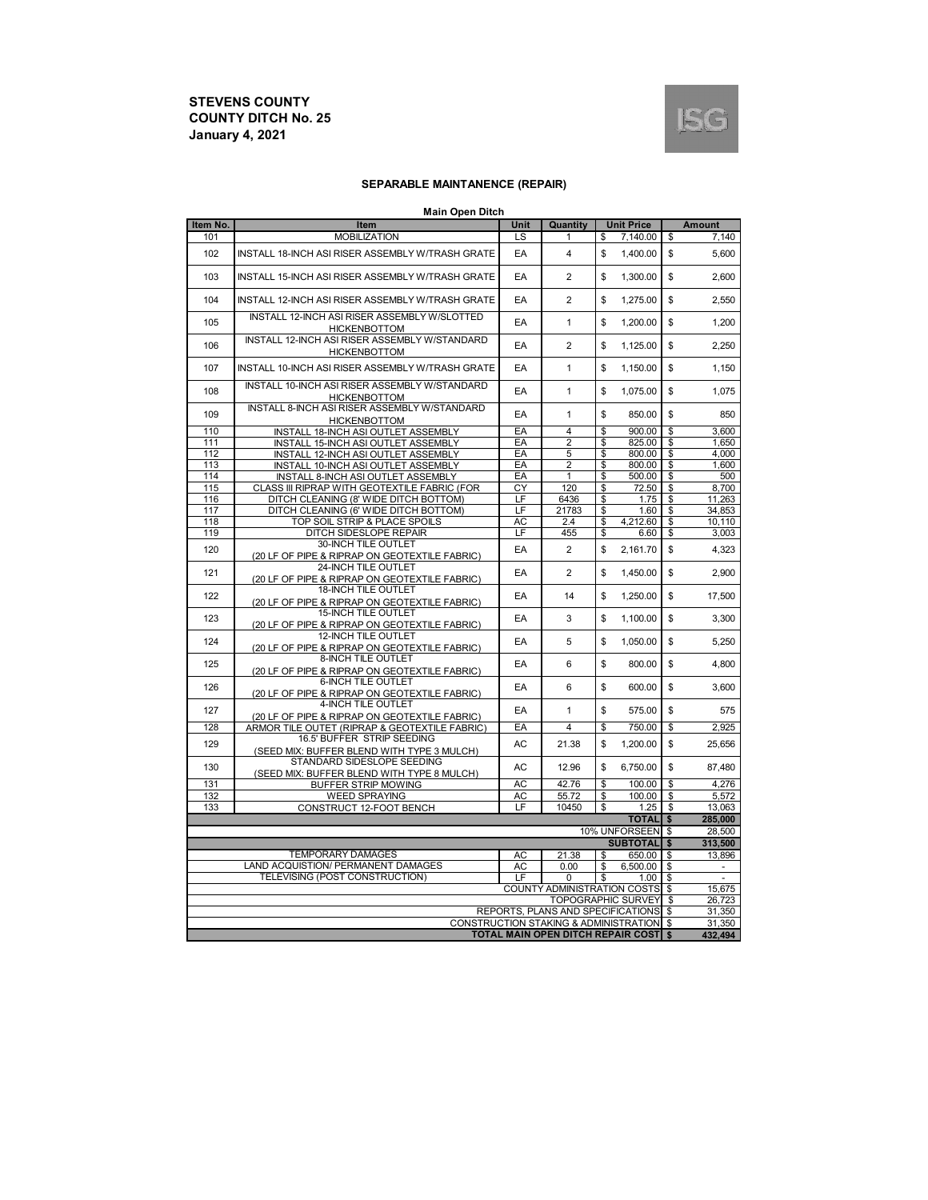**STEVENS COUNTY**
**COUNTY DITCH No. 25**
**January 4, 2021**

## SEPARABLE MAINTANENCE (REPAIR)

**Main Open Ditch**

| Item No. | Item | Unit | Quantity | Unit Price | Amount |
|---|---|---|---|---|---|
| 101 | MOBILIZATION | LS | 1 | $ 7,140.00 | $ 7,140 |
| 102 | INSTALL 18-INCH ASI RISER ASSEMBLY W/TRASH GRATE | EA | 4 | $ 1,400.00 | $ 5,600 |
| 103 | INSTALL 15-INCH ASI RISER ASSEMBLY W/TRASH GRATE | EA | 2 | $ 1,300.00 | $ 2,600 |
| 104 | INSTALL 12-INCH ASI RISER ASSEMBLY W/TRASH GRATE | EA | 2 | $ 1,275.00 | $ 2,550 |
| 105 | INSTALL 12-INCH ASI RISER ASSEMBLY W/SLOTTED HICKENBOTTOM | EA | 1 | $ 1,200.00 | $ 1,200 |
| 106 | INSTALL 12-INCH ASI RISER ASSEMBLY W/STANDARD HICKENBOTTOM | EA | 2 | $ 1,125.00 | $ 2,250 |
| 107 | INSTALL 10-INCH ASI RISER ASSEMBLY W/TRASH GRATE | EA | 1 | $ 1,150.00 | $ 1,150 |
| 108 | INSTALL 10-INCH ASI RISER ASSEMBLY W/STANDARD HICKENBOTTOM | EA | 1 | $ 1,075.00 | $ 1,075 |
| 109 | INSTALL 8-INCH ASI RISER ASSEMBLY W/STANDARD HICKENBOTTOM | EA | 1 | $ 850.00 | $ 850 |
| 110 | INSTALL 18-INCH ASI OUTLET ASSEMBLY | EA | 4 | $ 900.00 | $ 3,600 |
| 111 | INSTALL 15-INCH ASI OUTLET ASSEMBLY | EA | 2 | $ 825.00 | $ 1,650 |
| 112 | INSTALL 12-INCH ASI OUTLET ASSEMBLY | EA | 5 | $ 800.00 | $ 4,000 |
| 113 | INSTALL 10-INCH ASI OUTLET ASSEMBLY | EA | 2 | $ 800.00 | $ 1,600 |
| 114 | INSTALL 8-INCH ASI OUTLET ASSEMBLY | EA | 1 | $ 500.00 | $ 500 |
| 115 | CLASS III RIPRAP WITH GEOTEXTILE FABRIC (FOR | CY | 120 | $ 72.50 | $ 8,700 |
| 116 | DITCH CLEANING (8' WIDE DITCH BOTTOM) | LF | 6436 | $ 1.75 | $ 11,263 |
| 117 | DITCH CLEANING (6' WIDE DITCH BOTTOM) | LF | 21783 | $ 1.60 | $ 34,853 |
| 118 | TOP SOIL STRIP & PLACE SPOILS | AC | 2.4 | $ 4,212.60 | $ 10,110 |
| 119 | DITCH SIDESLOPE REPAIR | LF | 455 | $ 6.60 | $ 3,003 |
| 120 | 30-INCH TILE OUTLET (20 LF OF PIPE & RIPRAP ON GEOTEXTILE FABRIC) | EA | 2 | $ 2,161.70 | $ 4,323 |
| 121 | 24-INCH TILE OUTLET (20 LF OF PIPE & RIPRAP ON GEOTEXTILE FABRIC) | EA | 2 | $ 1,450.00 | $ 2,900 |
| 122 | 18-INCH TILE OUTLET (20 LF OF PIPE & RIPRAP ON GEOTEXTILE FABRIC) | EA | 14 | $ 1,250.00 | $ 17,500 |
| 123 | 15-INCH TILE OUTLET (20 LF OF PIPE & RIPRAP ON GEOTEXTILE FABRIC) | EA | 3 | $ 1,100.00 | $ 3,300 |
| 124 | 12-INCH TILE OUTLET (20 LF OF PIPE & RIPRAP ON GEOTEXTILE FABRIC) | EA | 5 | $ 1,050.00 | $ 5,250 |
| 125 | 8-INCH TILE OUTLET (20 LF OF PIPE & RIPRAP ON GEOTEXTILE FABRIC) | EA | 6 | $ 800.00 | $ 4,800 |
| 126 | 6-INCH TILE OUTLET (20 LF OF PIPE & RIPRAP ON GEOTEXTILE FABRIC) | EA | 6 | $ 600.00 | $ 3,600 |
| 127 | 4-INCH TILE OUTLET (20 LF OF PIPE & RIPRAP ON GEOTEXTILE FABRIC) | EA | 1 | $ 575.00 | $ 575 |
| 128 | ARMOR TILE OUTET (RIPRAP & GEOTEXTILE FABRIC) | EA | 4 | $ 750.00 | $ 2,925 |
| 129 | 16.5' BUFFER STRIP SEEDING (SEED MIX: BUFFER BLEND WITH TYPE 3 MULCH) | AC | 21.38 | $ 1,200.00 | $ 25,656 |
| 130 | STANDARD SIDESLOPE SEEDING (SEED MIX: BUFFER BLEND WITH TYPE 8 MULCH) | AC | 12.96 | $ 6,750.00 | $ 87,480 |
| 131 | BUFFER STRIP MOWING | AC | 42.76 | $ 100.00 | $ 4,276 |
| 132 | WEED SPRAYING | AC | 55.72 | $ 100.00 | $ 5,572 |
| 133 | CONSTRUCT 12-FOOT BENCH | LF | 10450 | $ 1.25 | $ 13,063 |
| | | | | **TOTAL** | **$ 285,000** |
| | | | | 10% UNFORSEEN | $ 28,500 |
| | | | | **SUBTOTAL** | **$ 313,500** |
| | TEMPORARY DAMAGES | AC | 21.38 | $ 650.00 | $ 13,896 |
| | LAND ACQUISTION/ PERMANENT DAMAGES | AC | 0.00 | $ 6,500.00 | $ - |
| | TELEVISING (POST CONSTRUCTION) | LF | 0 | $ 1.00 | $ - |
| | | | | COUNTY ADMINISTRATION COSTS | $ 15,675 |
| | | | | TOPOGRAPHIC SURVEY | $ 26,723 |
| | | | | REPORTS, PLANS AND SPECIFICATIONS | $ 31,350 |
| | | | | CONSTRUCTION STAKING & ADMINISTRATION | $ 31,350 |
| | | | | **TOTAL MAIN OPEN DITCH REPAIR COST** | **$ 432,494** |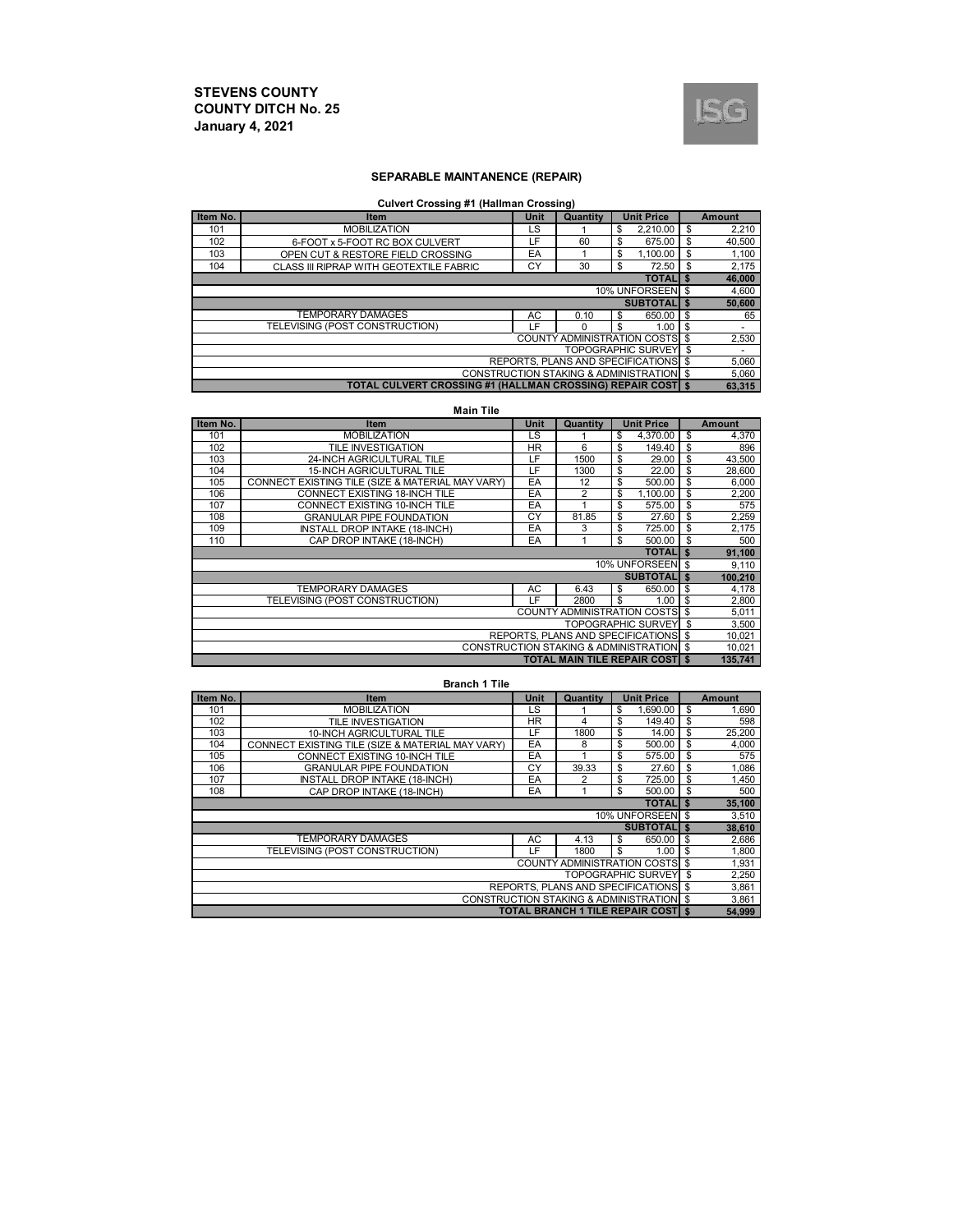**STEVENS COUNTY**
**COUNTY DITCH No. 25**
**January 4, 2021**

## SEPARABLE MAINTANENCE (REPAIR)

### Culvert Crossing #1 (Hallman Crossing)

| Item No. | Item | Unit | Quantity | Unit Price | Amount |
|---|---|---|---|---|---|
| 101 | MOBILIZATION | LS | 1 | $ 2,210.00 | $ 2,210 |
| 102 | 6-FOOT x 5-FOOT RC BOX CULVERT | LF | 60 | $ 675.00 | $ 40,500 |
| 103 | OPEN CUT & RESTORE FIELD CROSSING | EA | 1 | $ 1,100.00 | $ 1,100 |
| 104 | CLASS III RIPRAP WITH GEOTEXTILE FABRIC | CY | 30 | $ 72.50 | $ 2,175 |
| | | | | **TOTAL** | **$ 46,000** |
| | | | | 10% UNFORSEEN | $ 4,600 |
| | | | | **SUBTOTAL** | **$ 50,600** |
| | TEMPORARY DAMAGES | AC | 0.10 | $ 650.00 | $ 65 |
| | TELEVISING (POST CONSTRUCTION) | LF | 0 | $ 1.00 | $ - |
| | | | | COUNTY ADMINISTRATION COSTS | $ 2,530 |
| | | | | TOPOGRAPHIC SURVEY | $ - |
| | | | | REPORTS, PLANS AND SPECIFICATIONS | $ 5,060 |
| | | | | CONSTRUCTION STAKING & ADMINISTRATION | $ 5,060 |
| | | | | **TOTAL CULVERT CROSSING #1 (HALLMAN CROSSING) REPAIR COST** | **$ 63,315** |

### Main Tile

| Item No. | Item | Unit | Quantity | Unit Price | Amount |
|---|---|---|---|---|---|
| 101 | MOBILIZATION | LS | 1 | $ 4,370.00 | $ 4,370 |
| 102 | TILE INVESTIGATION | HR | 6 | $ 149.40 | $ 896 |
| 103 | 24-INCH AGRICULTURAL TILE | LF | 1500 | $ 29.00 | $ 43,500 |
| 104 | 15-INCH AGRICULTURAL TILE | LF | 1300 | $ 22.00 | $ 28,600 |
| 105 | CONNECT EXISTING TILE (SIZE & MATERIAL MAY VARY) | EA | 12 | $ 500.00 | $ 6,000 |
| 106 | CONNECT EXISTING 18-INCH TILE | EA | 2 | $ 1,100.00 | $ 2,200 |
| 107 | CONNECT EXISTING 10-INCH TILE | EA | 1 | $ 575.00 | $ 575 |
| 108 | GRANULAR PIPE FOUNDATION | CY | 81.85 | $ 27.60 | $ 2,259 |
| 109 | INSTALL DROP INTAKE (18-INCH) | EA | 3 | $ 725.00 | $ 2,175 |
| 110 | CAP DROP INTAKE (18-INCH) | EA | 1 | $ 500.00 | $ 500 |
| | | | | **TOTAL** | **$ 91,100** |
| | | | | 10% UNFORSEEN | $ 9,110 |
| | | | | **SUBTOTAL** | **$ 100,210** |
| | TEMPORARY DAMAGES | AC | 6.43 | $ 650.00 | $ 4,178 |
| | TELEVISING (POST CONSTRUCTION) | LF | 2800 | $ 1.00 | $ 2,800 |
| | | | | COUNTY ADMINISTRATION COSTS | $ 5,011 |
| | | | | TOPOGRAPHIC SURVEY | $ 3,500 |
| | | | | REPORTS, PLANS AND SPECIFICATIONS | $ 10,021 |
| | | | | CONSTRUCTION STAKING & ADMINISTRATION | $ 10,021 |
| | | | | **TOTAL MAIN TILE REPAIR COST** | **$ 135,741** |

### Branch 1 Tile

| Item No. | Item | Unit | Quantity | Unit Price | Amount |
|---|---|---|---|---|---|
| 101 | MOBILIZATION | LS | 1 | $ 1,690.00 | $ 1,690 |
| 102 | TILE INVESTIGATION | HR | 4 | $ 149.40 | $ 598 |
| 103 | 10-INCH AGRICULTURAL TILE | LF | 1800 | $ 14.00 | $ 25,200 |
| 104 | CONNECT EXISTING TILE (SIZE & MATERIAL MAY VARY) | EA | 8 | $ 500.00 | $ 4,000 |
| 105 | CONNECT EXISTING 10-INCH TILE | EA | 1 | $ 575.00 | $ 575 |
| 106 | GRANULAR PIPE FOUNDATION | CY | 39.33 | $ 27.60 | $ 1,086 |
| 107 | INSTALL DROP INTAKE (18-INCH) | EA | 2 | $ 725.00 | $ 1,450 |
| 108 | CAP DROP INTAKE (18-INCH) | EA | 1 | $ 500.00 | $ 500 |
| | | | | **TOTAL** | **$ 35,100** |
| | | | | 10% UNFORSEEN | $ 3,510 |
| | | | | **SUBTOTAL** | **$ 38,610** |
| | TEMPORARY DAMAGES | AC | 4.13 | $ 650.00 | $ 2,686 |
| | TELEVISING (POST CONSTRUCTION) | LF | 1800 | $ 1.00 | $ 1,800 |
| | | | | COUNTY ADMINISTRATION COSTS | $ 1,931 |
| | | | | TOPOGRAPHIC SURVEY | $ 2,250 |
| | | | | REPORTS, PLANS AND SPECIFICATIONS | $ 3,861 |
| | | | | CONSTRUCTION STAKING & ADMINISTRATION | $ 3,861 |
| | | | | **TOTAL BRANCH 1 TILE REPAIR COST** | **$ 54,999** |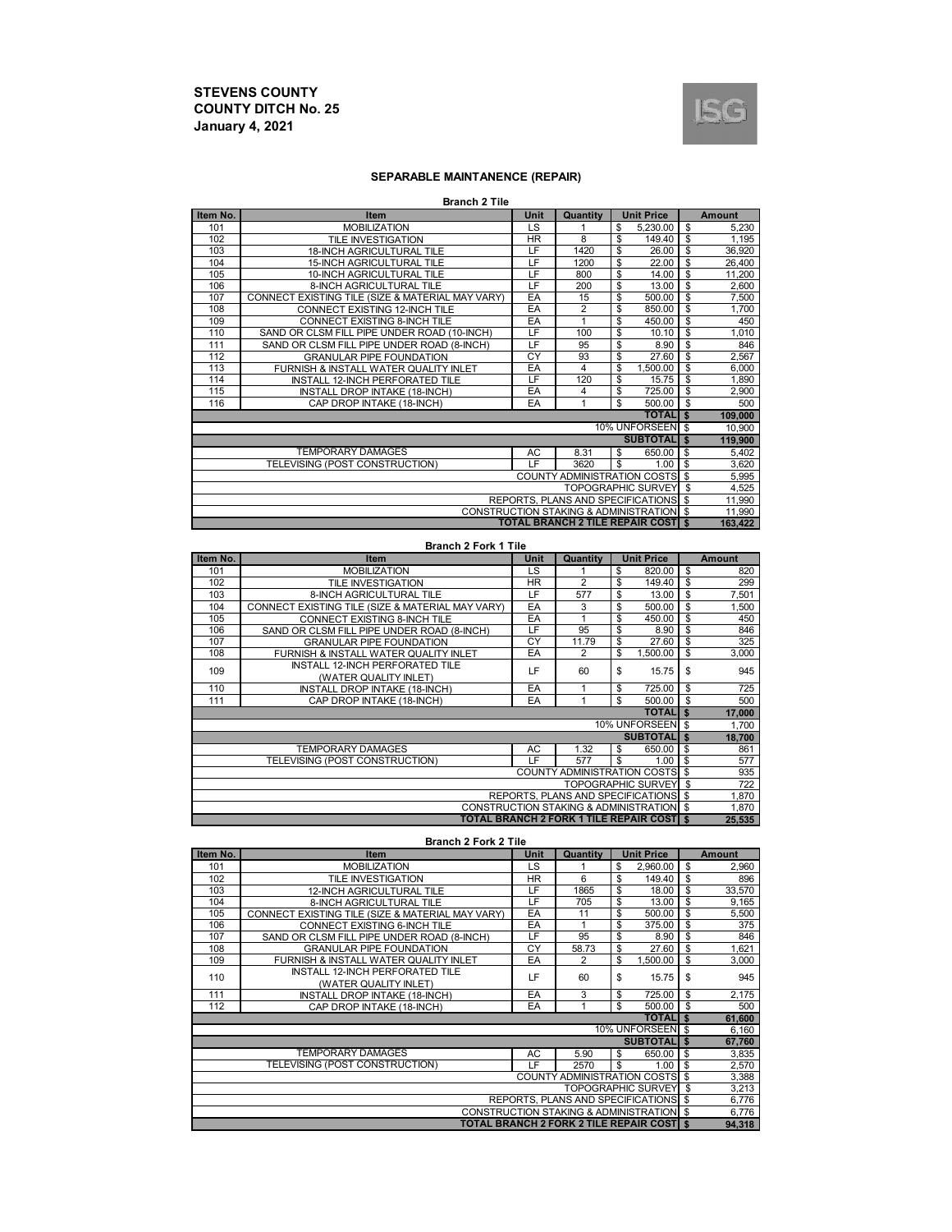**STEVENS COUNTY**
**COUNTY DITCH No. 25**
**January 4, 2021**

## SEPARABLE MAINTANENCE (REPAIR)

### Branch 2 Tile

| Item No. | Item | Unit | Quantity | Unit Price | Amount |
|---|---|---|---|---|---|
| 101 | MOBILIZATION | LS | 1 | $ 5,230.00 | $ 5,230 |
| 102 | TILE INVESTIGATION | HR | 8 | $ 149.40 | $ 1,195 |
| 103 | 18-INCH AGRICULTURAL TILE | LF | 1420 | $ 26.00 | $ 36,920 |
| 104 | 15-INCH AGRICULTURAL TILE | LF | 1200 | $ 22.00 | $ 26,400 |
| 105 | 10-INCH AGRICULTURAL TILE | LF | 800 | $ 14.00 | $ 11,200 |
| 106 | 8-INCH AGRICULTURAL TILE | LF | 200 | $ 13.00 | $ 2,600 |
| 107 | CONNECT EXISTING TILE (SIZE & MATERIAL MAY VARY) | EA | 15 | $ 500.00 | $ 7,500 |
| 108 | CONNECT EXISTING 12-INCH TILE | EA | 2 | $ 850.00 | $ 1,700 |
| 109 | CONNECT EXISTING 8-INCH TILE | EA | 1 | $ 450.00 | $ 450 |
| 110 | SAND OR CLSM FILL PIPE UNDER ROAD (10-INCH) | LF | 100 | $ 10.10 | $ 1,010 |
| 111 | SAND OR CLSM FILL PIPE UNDER ROAD (8-INCH) | LF | 95 | $ 8.90 | $ 846 |
| 112 | GRANULAR PIPE FOUNDATION | CY | 93 | $ 27.60 | $ 2,567 |
| 113 | FURNISH & INSTALL WATER QUALITY INLET | EA | 4 | $ 1,500.00 | $ 6,000 |
| 114 | INSTALL 12-INCH PERFORATED TILE | LF | 120 | $ 15.75 | $ 1,890 |
| 115 | INSTALL DROP INTAKE (18-INCH) | EA | 4 | $ 725.00 | $ 2,900 |
| 116 | CAP DROP INTAKE (18-INCH) | EA | 1 | $ 500.00 | $ 500 |
| | | | | **TOTAL** | **$ 109,000** |
| | | | | 10% UNFORSEEN | $ 10,900 |
| | | | | **SUBTOTAL** | **$ 119,900** |
| | TEMPORARY DAMAGES | AC | 8.31 | $ 650.00 | $ 5,402 |
| | TELEVISING (POST CONSTRUCTION) | LF | 3620 | $ 1.00 | $ 3,620 |
| | | | | COUNTY ADMINISTRATION COSTS | $ 5,995 |
| | | | | TOPOGRAPHIC SURVEY | $ 4,525 |
| | | | | REPORTS, PLANS AND SPECIFICATIONS | $ 11,990 |
| | | | | CONSTRUCTION STAKING & ADMINISTRATION | $ 11,990 |
| | | | | **TOTAL BRANCH 2 TILE REPAIR COST** | **$ 163,422** |

### Branch 2 Fork 1 Tile

| Item No. | Item | Unit | Quantity | Unit Price | Amount |
|---|---|---|---|---|---|
| 101 | MOBILIZATION | LS | 1 | $ 820.00 | $ 820 |
| 102 | TILE INVESTIGATION | HR | 2 | $ 149.40 | $ 299 |
| 103 | 8-INCH AGRICULTURAL TILE | LF | 577 | $ 13.00 | $ 7,501 |
| 104 | CONNECT EXISTING TILE (SIZE & MATERIAL MAY VARY) | EA | 3 | $ 500.00 | $ 1,500 |
| 105 | CONNECT EXISTING 8-INCH TILE | EA | 1 | $ 450.00 | $ 450 |
| 106 | SAND OR CLSM FILL PIPE UNDER ROAD (8-INCH) | LF | 95 | $ 8.90 | $ 846 |
| 107 | GRANULAR PIPE FOUNDATION | CY | 11.79 | $ 27.60 | $ 325 |
| 108 | FURNISH & INSTALL WATER QUALITY INLET | EA | 2 | $ 1,500.00 | $ 3,000 |
| 109 | INSTALL 12-INCH PERFORATED TILE (WATER QUALITY INLET) | LF | 60 | $ 15.75 | $ 945 |
| 110 | INSTALL DROP INTAKE (18-INCH) | EA | 1 | $ 725.00 | $ 725 |
| 111 | CAP DROP INTAKE (18-INCH) | EA | 1 | $ 500.00 | $ 500 |
| | | | | **TOTAL** | **$ 17,000** |
| | | | | 10% UNFORSEEN | $ 1,700 |
| | | | | **SUBTOTAL** | **$ 18,700** |
| | TEMPORARY DAMAGES | AC | 1.32 | $ 650.00 | $ 861 |
| | TELEVISING (POST CONSTRUCTION) | LF | 577 | $ 1.00 | $ 577 |
| | | | | COUNTY ADMINISTRATION COSTS | $ 935 |
| | | | | TOPOGRAPHIC SURVEY | $ 722 |
| | | | | REPORTS, PLANS AND SPECIFICATIONS | $ 1,870 |
| | | | | CONSTRUCTION STAKING & ADMINISTRATION | $ 1,870 |
| | | | | **TOTAL BRANCH 2 FORK 1 TILE REPAIR COST** | **$ 25,535** |

### Branch 2 Fork 2 Tile

| Item No. | Item | Unit | Quantity | Unit Price | Amount |
|---|---|---|---|---|---|
| 101 | MOBILIZATION | LS | 1 | $ 2,960.00 | $ 2,960 |
| 102 | TILE INVESTIGATION | HR | 6 | $ 149.40 | $ 896 |
| 103 | 12-INCH AGRICULTURAL TILE | LF | 1865 | $ 18.00 | $ 33,570 |
| 104 | 8-INCH AGRICULTURAL TILE | LF | 705 | $ 13.00 | $ 9,165 |
| 105 | CONNECT EXISTING TILE (SIZE & MATERIAL MAY VARY) | EA | 11 | $ 500.00 | $ 5,500 |
| 106 | CONNECT EXISTING 6-INCH TILE | EA | 1 | $ 375.00 | $ 375 |
| 107 | SAND OR CLSM FILL PIPE UNDER ROAD (8-INCH) | LF | 95 | $ 8.90 | $ 846 |
| 108 | GRANULAR PIPE FOUNDATION | CY | 58.73 | $ 27.60 | $ 1,621 |
| 109 | FURNISH & INSTALL WATER QUALITY INLET | EA | 2 | $ 1,500.00 | $ 3,000 |
| 110 | INSTALL 12-INCH PERFORATED TILE (WATER QUALITY INLET) | LF | 60 | $ 15.75 | $ 945 |
| 111 | INSTALL DROP INTAKE (18-INCH) | EA | 3 | $ 725.00 | $ 2,175 |
| 112 | CAP DROP INTAKE (18-INCH) | EA | 1 | $ 500.00 | $ 500 |
| | | | | **TOTAL** | **$ 61,600** |
| | | | | 10% UNFORSEEN | $ 6,160 |
| | | | | **SUBTOTAL** | **$ 67,760** |
| | TEMPORARY DAMAGES | AC | 5.90 | $ 650.00 | $ 3,835 |
| | TELEVISING (POST CONSTRUCTION) | LF | 2570 | $ 1.00 | $ 2,570 |
| | | | | COUNTY ADMINISTRATION COSTS | $ 3,388 |
| | | | | TOPOGRAPHIC SURVEY | $ 3,213 |
| | | | | REPORTS, PLANS AND SPECIFICATIONS | $ 6,776 |
| | | | | CONSTRUCTION STAKING & ADMINISTRATION | $ 6,776 |
| | | | | **TOTAL BRANCH 2 FORK 2 TILE REPAIR COST** | **$ 94,318** |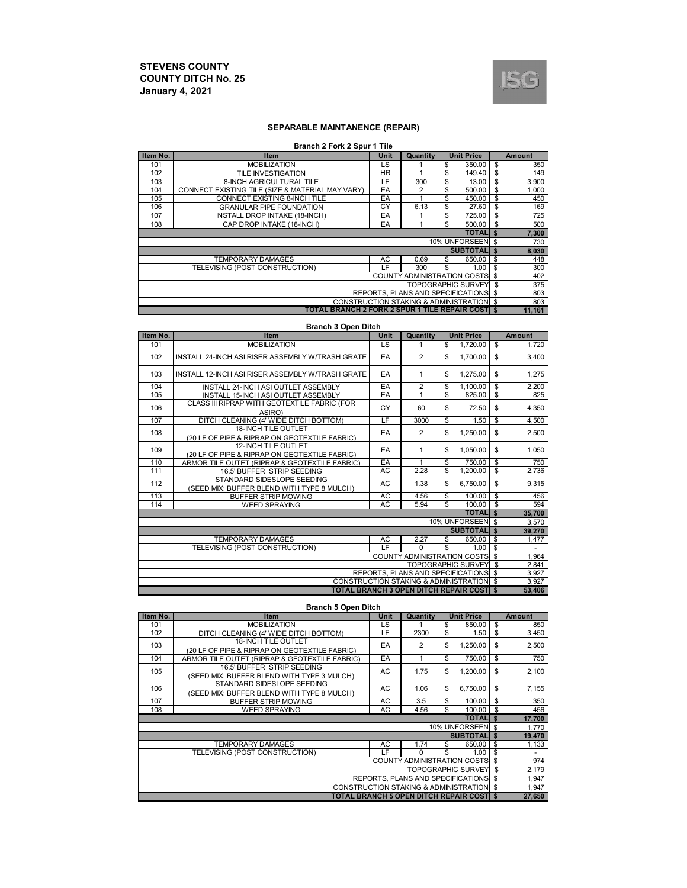**STEVENS COUNTY**
**COUNTY DITCH No. 25**
**January 4, 2021**

## SEPARABLE MAINTANENCE (REPAIR)

### Branch 2 Fork 2 Spur 1 Tile

| Item No. | Item | Unit | Quantity | Unit Price | Amount |
|---|---|---|---|---|---|
| 101 | MOBILIZATION | LS | 1 | $ 350.00 | $ 350 |
| 102 | TILE INVESTIGATION | HR | 1 | $ 149.40 | $ 149 |
| 103 | 8-INCH AGRICULTURAL TILE | LF | 300 | $ 13.00 | $ 3,900 |
| 104 | CONNECT EXISTING TILE (SIZE & MATERIAL MAY VARY) | EA | 2 | $ 500.00 | $ 1,000 |
| 105 | CONNECT EXISTING 8-INCH TILE | EA | 1 | $ 450.00 | $ 450 |
| 106 | GRANULAR PIPE FOUNDATION | CY | 6.13 | $ 27.60 | $ 169 |
| 107 | INSTALL DROP INTAKE (18-INCH) | EA | 1 | $ 725.00 | $ 725 |
| 108 | CAP DROP INTAKE (18-INCH) | EA | 1 | $ 500.00 | $ 500 |
| | | | | **TOTAL** | **$ 7,300** |
| | | | | 10% UNFORSEEN | $ 730 |
| | | | | **SUBTOTAL** | **$ 8,030** |
| | TEMPORARY DAMAGES | AC | 0.69 | $ 650.00 | $ 448 |
| | TELEVISING (POST CONSTRUCTION) | LF | 300 | $ 1.00 | $ 300 |
| | | | | COUNTY ADMINISTRATION COSTS | $ 402 |
| | | | | TOPOGRAPHIC SURVEY | $ 375 |
| | | | | REPORTS, PLANS AND SPECIFICATIONS | $ 803 |
| | | | | CONSTRUCTION STAKING & ADMINISTRATION | $ 803 |
| | | | | **TOTAL BRANCH 2 FORK 2 SPUR 1 TILE REPAIR COST** | **$ 11,161** |

### Branch 3 Open Ditch

| Item No. | Item | Unit | Quantity | Unit Price | Amount |
|---|---|---|---|---|---|
| 101 | MOBILIZATION | LS | 1 | $ 1,720.00 | $ 1,720 |
| 102 | INSTALL 24-INCH ASI RISER ASSEMBLY W/TRASH GRATE | EA | 2 | $ 1,700.00 | $ 3,400 |
| 103 | INSTALL 12-INCH ASI RISER ASSEMBLY W/TRASH GRATE | EA | 1 | $ 1,275.00 | $ 1,275 |
| 104 | INSTALL 24-INCH ASI OUTLET ASSEMBLY | EA | 2 | $ 1,100.00 | $ 2,200 |
| 105 | INSTALL 15-INCH ASI OUTLET ASSEMBLY | EA | 1 | $ 825.00 | $ 825 |
| 106 | CLASS III RIPRAP WITH GEOTEXTILE FABRIC (FOR ASIRO) | CY | 60 | $ 72.50 | $ 4,350 |
| 107 | DITCH CLEANING (4' WIDE DITCH BOTTOM) | LF | 3000 | $ 1.50 | $ 4,500 |
| 108 | 18-INCH TILE OUTLET (20 LF OF PIPE & RIPRAP ON GEOTEXTILE FABRIC) | EA | 2 | $ 1,250.00 | $ 2,500 |
| 109 | 12-INCH TILE OUTLET (20 LF OF PIPE & RIPRAP ON GEOTEXTILE FABRIC) | EA | 1 | $ 1,050.00 | $ 1,050 |
| 110 | ARMOR TILE OUTET (RIPRAP & GEOTEXTILE FABRIC) | EA | 1 | $ 750.00 | $ 750 |
| 111 | 16.5' BUFFER STRIP SEEDING | AC | 2.28 | $ 1,200.00 | $ 2,736 |
| 112 | STANDARD SIDESLOPE SEEDING (SEED MIX: BUFFER BLEND WITH TYPE 8 MULCH) | AC | 1.38 | $ 6,750.00 | $ 9,315 |
| 113 | BUFFER STRIP MOWING | AC | 4.56 | $ 100.00 | $ 456 |
| 114 | WEED SPRAYING | AC | 5.94 | $ 100.00 | $ 594 |
| | | | | **TOTAL** | **$ 35,700** |
| | | | | 10% UNFORSEEN | $ 3,570 |
| | | | | **SUBTOTAL** | **$ 39,270** |
| | TEMPORARY DAMAGES | AC | 2.27 | $ 650.00 | $ 1,477 |
| | TELEVISING (POST CONSTRUCTION) | LF | 0 | $ 1.00 | $ - |
| | | | | COUNTY ADMINISTRATION COSTS | $ 1,964 |
| | | | | TOPOGRAPHIC SURVEY | $ 2,841 |
| | | | | REPORTS, PLANS AND SPECIFICATIONS | $ 3,927 |
| | | | | CONSTRUCTION STAKING & ADMINISTRATION | $ 3,927 |
| | | | | **TOTAL BRANCH 3 OPEN DITCH REPAIR COST** | **$ 53,406** |

### Branch 5 Open Ditch

| Item No. | Item | Unit | Quantity | Unit Price | Amount |
|---|---|---|---|---|---|
| 101 | MOBILIZATION | LS | 1 | $ 850.00 | $ 850 |
| 102 | DITCH CLEANING (4' WIDE DITCH BOTTOM) | LF | 2300 | $ 1.50 | $ 3,450 |
| 103 | 18-INCH TILE OUTLET (20 LF OF PIPE & RIPRAP ON GEOTEXTILE FABRIC) | EA | 2 | $ 1,250.00 | $ 2,500 |
| 104 | ARMOR TILE OUTET (RIPRAP & GEOTEXTILE FABRIC) | EA | 1 | $ 750.00 | $ 750 |
| 105 | 16.5' BUFFER STRIP SEEDING (SEED MIX: BUFFER BLEND WITH TYPE 3 MULCH) | AC | 1.75 | $ 1,200.00 | $ 2,100 |
| 106 | STANDARD SIDESLOPE SEEDING (SEED MIX: BUFFER BLEND WITH TYPE 8 MULCH) | AC | 1.06 | $ 6,750.00 | $ 7,155 |
| 107 | BUFFER STRIP MOWING | AC | 3.5 | $ 100.00 | $ 350 |
| 108 | WEED SPRAYING | AC | 4.56 | $ 100.00 | $ 456 |
| | | | | **TOTAL** | **$ 17,700** |
| | | | | 10% UNFORSEEN | $ 1,770 |
| | | | | **SUBTOTAL** | **$ 19,470** |
| | TEMPORARY DAMAGES | AC | 1.74 | $ 650.00 | $ 1,133 |
| | TELEVISING (POST CONSTRUCTION) | LF | 0 | $ 1.00 | $ - |
| | | | | COUNTY ADMINISTRATION COSTS | $ 974 |
| | | | | TOPOGRAPHIC SURVEY | $ 2,179 |
| | | | | REPORTS, PLANS AND SPECIFICATIONS | $ 1,947 |
| | | | | CONSTRUCTION STAKING & ADMINISTRATION | $ 1,947 |
| | | | | **TOTAL BRANCH 5 OPEN DITCH REPAIR COST** | **$ 27,650** |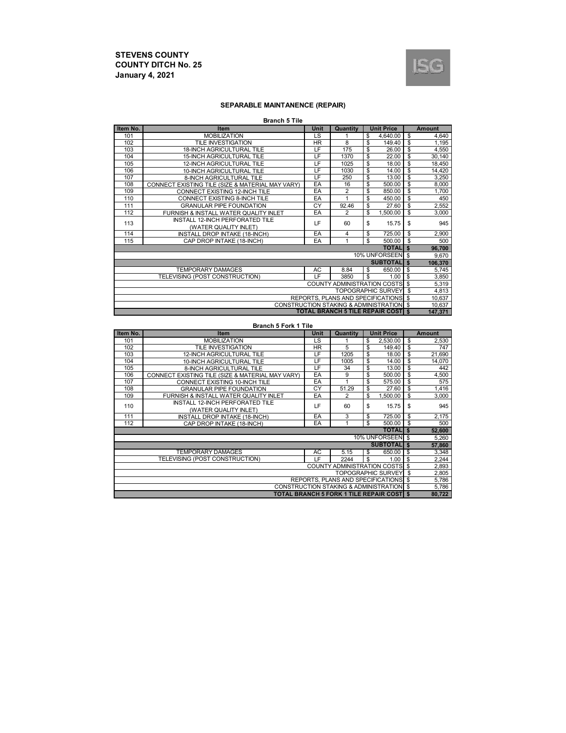**STEVENS COUNTY**
**COUNTY DITCH No. 25**
**January 4, 2021**

## SEPARABLE MAINTANENCE (REPAIR)

### Branch 5 Tile

| Item No. | Item | Unit | Quantity | Unit Price | Amount |
|---|---|---|---|---|---|
| 101 | MOBILIZATION | LS | 1 | $ 4,640.00 | $ 4,640 |
| 102 | TILE INVESTIGATION | HR | 8 | $ 149.40 | $ 1,195 |
| 103 | 18-INCH AGRICULTURAL TILE | LF | 175 | $ 26.00 | $ 4,550 |
| 104 | 15-INCH AGRICULTURAL TILE | LF | 1370 | $ 22.00 | $ 30,140 |
| 105 | 12-INCH AGRICULTURAL TILE | LF | 1025 | $ 18.00 | $ 18,450 |
| 106 | 10-INCH AGRICULTURAL TILE | LF | 1030 | $ 14.00 | $ 14,420 |
| 107 | 8-INCH AGRICULTURAL TILE | LF | 250 | $ 13.00 | $ 3,250 |
| 108 | CONNECT EXISTING TILE (SIZE & MATERIAL MAY VARY) | EA | 16 | $ 500.00 | $ 8,000 |
| 109 | CONNECT EXISTING 12-INCH TILE | EA | 2 | $ 850.00 | $ 1,700 |
| 110 | CONNECT EXISTING 8-INCH TILE | EA | 1 | $ 450.00 | $ 450 |
| 111 | GRANULAR PIPE FOUNDATION | CY | 92.46 | $ 27.60 | $ 2,552 |
| 112 | FURNISH & INSTALL WATER QUALITY INLET | EA | 2 | $ 1,500.00 | $ 3,000 |
| 113 | INSTALL 12-INCH PERFORATED TILE (WATER QUALITY INLET) | LF | 60 | $ 15.75 | $ 945 |
| 114 | INSTALL DROP INTAKE (18-INCH) | EA | 4 | $ 725.00 | $ 2,900 |
| 115 | CAP DROP INTAKE (18-INCH) | EA | 1 | $ 500.00 | $ 500 |
| | | | | **TOTAL** | **$ 96,700** |
| | | | | 10% UNFORSEEN | $ 9,670 |
| | | | | **SUBTOTAL** | **$ 106,370** |
| | TEMPORARY DAMAGES | AC | 8.84 | $ 650.00 | $ 5,745 |
| | TELEVISING (POST CONSTRUCTION) | LF | 3850 | $ 1.00 | $ 3,850 |
| | | | | COUNTY ADMINISTRATION COSTS | $ 5,319 |
| | | | | TOPOGRAPHIC SURVEY | $ 4,813 |
| | | | | REPORTS, PLANS AND SPECIFICATIONS | $ 10,637 |
| | | | | CONSTRUCTION STAKING & ADMINISTRATION | $ 10,637 |
| | | | | **TOTAL BRANCH 5 TILE REPAIR COST** | **$ 147,371** |

### Branch 5 Fork 1 Tile

| Item No. | Item | Unit | Quantity | Unit Price | Amount |
|---|---|---|---|---|---|
| 101 | MOBILIZATION | LS | 1 | $ 2,530.00 | $ 2,530 |
| 102 | TILE INVESTIGATION | HR | 5 | $ 149.40 | $ 747 |
| 103 | 12-INCH AGRICULTURAL TILE | LF | 1205 | $ 18.00 | $ 21,690 |
| 104 | 10-INCH AGRICULTURAL TILE | LF | 1005 | $ 14.00 | $ 14,070 |
| 105 | 8-INCH AGRICULTURAL TILE | LF | 34 | $ 13.00 | $ 442 |
| 106 | CONNECT EXISTING TILE (SIZE & MATERIAL MAY VARY) | EA | 9 | $ 500.00 | $ 4,500 |
| 107 | CONNECT EXISTING 10-INCH TILE | EA | 1 | $ 575.00 | $ 575 |
| 108 | GRANULAR PIPE FOUNDATION | CY | 51.29 | $ 27.60 | $ 1,416 |
| 109 | FURNISH & INSTALL WATER QUALITY INLET | EA | 2 | $ 1,500.00 | $ 3,000 |
| 110 | INSTALL 12-INCH PERFORATED TILE (WATER QUALITY INLET) | LF | 60 | $ 15.75 | $ 945 |
| 111 | INSTALL DROP INTAKE (18-INCH) | EA | 3 | $ 725.00 | $ 2,175 |
| 112 | CAP DROP INTAKE (18-INCH) | EA | 1 | $ 500.00 | $ 500 |
| | | | | **TOTAL** | **$ 52,600** |
| | | | | 10% UNFORSEEN | $ 5,260 |
| | | | | **SUBTOTAL** | **$ 57,860** |
| | TEMPORARY DAMAGES | AC | 5.15 | $ 650.00 | $ 3,348 |
| | TELEVISING (POST CONSTRUCTION) | LF | 2244 | $ 1.00 | $ 2,244 |
| | | | | COUNTY ADMINISTRATION COSTS | $ 2,893 |
| | | | | TOPOGRAPHIC SURVEY | $ 2,805 |
| | | | | REPORTS, PLANS AND SPECIFICATIONS | $ 5,786 |
| | | | | CONSTRUCTION STAKING & ADMINISTRATION | $ 5,786 |
| | | | | **TOTAL BRANCH 5 FORK 1 TILE REPAIR COST** | **$ 80,722** |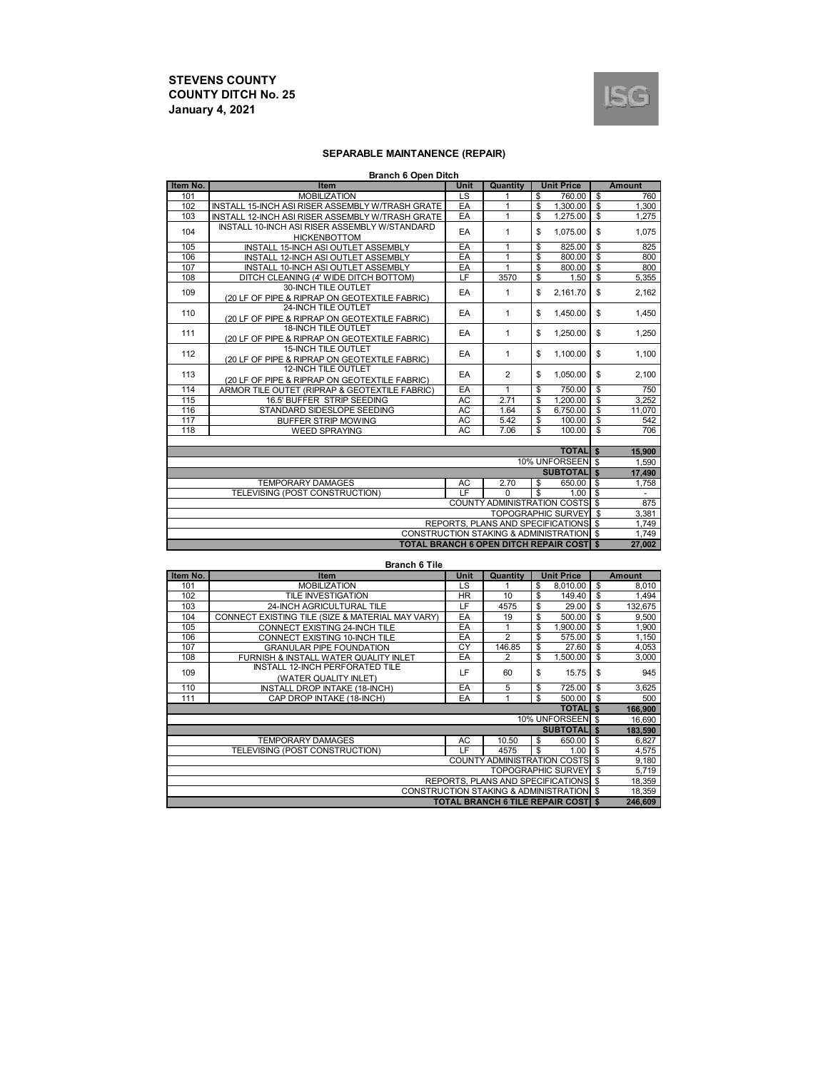**STEVENS COUNTY**
**COUNTY DITCH No. 25**
**January 4, 2021**

## SEPARABLE MAINTANENCE (REPAIR)

### Branch 6 Open Ditch

| Item No. | Item | Unit | Quantity | Unit Price | Amount |
|---|---|---|---|---|---|
| 101 | MOBILIZATION | LS | 1 | $ 760.00 | $ 760 |
| 102 | INSTALL 15-INCH ASI RISER ASSEMBLY W/TRASH GRATE | EA | 1 | $ 1,300.00 | $ 1,300 |
| 103 | INSTALL 12-INCH ASI RISER ASSEMBLY W/TRASH GRATE | EA | 1 | $ 1,275.00 | $ 1,275 |
| 104 | INSTALL 10-INCH ASI RISER ASSEMBLY W/STANDARD HICKENBOTTOM | EA | 1 | $ 1,075.00 | $ 1,075 |
| 105 | INSTALL 15-INCH ASI OUTLET ASSEMBLY | EA | 1 | $ 825.00 | $ 825 |
| 106 | INSTALL 12-INCH ASI OUTLET ASSEMBLY | EA | 1 | $ 800.00 | $ 800 |
| 107 | INSTALL 10-INCH ASI OUTLET ASSEMBLY | EA | 1 | $ 800.00 | $ 800 |
| 108 | DITCH CLEANING (4' WIDE DITCH BOTTOM) | LF | 3570 | $ 1.50 | $ 5,355 |
| 109 | 30-INCH TILE OUTLET (20 LF OF PIPE & RIPRAP ON GEOTEXTILE FABRIC) | EA | 1 | $ 2,161.70 | $ 2,162 |
| 110 | 24-INCH TILE OUTLET (20 LF OF PIPE & RIPRAP ON GEOTEXTILE FABRIC) | EA | 1 | $ 1,450.00 | $ 1,450 |
| 111 | 18-INCH TILE OUTLET (20 LF OF PIPE & RIPRAP ON GEOTEXTILE FABRIC) | EA | 1 | $ 1,250.00 | $ 1,250 |
| 112 | 15-INCH TILE OUTLET (20 LF OF PIPE & RIPRAP ON GEOTEXTILE FABRIC) | EA | 1 | $ 1,100.00 | $ 1,100 |
| 113 | 12-INCH TILE OUTLET (20 LF OF PIPE & RIPRAP ON GEOTEXTILE FABRIC) | EA | 2 | $ 1,050.00 | $ 2,100 |
| 114 | ARMOR TILE OUTET (RIPRAP & GEOTEXTILE FABRIC) | EA | 1 | $ 750.00 | $ 750 |
| 115 | 16.5' BUFFER STRIP SEEDING | AC | 2.71 | $ 1,200.00 | $ 3,252 |
| 116 | STANDARD SIDESLOPE SEEDING | AC | 1.64 | $ 6,750.00 | $ 11,070 |
| 117 | BUFFER STRIP MOWING | AC | 5.42 | $ 100.00 | $ 542 |
| 118 | WEED SPRAYING | AC | 7.06 | $ 100.00 | $ 706 |
| | | | | **TOTAL** | **$ 15,900** |
| | | | | 10% UNFORSEEN | $ 1,590 |
| | | | | **SUBTOTAL** | **$ 17,490** |
| | TEMPORARY DAMAGES | AC | 2.70 | $ 650.00 | $ 1,758 |
| | TELEVISING (POST CONSTRUCTION) | LF | 0 | $ 1.00 | $ - |
| | | | | COUNTY ADMINISTRATION COSTS | $ 875 |
| | | | | TOPOGRAPHIC SURVEY | $ 3,381 |
| | | | | REPORTS, PLANS AND SPECIFICATIONS | $ 1,749 |
| | | | | CONSTRUCTION STAKING & ADMINISTRATION | $ 1,749 |
| | | | | **TOTAL BRANCH 6 OPEN DITCH REPAIR COST** | **$ 27,002** |

### Branch 6 Tile

| Item No. | Item | Unit | Quantity | Unit Price | Amount |
|---|---|---|---|---|---|
| 101 | MOBILIZATION | LS | 1 | $ 8,010.00 | $ 8,010 |
| 102 | TILE INVESTIGATION | HR | 10 | $ 149.40 | $ 1,494 |
| 103 | 24-INCH AGRICULTURAL TILE | LF | 4575 | $ 29.00 | $ 132,675 |
| 104 | CONNECT EXISTING TILE (SIZE & MATERIAL MAY VARY) | EA | 19 | $ 500.00 | $ 9,500 |
| 105 | CONNECT EXISTING 24-INCH TILE | EA | 1 | $ 1,900.00 | $ 1,900 |
| 106 | CONNECT EXISTING 10-INCH TILE | EA | 2 | $ 575.00 | $ 1,150 |
| 107 | GRANULAR PIPE FOUNDATION | CY | 146.85 | $ 27.60 | $ 4,053 |
| 108 | FURNISH & INSTALL WATER QUALITY INLET | EA | 2 | $ 1,500.00 | $ 3,000 |
| 109 | INSTALL 12-INCH PERFORATED TILE (WATER QUALITY INLET) | LF | 60 | $ 15.75 | $ 945 |
| 110 | INSTALL DROP INTAKE (18-INCH) | EA | 5 | $ 725.00 | $ 3,625 |
| 111 | CAP DROP INTAKE (18-INCH) | EA | 1 | $ 500.00 | $ 500 |
| | | | | **TOTAL** | **$ 166,900** |
| | | | | 10% UNFORSEEN | $ 16,690 |
| | | | | **SUBTOTAL** | **$ 183,590** |
| | TEMPORARY DAMAGES | AC | 10.50 | $ 650.00 | $ 6,827 |
| | TELEVISING (POST CONSTRUCTION) | LF | 4575 | $ 1.00 | $ 4,575 |
| | | | | COUNTY ADMINISTRATION COSTS | $ 9,180 |
| | | | | TOPOGRAPHIC SURVEY | $ 5,719 |
| | | | | REPORTS, PLANS AND SPECIFICATIONS | $ 18,359 |
| | | | | CONSTRUCTION STAKING & ADMINISTRATION | $ 18,359 |
| | | | | **TOTAL BRANCH 6 TILE REPAIR COST** | **$ 246,609** |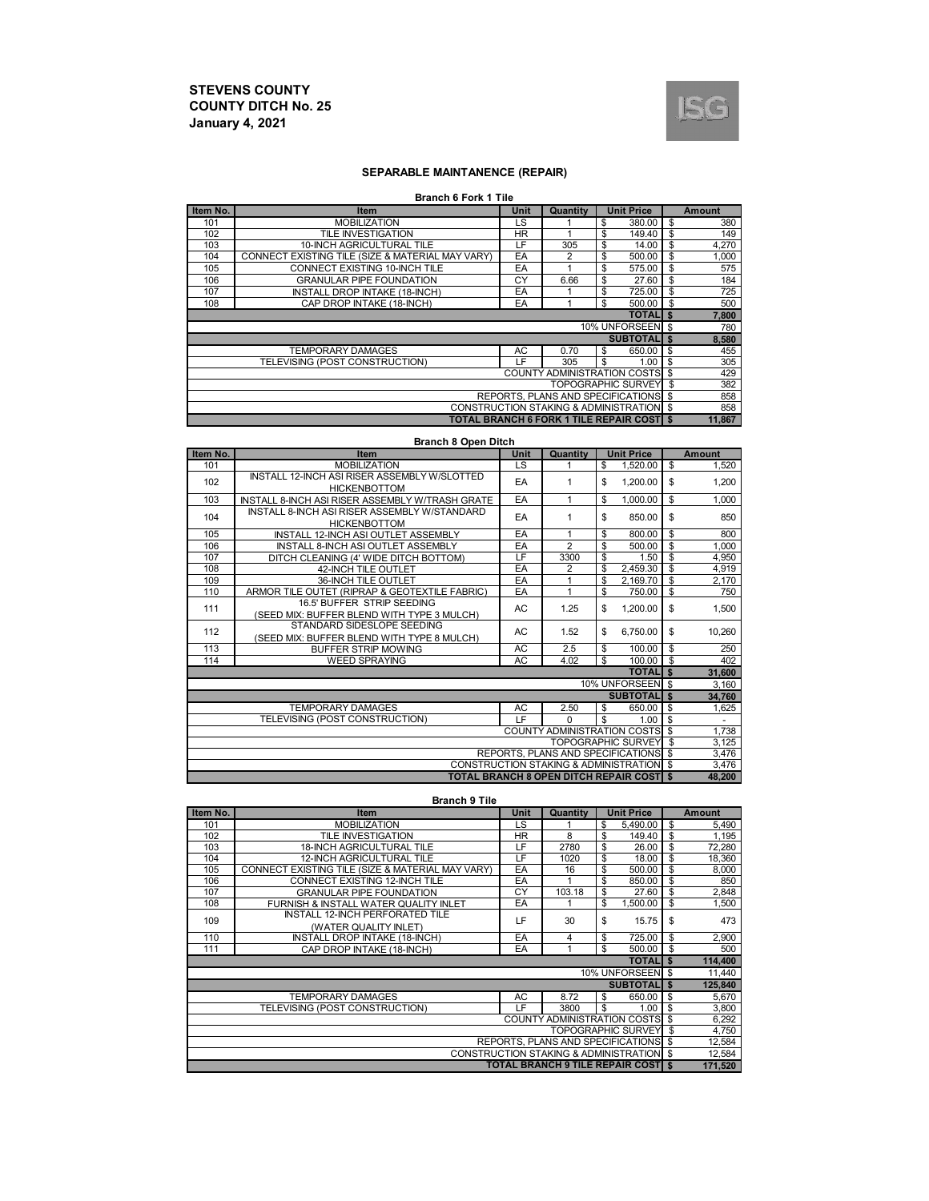**STEVENS COUNTY**
**COUNTY DITCH No. 25**
**January 4, 2021**

## SEPARABLE MAINTANENCE (REPAIR)

### Branch 6 Fork 1 Tile

| Item No. | Item | Unit | Quantity | Unit Price | Amount |
|---|---|---|---|---|---|
| 101 | MOBILIZATION | LS | 1 | $ 380.00 | $ 380 |
| 102 | TILE INVESTIGATION | HR | 1 | $ 149.40 | $ 149 |
| 103 | 10-INCH AGRICULTURAL TILE | LF | 305 | $ 14.00 | $ 4,270 |
| 104 | CONNECT EXISTING TILE (SIZE & MATERIAL MAY VARY) | EA | 2 | $ 500.00 | $ 1,000 |
| 105 | CONNECT EXISTING 10-INCH TILE | EA | 1 | $ 575.00 | $ 575 |
| 106 | GRANULAR PIPE FOUNDATION | CY | 6.66 | $ 27.60 | $ 184 |
| 107 | INSTALL DROP INTAKE (18-INCH) | EA | 1 | $ 725.00 | $ 725 |
| 108 | CAP DROP INTAKE (18-INCH) | EA | 1 | $ 500.00 | $ 500 |
| | **TOTAL** | | | | **$ 7,800** |
| | 10% UNFORSEEN | | | | $ 780 |
| | **SUBTOTAL** | | | | **$ 8,580** |
| | TEMPORARY DAMAGES | AC | 0.70 | $ 650.00 | $ 455 |
| | TELEVISING (POST CONSTRUCTION) | LF | 305 | $ 1.00 | $ 305 |
| | COUNTY ADMINISTRATION COSTS | | | | $ 429 |
| | TOPOGRAPHIC SURVEY | | | | $ 382 |
| | REPORTS, PLANS AND SPECIFICATIONS | | | | $ 858 |
| | CONSTRUCTION STAKING & ADMINISTRATION | | | | $ 858 |
| | **TOTAL BRANCH 6 FORK 1 TILE REPAIR COST** | | | | **$ 11,867** |

### Branch 8 Open Ditch

| Item No. | Item | Unit | Quantity | Unit Price | Amount |
|---|---|---|---|---|---|
| 101 | MOBILIZATION | LS | 1 | $ 1,520.00 | $ 1,520 |
| 102 | INSTALL 12-INCH ASI RISER ASSEMBLY W/SLOTTED HICKENBOTTOM | EA | 1 | $ 1,200.00 | $ 1,200 |
| 103 | INSTALL 8-INCH ASI RISER ASSEMBLY W/TRASH GRATE | EA | 1 | $ 1,000.00 | $ 1,000 |
| 104 | INSTALL 8-INCH ASI RISER ASSEMBLY W/STANDARD HICKENBOTTOM | EA | 1 | $ 850.00 | $ 850 |
| 105 | INSTALL 12-INCH ASI OUTLET ASSEMBLY | EA | 1 | $ 800.00 | $ 800 |
| 106 | INSTALL 8-INCH ASI OUTLET ASSEMBLY | EA | 2 | $ 500.00 | $ 1,000 |
| 107 | DITCH CLEANING (4' WIDE DITCH BOTTOM) | LF | 3300 | $ 1.50 | $ 4,950 |
| 108 | 42-INCH TILE OUTLET | EA | 2 | $ 2,459.30 | $ 4,919 |
| 109 | 36-INCH TILE OUTLET | EA | 1 | $ 2,169.70 | $ 2,170 |
| 110 | ARMOR TILE OUTET (RIPRAP & GEOTEXTILE FABRIC) | EA | 1 | $ 750.00 | $ 750 |
| 111 | 16.5' BUFFER STRIP SEEDING (SEED MIX: BUFFER BLEND WITH TYPE 3 MULCH) | AC | 1.25 | $ 1,200.00 | $ 1,500 |
| 112 | STANDARD SIDESLOPE SEEDING (SEED MIX: BUFFER BLEND WITH TYPE 8 MULCH) | AC | 1.52 | $ 6,750.00 | $ 10,260 |
| 113 | BUFFER STRIP MOWING | AC | 2.5 | $ 100.00 | $ 250 |
| 114 | WEED SPRAYING | AC | 4.02 | $ 100.00 | $ 402 |
| | **TOTAL** | | | | **$ 31,600** |
| | 10% UNFORSEEN | | | | $ 3,160 |
| | **SUBTOTAL** | | | | **$ 34,760** |
| | TEMPORARY DAMAGES | AC | 2.50 | $ 650.00 | $ 1,625 |
| | TELEVISING (POST CONSTRUCTION) | LF | 0 | $ 1.00 | $ - |
| | COUNTY ADMINISTRATION COSTS | | | | $ 1,738 |
| | TOPOGRAPHIC SURVEY | | | | $ 3,125 |
| | REPORTS, PLANS AND SPECIFICATIONS | | | | $ 3,476 |
| | CONSTRUCTION STAKING & ADMINISTRATION | | | | $ 3,476 |
| | **TOTAL BRANCH 8 OPEN DITCH REPAIR COST** | | | | **$ 48,200** |

### Branch 9 Tile

| Item No. | Item | Unit | Quantity | Unit Price | Amount |
|---|---|---|---|---|---|
| 101 | MOBILIZATION | LS | 1 | $ 5,490.00 | $ 5,490 |
| 102 | TILE INVESTIGATION | HR | 8 | $ 149.40 | $ 1,195 |
| 103 | 18-INCH AGRICULTURAL TILE | LF | 2780 | $ 26.00 | $ 72,280 |
| 104 | 12-INCH AGRICULTURAL TILE | LF | 1020 | $ 18.00 | $ 18,360 |
| 105 | CONNECT EXISTING TILE (SIZE & MATERIAL MAY VARY) | EA | 16 | $ 500.00 | $ 8,000 |
| 106 | CONNECT EXISTING 12-INCH TILE | EA | 1 | $ 850.00 | $ 850 |
| 107 | GRANULAR PIPE FOUNDATION | CY | 103.18 | $ 27.60 | $ 2,848 |
| 108 | FURNISH & INSTALL WATER QUALITY INLET | EA | 1 | $ 1,500.00 | $ 1,500 |
| 109 | INSTALL 12-INCH PERFORATED TILE (WATER QUALITY INLET) | LF | 30 | $ 15.75 | $ 473 |
| 110 | INSTALL DROP INTAKE (18-INCH) | EA | 4 | $ 725.00 | $ 2,900 |
| 111 | CAP DROP INTAKE (18-INCH) | EA | 1 | $ 500.00 | $ 500 |
| | **TOTAL** | | | | **$ 114,400** |
| | 10% UNFORSEEN | | | | $ 11,440 |
| | **SUBTOTAL** | | | | **$ 125,840** |
| | TEMPORARY DAMAGES | AC | 8.72 | $ 650.00 | $ 5,670 |
| | TELEVISING (POST CONSTRUCTION) | LF | 3800 | $ 1.00 | $ 3,800 |
| | COUNTY ADMINISTRATION COSTS | | | | $ 6,292 |
| | TOPOGRAPHIC SURVEY | | | | $ 4,750 |
| | REPORTS, PLANS AND SPECIFICATIONS | | | | $ 12,584 |
| | CONSTRUCTION STAKING & ADMINISTRATION | | | | $ 12,584 |
| | **TOTAL BRANCH 9 TILE REPAIR COST** | | | | **$ 171,520** |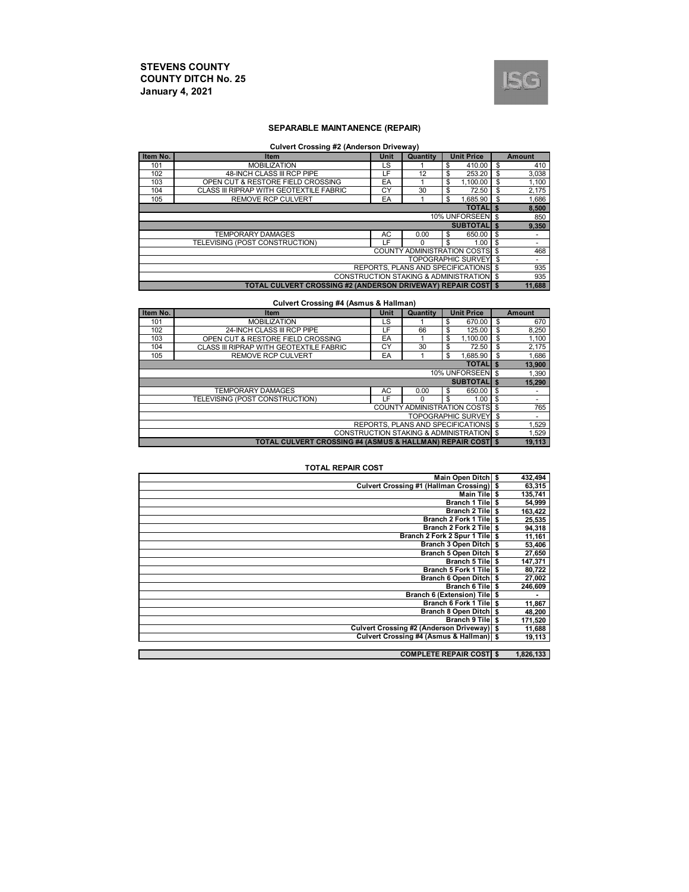**STEVENS COUNTY**
**COUNTY DITCH No. 25**
**January 4, 2021**

## SEPARABLE MAINTANENCE (REPAIR)

### Culvert Crossing #2 (Anderson Driveway)

| Item No. | Item | Unit | Quantity | Unit Price | Amount |
|---|---|---|---|---|---|
| 101 | MOBILIZATION | LS | 1 | $ 410.00 | $ 410 |
| 102 | 48-INCH CLASS III RCP PIPE | LF | 12 | $ 253.20 | $ 3,038 |
| 103 | OPEN CUT & RESTORE FIELD CROSSING | EA | 1 | $ 1,100.00 | $ 1,100 |
| 104 | CLASS III RIPRAP WITH GEOTEXTILE FABRIC | CY | 30 | $ 72.50 | $ 2,175 |
| 105 | REMOVE RCP CULVERT | EA | 1 | $ 1,685.90 | $ 1,686 |
| | | | | **TOTAL** | **$ 8,500** |
| | | | | 10% UNFORSEEN | $ 850 |
| | | | | **SUBTOTAL** | **$ 9,350** |
| | TEMPORARY DAMAGES | AC | 0.00 | $ 650.00 | $ - |
| | TELEVISING (POST CONSTRUCTION) | LF | 0 | $ 1.00 | $ - |
| | | | | COUNTY ADMINISTRATION COSTS | $ 468 |
| | | | | TOPOGRAPHIC SURVEY | $ - |
| | | | | REPORTS, PLANS AND SPECIFICATIONS | $ 935 |
| | | | | CONSTRUCTION STAKING & ADMINISTRATION | $ 935 |
| | | | | **TOTAL CULVERT CROSSING #2 (ANDERSON DRIVEWAY) REPAIR COST** | **$ 11,688** |

### Culvert Crossing #4 (Asmus & Hallman)

| Item No. | Item | Unit | Quantity | Unit Price | Amount |
|---|---|---|---|---|---|
| 101 | MOBILIZATION | LS | 1 | $ 670.00 | $ 670 |
| 102 | 24-INCH CLASS III RCP PIPE | LF | 66 | $ 125.00 | $ 8,250 |
| 103 | OPEN CUT & RESTORE FIELD CROSSING | EA | 1 | $ 1,100.00 | $ 1,100 |
| 104 | CLASS III RIPRAP WITH GEOTEXTILE FABRIC | CY | 30 | $ 72.50 | $ 2,175 |
| 105 | REMOVE RCP CULVERT | EA | 1 | $ 1,685.90 | $ 1,686 |
| | | | | **TOTAL** | **$ 13,900** |
| | | | | 10% UNFORSEEN | $ 1,390 |
| | | | | **SUBTOTAL** | **$ 15,290** |
| | TEMPORARY DAMAGES | AC | 0.00 | $ 650.00 | $ - |
| | TELEVISING (POST CONSTRUCTION) | LF | 0 | $ 1.00 | $ - |
| | | | | COUNTY ADMINISTRATION COSTS | $ 765 |
| | | | | TOPOGRAPHIC SURVEY | $ - |
| | | | | REPORTS, PLANS AND SPECIFICATIONS | $ 1,529 |
| | | | | CONSTRUCTION STAKING & ADMINISTRATION | $ 1,529 |
| | | | | **TOTAL CULVERT CROSSING #4 (ASMUS & HALLMAN) REPAIR COST** | **$ 19,113** |

### TOTAL REPAIR COST

| Item | Amount |
|---|---|
| **Main Open Ditch** | **$ 432,494** |
| **Culvert Crossing #1 (Hallman Crossing)** | **$ 63,315** |
| **Main Tile** | **$ 135,741** |
| **Branch 1 Tile** | **$ 54,999** |
| **Branch 2 Tile** | **$ 163,422** |
| **Branch 2 Fork 1 Tile** | **$ 25,535** |
| **Branch 2 Fork 2 Tile** | **$ 94,318** |
| **Branch 2 Fork 2 Spur 1 Tile** | **$ 11,161** |
| **Branch 3 Open Ditch** | **$ 53,406** |
| **Branch 5 Open Ditch** | **$ 27,650** |
| **Branch 5 Tile** | **$ 147,371** |
| **Branch 5 Fork 1 Tile** | **$ 80,722** |
| **Branch 6 Open Ditch** | **$ 27,002** |
| **Branch 6 Tile** | **$ 246,609** |
| **Branch 6 (Extension) Tile** | **$ -** |
| **Branch 6 Fork 1 Tile** | **$ 11,867** |
| **Branch 8 Open Ditch** | **$ 48,200** |
| **Branch 9 Tile** | **$ 171,520** |
| **Culvert Crossing #2 (Anderson Driveway)** | **$ 11,688** |
| **Culvert Crossing #4 (Asmus & Hallman)** | **$ 19,113** |
| **COMPLETE REPAIR COST** | **$ 1,826,133** |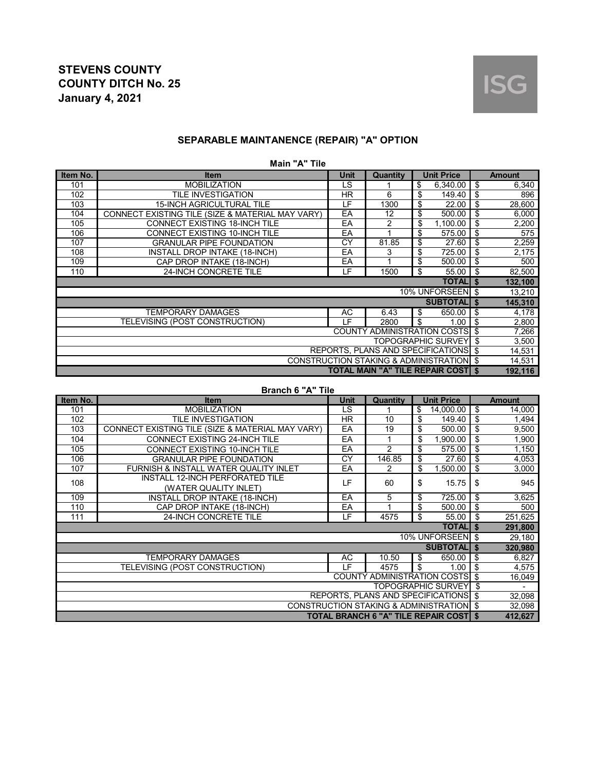# STEVENS COUNTY
# COUNTY DITCH No. 25
# January 4, 2021

ISG

## SEPARABLE MAINTANENCE (REPAIR) "A" OPTION

### Main "A" Tile

| Item No. | Item | Unit | Quantity | Unit Price | Amount |
|---|---|---|---|---|---|
| 101 | MOBILIZATION | LS | 1 | $ 6,340.00 | $ 6,340 |
| 102 | TILE INVESTIGATION | HR | 6 | $ 149.40 | $ 896 |
| 103 | 15-INCH AGRICULTURAL TILE | LF | 1300 | $ 22.00 | $ 28,600 |
| 104 | CONNECT EXISTING TILE (SIZE & MATERIAL MAY VARY) | EA | 12 | $ 500.00 | $ 6,000 |
| 105 | CONNECT EXISTING 18-INCH TILE | EA | 2 | $ 1,100.00 | $ 2,200 |
| 106 | CONNECT EXISTING 10-INCH TILE | EA | 1 | $ 575.00 | $ 575 |
| 107 | GRANULAR PIPE FOUNDATION | CY | 81.85 | $ 27.60 | $ 2,259 |
| 108 | INSTALL DROP INTAKE (18-INCH) | EA | 3 | $ 725.00 | $ 2,175 |
| 109 | CAP DROP INTAKE (18-INCH) | EA | 1 | $ 500.00 | $ 500 |
| 110 | 24-INCH CONCRETE TILE | LF | 1500 | $ 55.00 | $ 82,500 |
| | | | | **TOTAL** | **$ 132,100** |
| | | | | 10% UNFORSEEN | $ 13,210 |
| | | | | **SUBTOTAL** | **$ 145,310** |
| | TEMPORARY DAMAGES | AC | 6.43 | $ 650.00 | $ 4,178 |
| | TELEVISING (POST CONSTRUCTION) | LF | 2800 | $ 1.00 | $ 2,800 |
| | | | | COUNTY ADMINISTRATION COSTS | $ 7,266 |
| | | | | TOPOGRAPHIC SURVEY | $ 3,500 |
| | | | | REPORTS, PLANS AND SPECIFICATIONS | $ 14,531 |
| | | | | CONSTRUCTION STAKING & ADMINISTRATION | $ 14,531 |
| | | | | **TOTAL MAIN "A" TILE REPAIR COST** | **$ 192,116** |

### Branch 6 "A" Tile

| Item No. | Item | Unit | Quantity | Unit Price | Amount |
|---|---|---|---|---|---|
| 101 | MOBILIZATION | LS | 1 | $ 14,000.00 | $ 14,000 |
| 102 | TILE INVESTIGATION | HR | 10 | $ 149.40 | $ 1,494 |
| 103 | CONNECT EXISTING TILE (SIZE & MATERIAL MAY VARY) | EA | 19 | $ 500.00 | $ 9,500 |
| 104 | CONNECT EXISTING 24-INCH TILE | EA | 1 | $ 1,900.00 | $ 1,900 |
| 105 | CONNECT EXISTING 10-INCH TILE | EA | 2 | $ 575.00 | $ 1,150 |
| 106 | GRANULAR PIPE FOUNDATION | CY | 146.85 | $ 27.60 | $ 4,053 |
| 107 | FURNISH & INSTALL WATER QUALITY INLET | EA | 2 | $ 1,500.00 | $ 3,000 |
| 108 | INSTALL 12-INCH PERFORATED TILE (WATER QUALITY INLET) | LF | 60 | $ 15.75 | $ 945 |
| 109 | INSTALL DROP INTAKE (18-INCH) | EA | 5 | $ 725.00 | $ 3,625 |
| 110 | CAP DROP INTAKE (18-INCH) | EA | 1 | $ 500.00 | $ 500 |
| 111 | 24-INCH CONCRETE TILE | LF | 4575 | $ 55.00 | $ 251,625 |
| | | | | **TOTAL** | **$ 291,800** |
| | | | | 10% UNFORSEEN | $ 29,180 |
| | | | | **SUBTOTAL** | **$ 320,980** |
| | TEMPORARY DAMAGES | AC | 10.50 | $ 650.00 | $ 6,827 |
| | TELEVISING (POST CONSTRUCTION) | LF | 4575 | $ 1.00 | $ 4,575 |
| | | | | COUNTY ADMINISTRATION COSTS | $ 16,049 |
| | | | | TOPOGRAPHIC SURVEY | $ - |
| | | | | REPORTS, PLANS AND SPECIFICATIONS | $ 32,098 |
| | | | | CONSTRUCTION STAKING & ADMINISTRATION | $ 32,098 |
| | | | | **TOTAL BRANCH 6 "A" TILE REPAIR COST** | **$ 412,627** |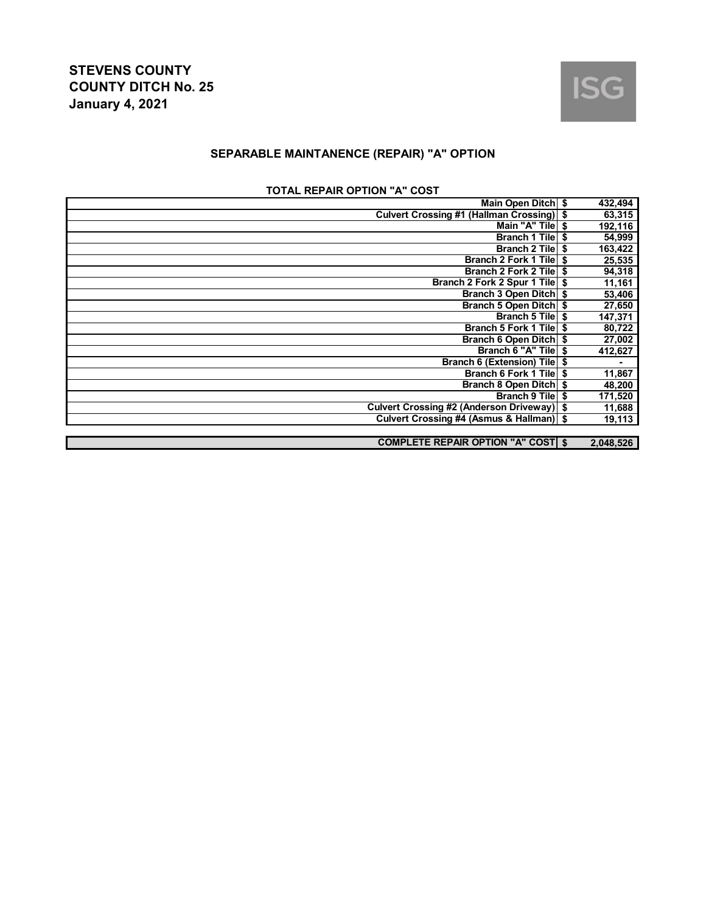**STEVENS COUNTY**
**COUNTY DITCH No. 25**
**January 4, 2021**

ISG

## SEPARABLE MAINTANENCE (REPAIR) "A" OPTION

### TOTAL REPAIR OPTION "A" COST

| Item | | Cost |
|---|---|---|
| Main Open Ditch | $ | 432,494 |
| Culvert Crossing #1 (Hallman Crossing) | $ | 63,315 |
| Main "A" Tile | $ | 192,116 |
| Branch 1 Tile | $ | 54,999 |
| Branch 2 Tile | $ | 163,422 |
| Branch 2 Fork 1 Tile | $ | 25,535 |
| Branch 2 Fork 2 Tile | $ | 94,318 |
| Branch 2 Fork 2 Spur 1 Tile | $ | 11,161 |
| Branch 3 Open Ditch | $ | 53,406 |
| Branch 5 Open Ditch | $ | 27,650 |
| Branch 5 Tile | $ | 147,371 |
| Branch 5 Fork 1 Tile | $ | 80,722 |
| Branch 6 Open Ditch | $ | 27,002 |
| Branch 6 "A" Tile | $ | 412,627 |
| Branch 6 (Extension) Tile | $ | - |
| Branch 6 Fork 1 Tile | $ | 11,867 |
| Branch 8 Open Ditch | $ | 48,200 |
| Branch 9 Tile | $ | 171,520 |
| Culvert Crossing #2 (Anderson Driveway) | $ | 11,688 |
| Culvert Crossing #4 (Asmus & Hallman) | $ | 19,113 |
| **COMPLETE REPAIR OPTION "A" COST** | **$** | **2,048,526** |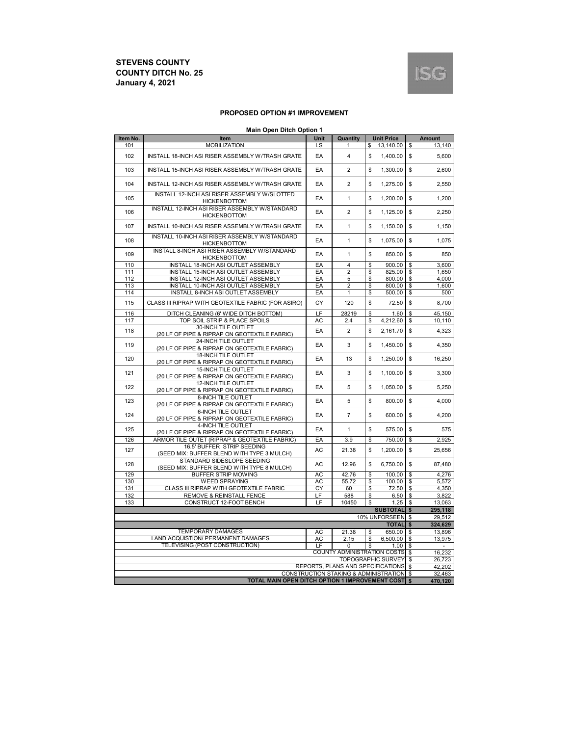**STEVENS COUNTY**
**COUNTY DITCH No. 25**
**January 4, 2021**

ISG

### PROPOSED OPTION #1 IMPROVEMENT

**Main Open Ditch Option 1**

| Item No. | Item | Unit | Quantity | Unit Price | Amount |
|---|---|---|---|---|---|
| 101 | MOBILIZATION | LS | 1 | $ 13,140.00 | $ 13,140 |
| 102 | INSTALL 18-INCH ASI RISER ASSEMBLY W/TRASH GRATE | EA | 4 | $ 1,400.00 | $ 5,600 |
| 103 | INSTALL 15-INCH ASI RISER ASSEMBLY W/TRASH GRATE | EA | 2 | $ 1,300.00 | $ 2,600 |
| 104 | INSTALL 12-INCH ASI RISER ASSEMBLY W/TRASH GRATE | EA | 2 | $ 1,275.00 | $ 2,550 |
| 105 | INSTALL 12-INCH ASI RISER ASSEMBLY W/SLOTTED HICKENBOTTOM | EA | 1 | $ 1,200.00 | $ 1,200 |
| 106 | INSTALL 12-INCH ASI RISER ASSEMBLY W/STANDARD HICKENBOTTOM | EA | 2 | $ 1,125.00 | $ 2,250 |
| 107 | INSTALL 10-INCH ASI RISER ASSEMBLY W/TRASH GRATE | EA | 1 | $ 1,150.00 | $ 1,150 |
| 108 | INSTALL 10-INCH ASI RISER ASSEMBLY W/STANDARD HICKENBOTTOM | EA | 1 | $ 1,075.00 | $ 1,075 |
| 109 | INSTALL 8-INCH ASI RISER ASSEMBLY W/STANDARD HICKENBOTTOM | EA | 1 | $ 850.00 | $ 850 |
| 110 | INSTALL 18-INCH ASI OUTLET ASSEMBLY | EA | 4 | $ 900.00 | $ 3,600 |
| 111 | INSTALL 15-INCH ASI OUTLET ASSEMBLY | EA | 2 | $ 825.00 | $ 1,650 |
| 112 | INSTALL 12-INCH ASI OUTLET ASSEMBLY | EA | 5 | $ 800.00 | $ 4,000 |
| 113 | INSTALL 10-INCH ASI OUTLET ASSEMBLY | EA | 2 | $ 800.00 | $ 1,600 |
| 114 | INSTALL 8-INCH ASI OUTLET ASSEMBLY | EA | 1 | $ 500.00 | $ 500 |
| 115 | CLASS III RIPRAP WITH GEOTEXTILE FABRIC (FOR ASIRO) | CY | 120 | $ 72.50 | $ 8,700 |
| 116 | DITCH CLEANING (6' WIDE DITCH BOTTOM) | LF | 28219 | $ 1.60 | $ 45,150 |
| 117 | TOP SOIL STRIP & PLACE SPOILS | AC | 2.4 | $ 4,212.60 | $ 10,110 |
| 118 | 30-INCH TILE OUTLET (20 LF OF PIPE & RIPRAP ON GEOTEXTILE FABRIC) | EA | 2 | $ 2,161.70 | $ 4,323 |
| 119 | 24-INCH TILE OUTLET (20 LF OF PIPE & RIPRAP ON GEOTEXTILE FABRIC) | EA | 3 | $ 1,450.00 | $ 4,350 |
| 120 | 18-INCH TILE OUTLET (20 LF OF PIPE & RIPRAP ON GEOTEXTILE FABRIC) | EA | 13 | $ 1,250.00 | $ 16,250 |
| 121 | 15-INCH TILE OUTLET (20 LF OF PIPE & RIPRAP ON GEOTEXTILE FABRIC) | EA | 3 | $ 1,100.00 | $ 3,300 |
| 122 | 12-INCH TILE OUTLET (20 LF OF PIPE & RIPRAP ON GEOTEXTILE FABRIC) | EA | 5 | $ 1,050.00 | $ 5,250 |
| 123 | 8-INCH TILE OUTLET (20 LF OF PIPE & RIPRAP ON GEOTEXTILE FABRIC) | EA | 5 | $ 800.00 | $ 4,000 |
| 124 | 6-INCH TILE OUTLET (20 LF OF PIPE & RIPRAP ON GEOTEXTILE FABRIC) | EA | 7 | $ 600.00 | $ 4,200 |
| 125 | 4-INCH TILE OUTLET (20 LF OF PIPE & RIPRAP ON GEOTEXTILE FABRIC) | EA | 1 | $ 575.00 | $ 575 |
| 126 | ARMOR TILE OUTET (RIPRAP & GEOTEXTILE FABRIC) | EA | 3.9 | $ 750.00 | $ 2,925 |
| 127 | 16.5' BUFFER STRIP SEEDING (SEED MIX: BUFFER BLEND WITH TYPE 3 MULCH) | AC | 21.38 | $ 1,200.00 | $ 25,656 |
| 128 | STANDARD SIDESLOPE SEEDING (SEED MIX: BUFFER BLEND WITH TYPE 8 MULCH) | AC | 12.96 | $ 6,750.00 | $ 87,480 |
| 129 | BUFFER STRIP MOWING | AC | 42.76 | $ 100.00 | $ 4,276 |
| 130 | WEED SPRAYING | AC | 55.72 | $ 100.00 | $ 5,572 |
| 131 | CLASS III RIPRAP WITH GEOTEXTILE FABRIC | CY | 60 | $ 72.50 | $ 4,350 |
| 132 | REMOVE & REINSTALL FENCE | LF | 588 | $ 6.50 | $ 3,822 |
| 133 | CONSTRUCT 12-FOOT BENCH | LF | 10450 | $ 1.25 | $ 13,063 |
| | | | | **SUBTOTAL** | **$ 295,118** |
| | | | | 10% UNFORSEEN | $ 29,512 |
| | | | | **TOTAL** | **$ 324,629** |
| | TEMPORARY DAMAGES | AC | 21.38 | $ 650.00 | $ 13,896 |
| | LAND ACQUISTION/ PERMANENT DAMAGES | AC | 2.15 | $ 6,500.00 | $ 13,975 |
| | TELEVISING (POST CONSTRUCTION) | LF | 0 | $ 1.00 | $ - |
| | | | | COUNTY ADMINISTRATION COSTS | $ 16,232 |
| | | | | TOPOGRAPHIC SURVEY | $ 26,723 |
| | | | | REPORTS, PLANS AND SPECIFICATIONS | $ 42,202 |
| | | | | CONSTRUCTION STAKING & ADMINISTRATION | $ 32,463 |
| | | | | **TOTAL MAIN OPEN DITCH OPTION 1 IMPROVEMENT COST** | **$ 470,120** |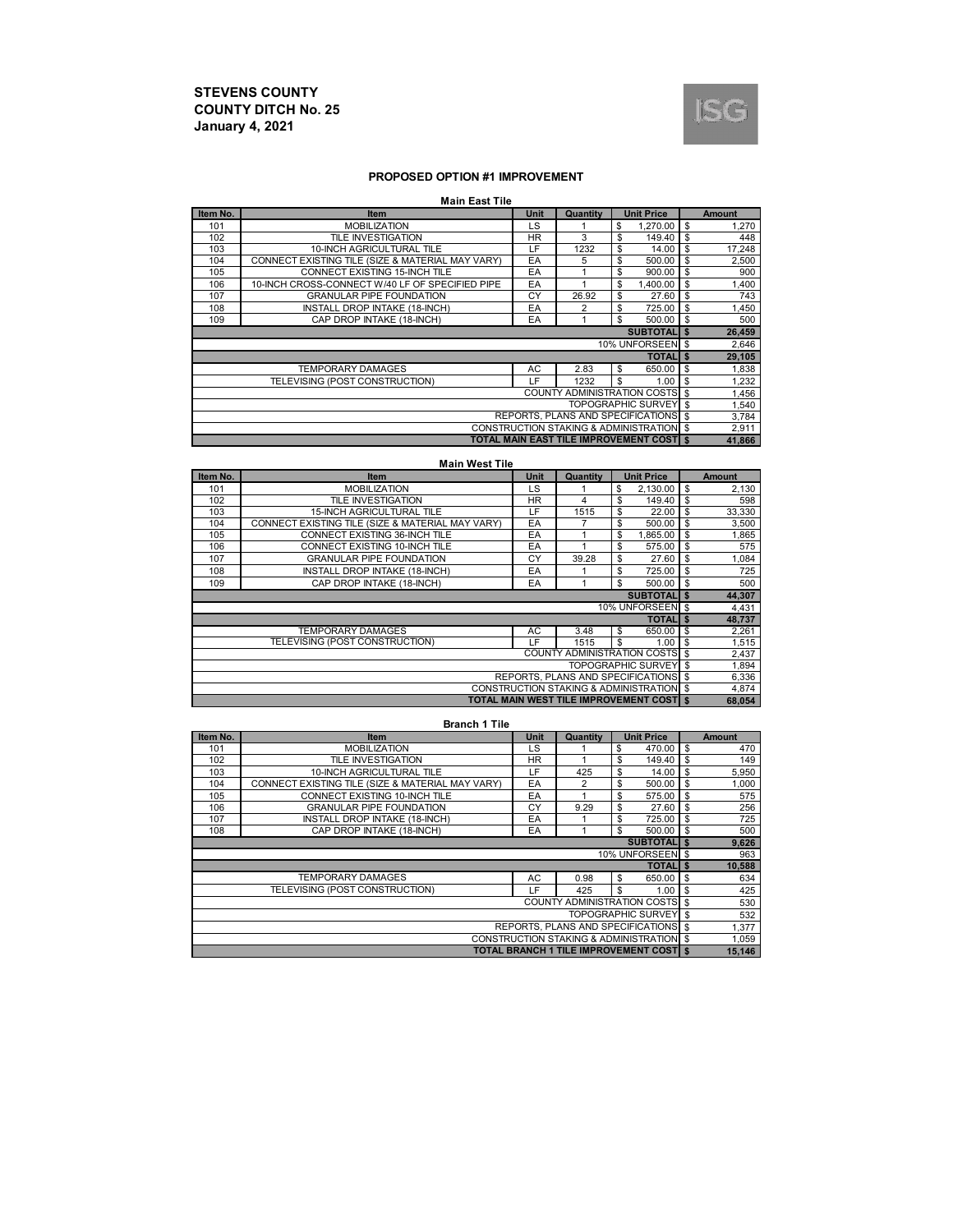**STEVENS COUNTY**
**COUNTY DITCH No. 25**
**January 4, 2021**

ISG

## PROPOSED OPTION #1 IMPROVEMENT

### Main East Tile

| Item No. | Item | Unit | Quantity | Unit Price | Amount |
|---|---|---|---|---|---|
| 101 | MOBILIZATION | LS | 1 | $ 1,270.00 | $ 1,270 |
| 102 | TILE INVESTIGATION | HR | 3 | $ 149.40 | $ 448 |
| 103 | 10-INCH AGRICULTURAL TILE | LF | 1232 | $ 14.00 | $ 17,248 |
| 104 | CONNECT EXISTING TILE (SIZE & MATERIAL MAY VARY) | EA | 5 | $ 500.00 | $ 2,500 |
| 105 | CONNECT EXISTING 15-INCH TILE | EA | 1 | $ 900.00 | $ 900 |
| 106 | 10-INCH CROSS-CONNECT W/40 LF OF SPECIFIED PIPE | EA | 1 | $ 1,400.00 | $ 1,400 |
| 107 | GRANULAR PIPE FOUNDATION | CY | 26.92 | $ 27.60 | $ 743 |
| 108 | INSTALL DROP INTAKE (18-INCH) | EA | 2 | $ 725.00 | $ 1,450 |
| 109 | CAP DROP INTAKE (18-INCH) | EA | 1 | $ 500.00 | $ 500 |
| | | | | **SUBTOTAL** | **$ 26,459** |
| | | | | 10% UNFORSEEN | $ 2,646 |
| | | | | **TOTAL** | **$ 29,105** |
| | TEMPORARY DAMAGES | AC | 2.83 | $ 650.00 | $ 1,838 |
| | TELEVISING (POST CONSTRUCTION) | LF | 1232 | $ 1.00 | $ 1,232 |
| | | | | COUNTY ADMINISTRATION COSTS | $ 1,456 |
| | | | | TOPOGRAPHIC SURVEY | $ 1,540 |
| | | | | REPORTS, PLANS AND SPECIFICATIONS | $ 3,784 |
| | | | | CONSTRUCTION STAKING & ADMINISTRATION | $ 2,911 |
| | | | | **TOTAL MAIN EAST TILE IMPROVEMENT COST** | **$ 41,866** |

### Main West Tile

| Item No. | Item | Unit | Quantity | Unit Price | Amount |
|---|---|---|---|---|---|
| 101 | MOBILIZATION | LS | 1 | $ 2,130.00 | $ 2,130 |
| 102 | TILE INVESTIGATION | HR | 4 | $ 149.40 | $ 598 |
| 103 | 15-INCH AGRICULTURAL TILE | LF | 1515 | $ 22.00 | $ 33,330 |
| 104 | CONNECT EXISTING TILE (SIZE & MATERIAL MAY VARY) | EA | 7 | $ 500.00 | $ 3,500 |
| 105 | CONNECT EXISTING 36-INCH TILE | EA | 1 | $ 1,865.00 | $ 1,865 |
| 106 | CONNECT EXISTING 10-INCH TILE | EA | 1 | $ 575.00 | $ 575 |
| 107 | GRANULAR PIPE FOUNDATION | CY | 39.28 | $ 27.60 | $ 1,084 |
| 108 | INSTALL DROP INTAKE (18-INCH) | EA | 1 | $ 725.00 | $ 725 |
| 109 | CAP DROP INTAKE (18-INCH) | EA | 1 | $ 500.00 | $ 500 |
| | | | | **SUBTOTAL** | **$ 44,307** |
| | | | | 10% UNFORSEEN | $ 4,431 |
| | | | | **TOTAL** | **$ 48,737** |
| | TEMPORARY DAMAGES | AC | 3.48 | $ 650.00 | $ 2,261 |
| | TELEVISING (POST CONSTRUCTION) | LF | 1515 | $ 1.00 | $ 1,515 |
| | | | | COUNTY ADMINISTRATION COSTS | $ 2,437 |
| | | | | TOPOGRAPHIC SURVEY | $ 1,894 |
| | | | | REPORTS, PLANS AND SPECIFICATIONS | $ 6,336 |
| | | | | CONSTRUCTION STAKING & ADMINISTRATION | $ 4,874 |
| | | | | **TOTAL MAIN WEST TILE IMPROVEMENT COST** | **$ 68,054** |

### Branch 1 Tile

| Item No. | Item | Unit | Quantity | Unit Price | Amount |
|---|---|---|---|---|---|
| 101 | MOBILIZATION | LS | 1 | $ 470.00 | $ 470 |
| 102 | TILE INVESTIGATION | HR | 1 | $ 149.40 | $ 149 |
| 103 | 10-INCH AGRICULTURAL TILE | LF | 425 | $ 14.00 | $ 5,950 |
| 104 | CONNECT EXISTING TILE (SIZE & MATERIAL MAY VARY) | EA | 2 | $ 500.00 | $ 1,000 |
| 105 | CONNECT EXISTING 10-INCH TILE | EA | 1 | $ 575.00 | $ 575 |
| 106 | GRANULAR PIPE FOUNDATION | CY | 9.29 | $ 27.60 | $ 256 |
| 107 | INSTALL DROP INTAKE (18-INCH) | EA | 1 | $ 725.00 | $ 725 |
| 108 | CAP DROP INTAKE (18-INCH) | EA | 1 | $ 500.00 | $ 500 |
| | | | | **SUBTOTAL** | **$ 9,626** |
| | | | | 10% UNFORSEEN | $ 963 |
| | | | | **TOTAL** | **$ 10,588** |
| | TEMPORARY DAMAGES | AC | 0.98 | $ 650.00 | $ 634 |
| | TELEVISING (POST CONSTRUCTION) | LF | 425 | $ 1.00 | $ 425 |
| | | | | COUNTY ADMINISTRATION COSTS | $ 530 |
| | | | | TOPOGRAPHIC SURVEY | $ 532 |
| | | | | REPORTS, PLANS AND SPECIFICATIONS | $ 1,377 |
| | | | | CONSTRUCTION STAKING & ADMINISTRATION | $ 1,059 |
| | | | | **TOTAL BRANCH 1 TILE IMPROVEMENT COST** | **$ 15,146** |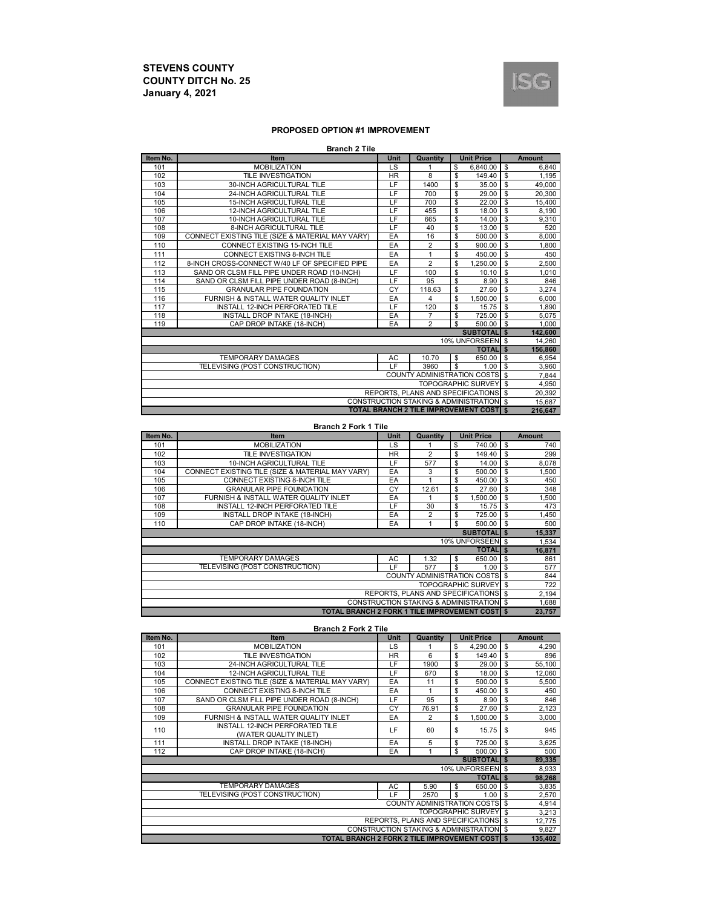**STEVENS COUNTY**
**COUNTY DITCH No. 25**
**January 4, 2021**

### PROPOSED OPTION #1 IMPROVEMENT

**Branch 2 Tile**

| Item No. | Item | Unit | Quantity | Unit Price | Amount |
|---|---|---|---|---|---|
| 101 | MOBILIZATION | LS | 1 | $ 6,840.00 | $ 6,840 |
| 102 | TILE INVESTIGATION | HR | 8 | $ 149.40 | $ 1,195 |
| 103 | 30-INCH AGRICULTURAL TILE | LF | 1400 | $ 35.00 | $ 49,000 |
| 104 | 24-INCH AGRICULTURAL TILE | LF | 700 | $ 29.00 | $ 20,300 |
| 105 | 15-INCH AGRICULTURAL TILE | LF | 700 | $ 22.00 | $ 15,400 |
| 106 | 12-INCH AGRICULTURAL TILE | LF | 455 | $ 18.00 | $ 8,190 |
| 107 | 10-INCH AGRICULTURAL TILE | LF | 665 | $ 14.00 | $ 9,310 |
| 108 | 8-INCH AGRICULTURAL TILE | LF | 40 | $ 13.00 | $ 520 |
| 109 | CONNECT EXISTING TILE (SIZE & MATERIAL MAY VARY) | EA | 16 | $ 500.00 | $ 8,000 |
| 110 | CONNECT EXISTING 15-INCH TILE | EA | 2 | $ 900.00 | $ 1,800 |
| 111 | CONNECT EXISTING 8-INCH TILE | EA | 1 | $ 450.00 | $ 450 |
| 112 | 8-INCH CROSS-CONNECT W/40 LF OF SPECIFIED PIPE | EA | 2 | $ 1,250.00 | $ 2,500 |
| 113 | SAND OR CLSM FILL PIPE UNDER ROAD (10-INCH) | LF | 100 | $ 10.10 | $ 1,010 |
| 114 | SAND OR CLSM FILL PIPE UNDER ROAD (8-INCH) | LF | 95 | $ 8.90 | $ 846 |
| 115 | GRANULAR PIPE FOUNDATION | CY | 118.63 | $ 27.60 | $ 3,274 |
| 116 | FURNISH & INSTALL WATER QUALITY INLET | EA | 4 | $ 1,500.00 | $ 6,000 |
| 117 | INSTALL 12-INCH PERFORATED TILE | LF | 120 | $ 15.75 | $ 1,890 |
| 118 | INSTALL DROP INTAKE (18-INCH) | EA | 7 | $ 725.00 | $ 5,075 |
| 119 | CAP DROP INTAKE (18-INCH) | EA | 2 | $ 500.00 | $ 1,000 |
| | | | | **SUBTOTAL** | **$ 142,600** |
| | | | | 10% UNFORSEEN | $ 14,260 |
| | | | | **TOTAL** | **$ 156,860** |
| | TEMPORARY DAMAGES | AC | 10.70 | $ 650.00 | $ 6,954 |
| | TELEVISING (POST CONSTRUCTION) | LF | 3960 | $ 1.00 | $ 3,960 |
| | | | | COUNTY ADMINISTRATION COSTS | $ 7,844 |
| | | | | TOPOGRAPHIC SURVEY | $ 4,950 |
| | | | | REPORTS, PLANS AND SPECIFICATIONS | $ 20,392 |
| | | | | CONSTRUCTION STAKING & ADMINISTRATION | $ 15,687 |
| | | | | **TOTAL BRANCH 2 TILE IMPROVEMENT COST** | **$ 216,647** |

**Branch 2 Fork 1 Tile**

| Item No. | Item | Unit | Quantity | Unit Price | Amount |
|---|---|---|---|---|---|
| 101 | MOBILIZATION | LS | 1 | $ 740.00 | $ 740 |
| 102 | TILE INVESTIGATION | HR | 2 | $ 149.40 | $ 299 |
| 103 | 10-INCH AGRICULTURAL TILE | LF | 577 | $ 14.00 | $ 8,078 |
| 104 | CONNECT EXISTING TILE (SIZE & MATERIAL MAY VARY) | EA | 3 | $ 500.00 | $ 1,500 |
| 105 | CONNECT EXISTING 8-INCH TILE | EA | 1 | $ 450.00 | $ 450 |
| 106 | GRANULAR PIPE FOUNDATION | CY | 12.61 | $ 27.60 | $ 348 |
| 107 | FURNISH & INSTALL WATER QUALITY INLET | EA | 1 | $ 1,500.00 | $ 1,500 |
| 108 | INSTALL 12-INCH PERFORATED TILE | LF | 30 | $ 15.75 | $ 473 |
| 109 | INSTALL DROP INTAKE (18-INCH) | EA | 2 | $ 725.00 | $ 1,450 |
| 110 | CAP DROP INTAKE (18-INCH) | EA | 1 | $ 500.00 | $ 500 |
| | | | | **SUBTOTAL** | **$ 15,337** |
| | | | | 10% UNFORSEEN | $ 1,534 |
| | | | | **TOTAL** | **$ 16,871** |
| | TEMPORARY DAMAGES | AC | 1.32 | $ 650.00 | $ 861 |
| | TELEVISING (POST CONSTRUCTION) | LF | 577 | $ 1.00 | $ 577 |
| | | | | COUNTY ADMINISTRATION COSTS | $ 844 |
| | | | | TOPOGRAPHIC SURVEY | $ 722 |
| | | | | REPORTS, PLANS AND SPECIFICATIONS | $ 2,194 |
| | | | | CONSTRUCTION STAKING & ADMINISTRATION | $ 1,688 |
| | | | | **TOTAL BRANCH 2 FORK 1 TILE IMPROVEMENT COST** | **$ 23,757** |

**Branch 2 Fork 2 Tile**

| Item No. | Item | Unit | Quantity | Unit Price | Amount |
|---|---|---|---|---|---|
| 101 | MOBILIZATION | LS | 1 | $ 4,290.00 | $ 4,290 |
| 102 | TILE INVESTIGATION | HR | 6 | $ 149.40 | $ 896 |
| 103 | 24-INCH AGRICULTURAL TILE | LF | 1900 | $ 29.00 | $ 55,100 |
| 104 | 12-INCH AGRICULTURAL TILE | LF | 670 | $ 18.00 | $ 12,060 |
| 105 | CONNECT EXISTING TILE (SIZE & MATERIAL MAY VARY) | EA | 11 | $ 500.00 | $ 5,500 |
| 106 | CONNECT EXISTING 8-INCH TILE | EA | 1 | $ 450.00 | $ 450 |
| 107 | SAND OR CLSM FILL PIPE UNDER ROAD (8-INCH) | LF | 95 | $ 8.90 | $ 846 |
| 108 | GRANULAR PIPE FOUNDATION | CY | 76.91 | $ 27.60 | $ 2,123 |
| 109 | FURNISH & INSTALL WATER QUALITY INLET | EA | 2 | $ 1,500.00 | $ 3,000 |
| 110 | INSTALL 12-INCH PERFORATED TILE (WATER QUALITY INLET) | LF | 60 | $ 15.75 | $ 945 |
| 111 | INSTALL DROP INTAKE (18-INCH) | EA | 5 | $ 725.00 | $ 3,625 |
| 112 | CAP DROP INTAKE (18-INCH) | EA | 1 | $ 500.00 | $ 500 |
| | | | | **SUBTOTAL** | **$ 89,335** |
| | | | | 10% UNFORSEEN | $ 8,933 |
| | | | | **TOTAL** | **$ 98,268** |
| | TEMPORARY DAMAGES | AC | 5.90 | $ 650.00 | $ 3,835 |
| | TELEVISING (POST CONSTRUCTION) | LF | 2570 | $ 1.00 | $ 2,570 |
| | | | | COUNTY ADMINISTRATION COSTS | $ 4,914 |
| | | | | TOPOGRAPHIC SURVEY | $ 3,213 |
| | | | | REPORTS, PLANS AND SPECIFICATIONS | $ 12,775 |
| | | | | CONSTRUCTION STAKING & ADMINISTRATION | $ 9,827 |
| | | | | **TOTAL BRANCH 2 FORK 2 TILE IMPROVEMENT COST** | **$ 135,402** |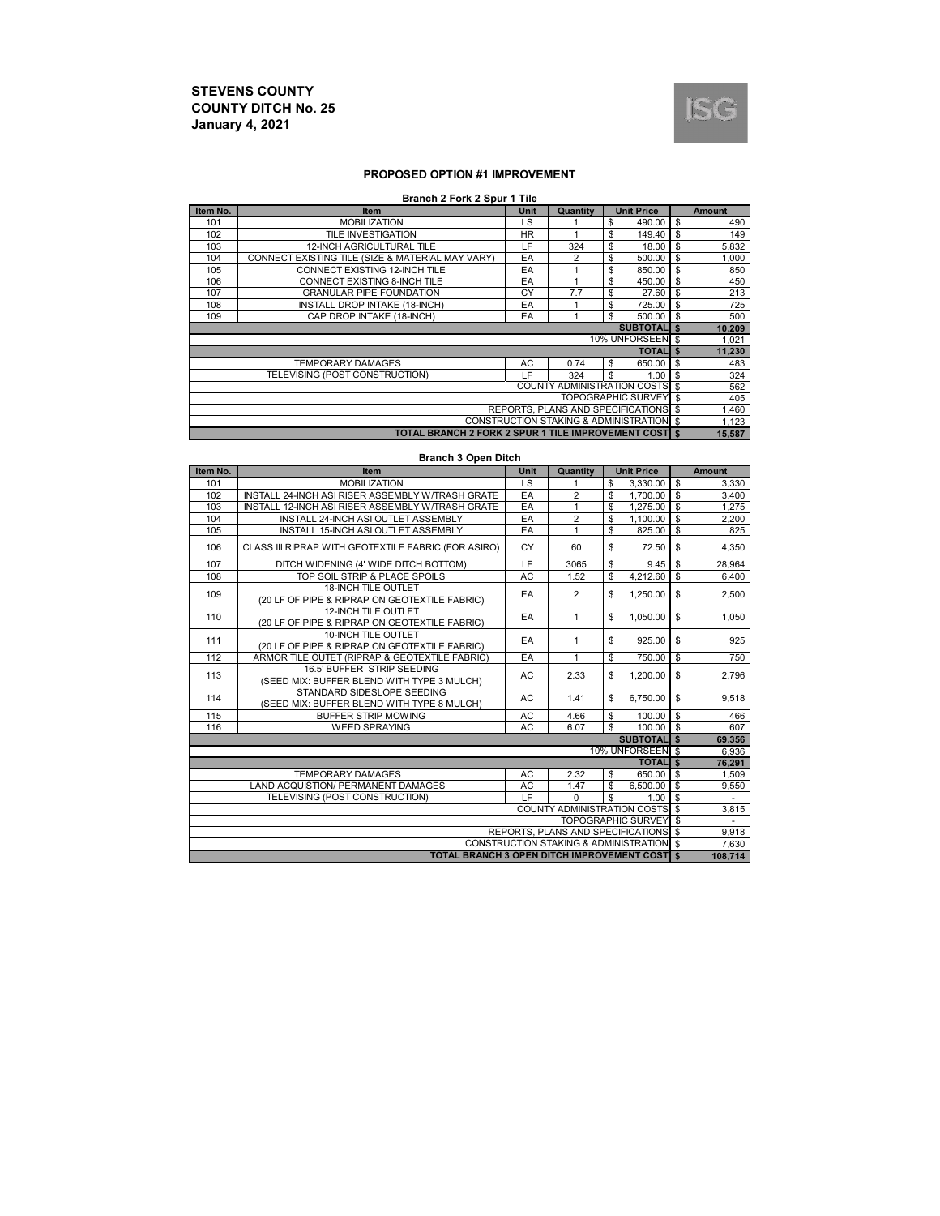**STEVENS COUNTY**
**COUNTY DITCH No. 25**
**January 4, 2021**

ISG

## PROPOSED OPTION #1 IMPROVEMENT

### Branch 2 Fork 2 Spur 1 Tile

| Item No. | Item | Unit | Quantity | Unit Price | Amount |
|---|---|---|---|---|---|
| 101 | MOBILIZATION | LS | 1 | $ 490.00 | $ 490 |
| 102 | TILE INVESTIGATION | HR | 1 | $ 149.40 | $ 149 |
| 103 | 12-INCH AGRICULTURAL TILE | LF | 324 | $ 18.00 | $ 5,832 |
| 104 | CONNECT EXISTING TILE (SIZE & MATERIAL MAY VARY) | EA | 2 | $ 500.00 | $ 1,000 |
| 105 | CONNECT EXISTING 12-INCH TILE | EA | 1 | $ 850.00 | $ 850 |
| 106 | CONNECT EXISTING 8-INCH TILE | EA | 1 | $ 450.00 | $ 450 |
| 107 | GRANULAR PIPE FOUNDATION | CY | 7.7 | $ 27.60 | $ 213 |
| 108 | INSTALL DROP INTAKE (18-INCH) | EA | 1 | $ 725.00 | $ 725 |
| 109 | CAP DROP INTAKE (18-INCH) | EA | 1 | $ 500.00 | $ 500 |
| | | | | **SUBTOTAL** | **$ 10,209** |
| | | | | 10% UNFORSEEN | $ 1,021 |
| | | | | **TOTAL** | **$ 11,230** |
| | TEMPORARY DAMAGES | AC | 0.74 | $ 650.00 | $ 483 |
| | TELEVISING (POST CONSTRUCTION) | LF | 324 | $ 1.00 | $ 324 |
| | | | | COUNTY ADMINISTRATION COSTS | $ 562 |
| | | | | TOPOGRAPHIC SURVEY | $ 405 |
| | | | | REPORTS, PLANS AND SPECIFICATIONS | $ 1,460 |
| | | | | CONSTRUCTION STAKING & ADMINISTRATION | $ 1,123 |
| | | | | **TOTAL BRANCH 2 FORK 2 SPUR 1 TILE IMPROVEMENT COST** | **$ 15,587** |

### Branch 3 Open Ditch

| Item No. | Item | Unit | Quantity | Unit Price | Amount |
|---|---|---|---|---|---|
| 101 | MOBILIZATION | LS | 1 | $ 3,330.00 | $ 3,330 |
| 102 | INSTALL 24-INCH ASI RISER ASSEMBLY W/TRASH GRATE | EA | 2 | $ 1,700.00 | $ 3,400 |
| 103 | INSTALL 12-INCH ASI RISER ASSEMBLY W/TRASH GRATE | EA | 1 | $ 1,275.00 | $ 1,275 |
| 104 | INSTALL 24-INCH ASI OUTLET ASSEMBLY | EA | 2 | $ 1,100.00 | $ 2,200 |
| 105 | INSTALL 15-INCH ASI OUTLET ASSEMBLY | EA | 1 | $ 825.00 | $ 825 |
| 106 | CLASS III RIPRAP WITH GEOTEXTILE FABRIC (FOR ASIRO) | CY | 60 | $ 72.50 | $ 4,350 |
| 107 | DITCH WIDENING (4' WIDE DITCH BOTTOM) | LF | 3065 | $ 9.45 | $ 28,964 |
| 108 | TOP SOIL STRIP & PLACE SPOILS | AC | 1.52 | $ 4,212.60 | $ 6,400 |
| 109 | 18-INCH TILE OUTLET (20 LF OF PIPE & RIPRAP ON GEOTEXTILE FABRIC) | EA | 2 | $ 1,250.00 | $ 2,500 |
| 110 | 12-INCH TILE OUTLET (20 LF OF PIPE & RIPRAP ON GEOTEXTILE FABRIC) | EA | 1 | $ 1,050.00 | $ 1,050 |
| 111 | 10-INCH TILE OUTLET (20 LF OF PIPE & RIPRAP ON GEOTEXTILE FABRIC) | EA | 1 | $ 925.00 | $ 925 |
| 112 | ARMOR TILE OUTET (RIPRAP & GEOTEXTILE FABRIC) | EA | 1 | $ 750.00 | $ 750 |
| 113 | 16.5' BUFFER STRIP SEEDING (SEED MIX: BUFFER BLEND WITH TYPE 3 MULCH) | AC | 2.33 | $ 1,200.00 | $ 2,796 |
| 114 | STANDARD SIDESLOPE SEEDING (SEED MIX: BUFFER BLEND WITH TYPE 8 MULCH) | AC | 1.41 | $ 6,750.00 | $ 9,518 |
| 115 | BUFFER STRIP MOWING | AC | 4.66 | $ 100.00 | $ 466 |
| 116 | WEED SPRAYING | AC | 6.07 | $ 100.00 | $ 607 |
| | | | | **SUBTOTAL** | **$ 69,356** |
| | | | | 10% UNFORSEEN | $ 6,936 |
| | | | | **TOTAL** | **$ 76,291** |
| | TEMPORARY DAMAGES | AC | 2.32 | $ 650.00 | $ 1,509 |
| | LAND ACQUISTION/ PERMANENT DAMAGES | AC | 1.47 | $ 6,500.00 | $ 9,550 |
| | TELEVISING (POST CONSTRUCTION) | LF | 0 | $ 1.00 | $ - |
| | | | | COUNTY ADMINISTRATION COSTS | $ 3,815 |
| | | | | TOPOGRAPHIC SURVEY | $ - |
| | | | | REPORTS, PLANS AND SPECIFICATIONS | $ 9,918 |
| | | | | CONSTRUCTION STAKING & ADMINISTRATION | $ 7,630 |
| | | | | **TOTAL BRANCH 3 OPEN DITCH IMPROVEMENT COST** | **$ 108,714** |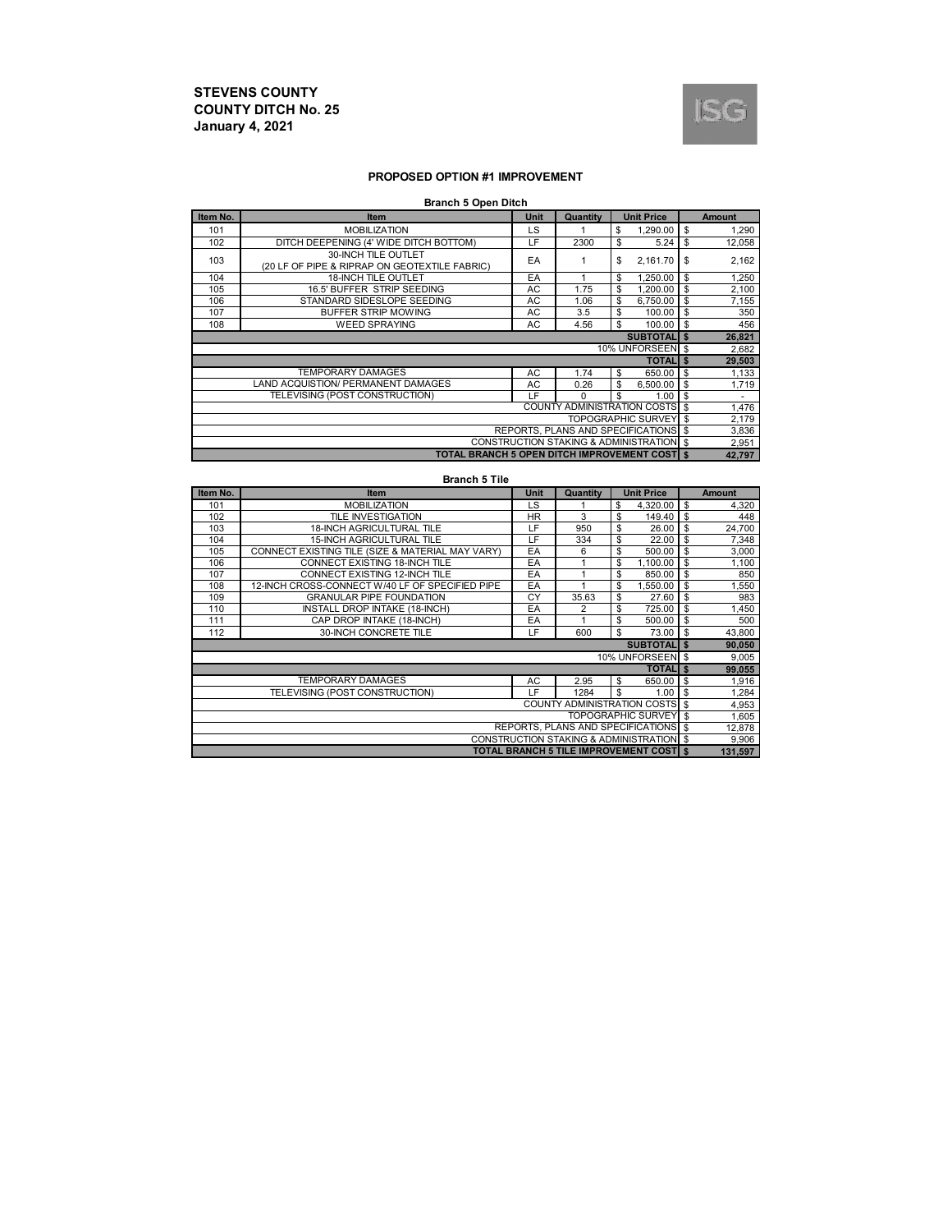**STEVENS COUNTY**
**COUNTY DITCH No. 25**
**January 4, 2021**

ISG

### PROPOSED OPTION #1 IMPROVEMENT

**Branch 5 Open Ditch**

| Item No. | Item | Unit | Quantity | Unit Price | Amount |
|---|---|---|---|---|---|
| 101 | MOBILIZATION | LS | 1 | $ 1,290.00 | $ 1,290 |
| 102 | DITCH DEEPENING (4' WIDE DITCH BOTTOM) | LF | 2300 | $ 5.24 | $ 12,058 |
| 103 | 30-INCH TILE OUTLET (20 LF OF PIPE & RIPRAP ON GEOTEXTILE FABRIC) | EA | 1 | $ 2,161.70 | $ 2,162 |
| 104 | 18-INCH TILE OUTLET | EA | 1 | $ 1,250.00 | $ 1,250 |
| 105 | 16.5' BUFFER STRIP SEEDING | AC | 1.75 | $ 1,200.00 | $ 2,100 |
| 106 | STANDARD SIDESLOPE SEEDING | AC | 1.06 | $ 6,750.00 | $ 7,155 |
| 107 | BUFFER STRIP MOWING | AC | 3.5 | $ 100.00 | $ 350 |
| 108 | WEED SPRAYING | AC | 4.56 | $ 100.00 | $ 456 |
| | | | | **SUBTOTAL** | **$ 26,821** |
| | | | | 10% UNFORSEEN | $ 2,682 |
| | | | | **TOTAL** | **$ 29,503** |
| | TEMPORARY DAMAGES | AC | 1.74 | $ 650.00 | $ 1,133 |
| | LAND ACQUISTION/ PERMANENT DAMAGES | AC | 0.26 | $ 6,500.00 | $ 1,719 |
| | TELEVISING (POST CONSTRUCTION) | LF | 0 | $ 1.00 | $ - |
| | | | | COUNTY ADMINISTRATION COSTS | $ 1,476 |
| | | | | TOPOGRAPHIC SURVEY | $ 2,179 |
| | | | | REPORTS, PLANS AND SPECIFICATIONS | $ 3,836 |
| | | | | CONSTRUCTION STAKING & ADMINISTRATION | $ 2,951 |
| | | | | **TOTAL BRANCH 5 OPEN DITCH IMPROVEMENT COST** | **$ 42,797** |

**Branch 5 Tile**

| Item No. | Item | Unit | Quantity | Unit Price | Amount |
|---|---|---|---|---|---|
| 101 | MOBILIZATION | LS | 1 | $ 4,320.00 | $ 4,320 |
| 102 | TILE INVESTIGATION | HR | 3 | $ 149.40 | $ 448 |
| 103 | 18-INCH AGRICULTURAL TILE | LF | 950 | $ 26.00 | $ 24,700 |
| 104 | 15-INCH AGRICULTURAL TILE | LF | 334 | $ 22.00 | $ 7,348 |
| 105 | CONNECT EXISTING TILE (SIZE & MATERIAL MAY VARY) | EA | 6 | $ 500.00 | $ 3,000 |
| 106 | CONNECT EXISTING 18-INCH TILE | EA | 1 | $ 1,100.00 | $ 1,100 |
| 107 | CONNECT EXISTING 12-INCH TILE | EA | 1 | $ 850.00 | $ 850 |
| 108 | 12-INCH CROSS-CONNECT W/40 LF OF SPECIFIED PIPE | EA | 1 | $ 1,550.00 | $ 1,550 |
| 109 | GRANULAR PIPE FOUNDATION | CY | 35.63 | $ 27.60 | $ 983 |
| 110 | INSTALL DROP INTAKE (18-INCH) | EA | 2 | $ 725.00 | $ 1,450 |
| 111 | CAP DROP INTAKE (18-INCH) | EA | 1 | $ 500.00 | $ 500 |
| 112 | 30-INCH CONCRETE TILE | LF | 600 | $ 73.00 | $ 43,800 |
| | | | | **SUBTOTAL** | **$ 90,050** |
| | | | | 10% UNFORSEEN | $ 9,005 |
| | | | | **TOTAL** | **$ 99,055** |
| | TEMPORARY DAMAGES | AC | 2.95 | $ 650.00 | $ 1,916 |
| | TELEVISING (POST CONSTRUCTION) | LF | 1284 | $ 1.00 | $ 1,284 |
| | | | | COUNTY ADMINISTRATION COSTS | $ 4,953 |
| | | | | TOPOGRAPHIC SURVEY | $ 1,605 |
| | | | | REPORTS, PLANS AND SPECIFICATIONS | $ 12,878 |
| | | | | CONSTRUCTION STAKING & ADMINISTRATION | $ 9,906 |
| | | | | **TOTAL BRANCH 5 TILE IMPROVEMENT COST** | **$ 131,597** |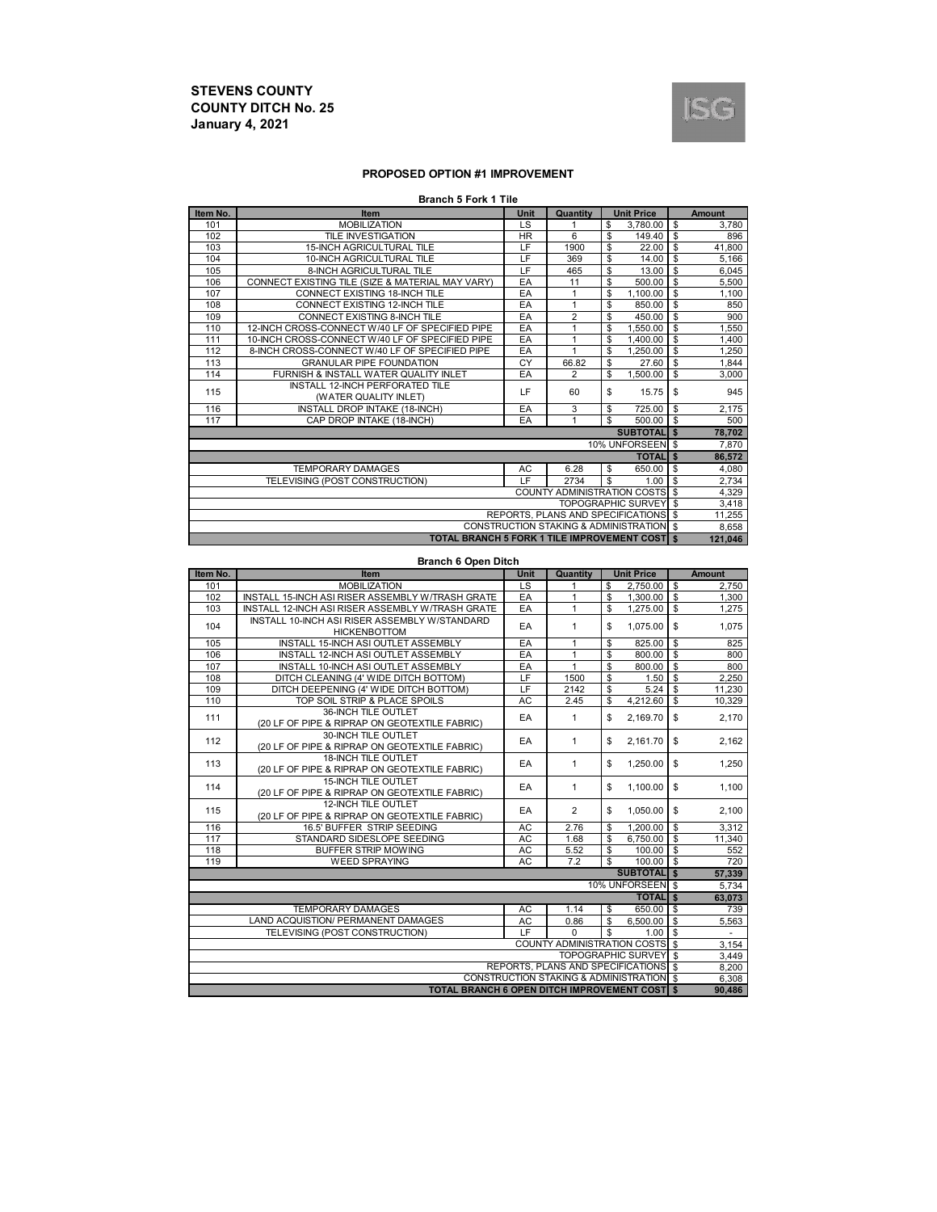**STEVENS COUNTY**
**COUNTY DITCH No. 25**
**January 4, 2021**

ISG

## PROPOSED OPTION #1 IMPROVEMENT

### Branch 5 Fork 1 Tile

| Item No. | Item | Unit | Quantity | Unit Price | Amount |
|---|---|---|---|---|---|
| 101 | MOBILIZATION | LS | 1 | $ 3,780.00 | $ 3,780 |
| 102 | TILE INVESTIGATION | HR | 6 | $ 149.40 | $ 896 |
| 103 | 15-INCH AGRICULTURAL TILE | LF | 1900 | $ 22.00 | $ 41,800 |
| 104 | 10-INCH AGRICULTURAL TILE | LF | 369 | $ 14.00 | $ 5,166 |
| 105 | 8-INCH AGRICULTURAL TILE | LF | 465 | $ 13.00 | $ 6,045 |
| 106 | CONNECT EXISTING TILE (SIZE & MATERIAL MAY VARY) | EA | 11 | $ 500.00 | $ 5,500 |
| 107 | CONNECT EXISTING 18-INCH TILE | EA | 1 | $ 1,100.00 | $ 1,100 |
| 108 | CONNECT EXISTING 12-INCH TILE | EA | 1 | $ 850.00 | $ 850 |
| 109 | CONNECT EXISTING 8-INCH TILE | EA | 2 | $ 450.00 | $ 900 |
| 110 | 12-INCH CROSS-CONNECT W/40 LF OF SPECIFIED PIPE | EA | 1 | $ 1,550.00 | $ 1,550 |
| 111 | 10-INCH CROSS-CONNECT W/40 LF OF SPECIFIED PIPE | EA | 1 | $ 1,400.00 | $ 1,400 |
| 112 | 8-INCH CROSS-CONNECT W/40 LF OF SPECIFIED PIPE | EA | 1 | $ 1,250.00 | $ 1,250 |
| 113 | GRANULAR PIPE FOUNDATION | CY | 66.82 | $ 27.60 | $ 1,844 |
| 114 | FURNISH & INSTALL WATER QUALITY INLET | EA | 2 | $ 1,500.00 | $ 3,000 |
| 115 | INSTALL 12-INCH PERFORATED TILE (WATER QUALITY INLET) | LF | 60 | $ 15.75 | $ 945 |
| 116 | INSTALL DROP INTAKE (18-INCH) | EA | 3 | $ 725.00 | $ 2,175 |
| 117 | CAP DROP INTAKE (18-INCH) | EA | 1 | $ 500.00 | $ 500 |
| | **SUBTOTAL** | | | | **$ 78,702** |
| | 10% UNFORSEEN | | | | $ 7,870 |
| | **TOTAL** | | | | **$ 86,572** |
| | TEMPORARY DAMAGES | AC | 6.28 | $ 650.00 | $ 4,080 |
| | TELEVISING (POST CONSTRUCTION) | LF | 2734 | $ 1.00 | $ 2,734 |
| | COUNTY ADMINISTRATION COSTS | | | | $ 4,329 |
| | TOPOGRAPHIC SURVEY | | | | $ 3,418 |
| | REPORTS, PLANS AND SPECIFICATIONS | | | | $ 11,255 |
| | CONSTRUCTION STAKING & ADMINISTRATION | | | | $ 8,658 |
| | **TOTAL BRANCH 5 FORK 1 TILE IMPROVEMENT COST** | | | | **$ 121,046** |

### Branch 6 Open Ditch

| Item No. | Item | Unit | Quantity | Unit Price | Amount |
|---|---|---|---|---|---|
| 101 | MOBILIZATION | LS | 1 | $ 2,750.00 | $ 2,750 |
| 102 | INSTALL 15-INCH ASI RISER ASSEMBLY W/TRASH GRATE | EA | 1 | $ 1,300.00 | $ 1,300 |
| 103 | INSTALL 12-INCH ASI RISER ASSEMBLY W/TRASH GRATE | EA | 1 | $ 1,275.00 | $ 1,275 |
| 104 | INSTALL 10-INCH ASI RISER ASSEMBLY W/STANDARD HICKENBOTTOM | EA | 1 | $ 1,075.00 | $ 1,075 |
| 105 | INSTALL 15-INCH ASI OUTLET ASSEMBLY | EA | 1 | $ 825.00 | $ 825 |
| 106 | INSTALL 12-INCH ASI OUTLET ASSEMBLY | EA | 1 | $ 800.00 | $ 800 |
| 107 | INSTALL 10-INCH ASI OUTLET ASSEMBLY | EA | 1 | $ 800.00 | $ 800 |
| 108 | DITCH CLEANING (4' WIDE DITCH BOTTOM) | LF | 1500 | $ 1.50 | $ 2,250 |
| 109 | DITCH DEEPENING (4' WIDE DITCH BOTTOM) | LF | 2142 | $ 5.24 | $ 11,230 |
| 110 | TOP SOIL STRIP & PLACE SPOILS | AC | 2.45 | $ 4,212.60 | $ 10,329 |
| 111 | 36-INCH TILE OUTLET (20 LF OF PIPE & RIPRAP ON GEOTEXTILE FABRIC) | EA | 1 | $ 2,169.70 | $ 2,170 |
| 112 | 30-INCH TILE OUTLET (20 LF OF PIPE & RIPRAP ON GEOTEXTILE FABRIC) | EA | 1 | $ 2,161.70 | $ 2,162 |
| 113 | 18-INCH TILE OUTLET (20 LF OF PIPE & RIPRAP ON GEOTEXTILE FABRIC) | EA | 1 | $ 1,250.00 | $ 1,250 |
| 114 | 15-INCH TILE OUTLET (20 LF OF PIPE & RIPRAP ON GEOTEXTILE FABRIC) | EA | 1 | $ 1,100.00 | $ 1,100 |
| 115 | 12-INCH TILE OUTLET (20 LF OF PIPE & RIPRAP ON GEOTEXTILE FABRIC) | EA | 2 | $ 1,050.00 | $ 2,100 |
| 116 | 16.5' BUFFER STRIP SEEDING | AC | 2.76 | $ 1,200.00 | $ 3,312 |
| 117 | STANDARD SIDESLOPE SEEDING | AC | 1.68 | $ 6,750.00 | $ 11,340 |
| 118 | BUFFER STRIP MOWING | AC | 5.52 | $ 100.00 | $ 552 |
| 119 | WEED SPRAYING | AC | 7.2 | $ 100.00 | $ 720 |
| | **SUBTOTAL** | | | | **$ 57,339** |
| | 10% UNFORSEEN | | | | $ 5,734 |
| | **TOTAL** | | | | **$ 63,073** |
| | TEMPORARY DAMAGES | AC | 1.14 | $ 650.00 | $ 739 |
| | LAND ACQUISTION/ PERMANENT DAMAGES | AC | 0.86 | $ 6,500.00 | $ 5,563 |
| | TELEVISING (POST CONSTRUCTION) | LF | 0 | $ 1.00 | $ - |
| | COUNTY ADMINISTRATION COSTS | | | | $ 3,154 |
| | TOPOGRAPHIC SURVEY | | | | $ 3,449 |
| | REPORTS, PLANS AND SPECIFICATIONS | | | | $ 8,200 |
| | CONSTRUCTION STAKING & ADMINISTRATION | | | | $ 6,308 |
| | **TOTAL BRANCH 6 OPEN DITCH IMPROVEMENT COST** | | | | **$ 90,486** |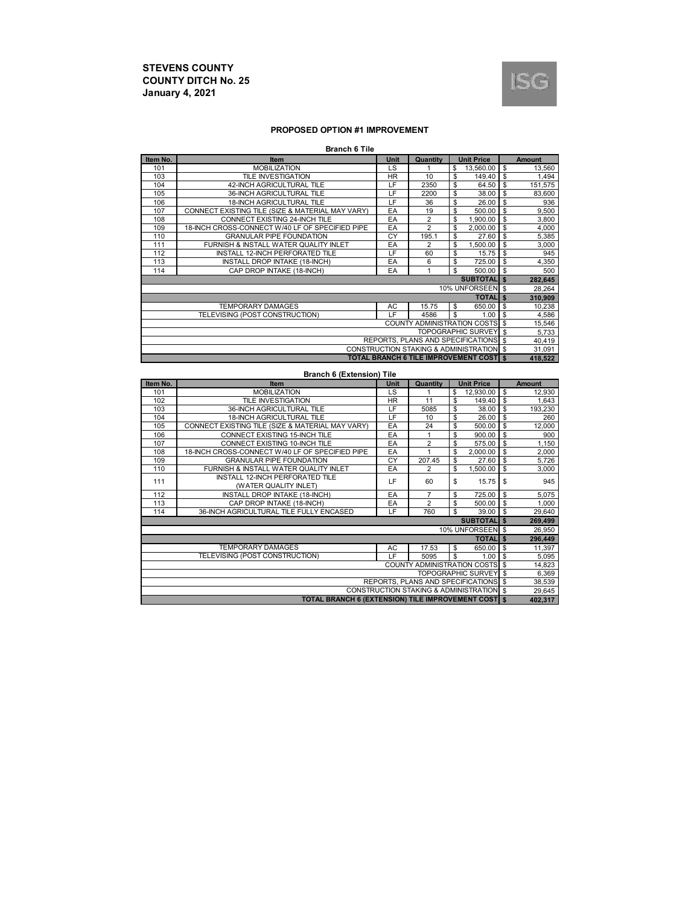**STEVENS COUNTY**
**COUNTY DITCH No. 25**
**January 4, 2021**

ISG

## PROPOSED OPTION #1 IMPROVEMENT

**Branch 6 Tile**

| Item No. | Item | Unit | Quantity | Unit Price | Amount |
|---|---|---|---|---|---|
| 101 | MOBILIZATION | LS | 1 | $ 13,560.00 | $ 13,560 |
| 103 | TILE INVESTIGATION | HR | 10 | $ 149.40 | $ 1,494 |
| 104 | 42-INCH AGRICULTURAL TILE | LF | 2350 | $ 64.50 | $ 151,575 |
| 105 | 36-INCH AGRICULTURAL TILE | LF | 2200 | $ 38.00 | $ 83,600 |
| 106 | 18-INCH AGRICULTURAL TILE | LF | 36 | $ 26.00 | $ 936 |
| 107 | CONNECT EXISTING TILE (SIZE & MATERIAL MAY VARY) | EA | 19 | $ 500.00 | $ 9,500 |
| 108 | CONNECT EXISTING 24-INCH TILE | EA | 2 | $ 1,900.00 | $ 3,800 |
| 109 | 18-INCH CROSS-CONNECT W/40 LF OF SPECIFIED PIPE | EA | 2 | $ 2,000.00 | $ 4,000 |
| 110 | GRANULAR PIPE FOUNDATION | CY | 195.1 | $ 27.60 | $ 5,385 |
| 111 | FURNISH & INSTALL WATER QUALITY INLET | EA | 2 | $ 1,500.00 | $ 3,000 |
| 112 | INSTALL 12-INCH PERFORATED TILE | LF | 60 | $ 15.75 | $ 945 |
| 113 | INSTALL DROP INTAKE (18-INCH) | EA | 6 | $ 725.00 | $ 4,350 |
| 114 | CAP DROP INTAKE (18-INCH) | EA | 1 | $ 500.00 | $ 500 |
| | | | | **SUBTOTAL** | **$ 282,645** |
| | | | | 10% UNFORSEEN | $ 28,264 |
| | | | | **TOTAL** | **$ 310,909** |
| | TEMPORARY DAMAGES | AC | 15.75 | $ 650.00 | $ 10,238 |
| | TELEVISING (POST CONSTRUCTION) | LF | 4586 | $ 1.00 | $ 4,586 |
| | | | | COUNTY ADMINISTRATION COSTS | $ 15,546 |
| | | | | TOPOGRAPHIC SURVEY | $ 5,733 |
| | | | | REPORTS, PLANS AND SPECIFICATIONS | $ 40,419 |
| | | | | CONSTRUCTION STAKING & ADMINISTRATION | $ 31,091 |
| | | | | **TOTAL BRANCH 6 TILE IMPROVEMENT COST** | **$ 418,522** |

**Branch 6 (Extension) Tile**

| Item No. | Item | Unit | Quantity | Unit Price | Amount |
|---|---|---|---|---|---|
| 101 | MOBILIZATION | LS | 1 | $ 12,930.00 | $ 12,930 |
| 102 | TILE INVESTIGATION | HR | 11 | $ 149.40 | $ 1,643 |
| 103 | 36-INCH AGRICULTURAL TILE | LF | 5085 | $ 38.00 | $ 193,230 |
| 104 | 18-INCH AGRICULTURAL TILE | LF | 10 | $ 26.00 | $ 260 |
| 105 | CONNECT EXISTING TILE (SIZE & MATERIAL MAY VARY) | EA | 24 | $ 500.00 | $ 12,000 |
| 106 | CONNECT EXISTING 15-INCH TILE | EA | 1 | $ 900.00 | $ 900 |
| 107 | CONNECT EXISTING 10-INCH TILE | EA | 2 | $ 575.00 | $ 1,150 |
| 108 | 18-INCH CROSS-CONNECT W/40 LF OF SPECIFIED PIPE | EA | 1 | $ 2,000.00 | $ 2,000 |
| 109 | GRANULAR PIPE FOUNDATION | CY | 207.45 | $ 27.60 | $ 5,726 |
| 110 | FURNISH & INSTALL WATER QUALITY INLET | EA | 2 | $ 1,500.00 | $ 3,000 |
| 111 | INSTALL 12-INCH PERFORATED TILE (WATER QUALITY INLET) | LF | 60 | $ 15.75 | $ 945 |
| 112 | INSTALL DROP INTAKE (18-INCH) | EA | 7 | $ 725.00 | $ 5,075 |
| 113 | CAP DROP INTAKE (18-INCH) | EA | 2 | $ 500.00 | $ 1,000 |
| 114 | 36-INCH AGRICULTURAL TILE FULLY ENCASED | LF | 760 | $ 39.00 | $ 29,640 |
| | | | | **SUBTOTAL** | **$ 269,499** |
| | | | | 10% UNFORSEEN | $ 26,950 |
| | | | | **TOTAL** | **$ 296,449** |
| | TEMPORARY DAMAGES | AC | 17.53 | $ 650.00 | $ 11,397 |
| | TELEVISING (POST CONSTRUCTION) | LF | 5095 | $ 1.00 | $ 5,095 |
| | | | | COUNTY ADMINISTRATION COSTS | $ 14,823 |
| | | | | TOPOGRAPHIC SURVEY | $ 6,369 |
| | | | | REPORTS, PLANS AND SPECIFICATIONS | $ 38,539 |
| | | | | CONSTRUCTION STAKING & ADMINISTRATION | $ 29,645 |
| | | | | **TOTAL BRANCH 6 (EXTENSION) TILE IMPROVEMENT COST** | **$ 402,317** |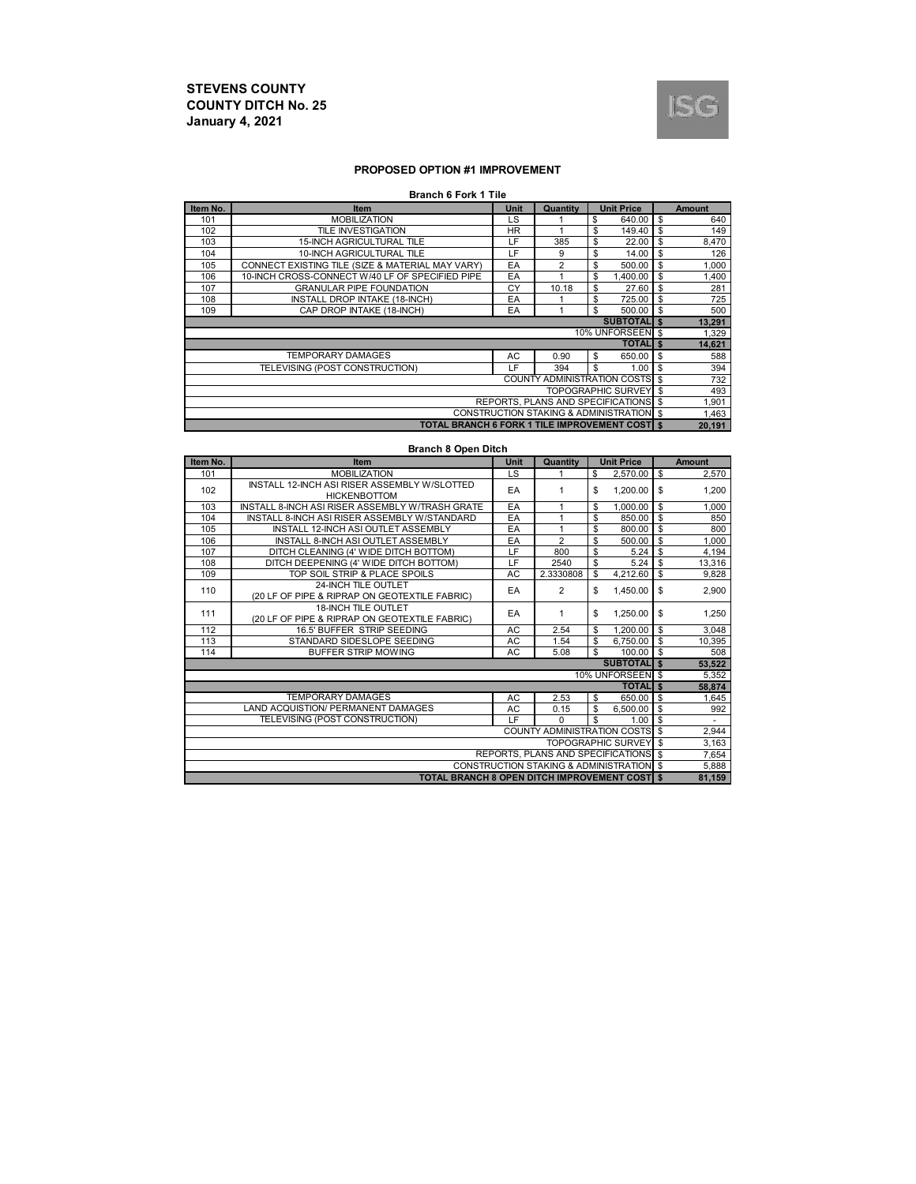**STEVENS COUNTY**
**COUNTY DITCH No. 25**
**January 4, 2021**

ISG

## PROPOSED OPTION #1 IMPROVEMENT

### Branch 6 Fork 1 Tile

| Item No. | Item | Unit | Quantity | Unit Price | Amount |
|---|---|---|---|---|---|
| 101 | MOBILIZATION | LS | 1 | $ 640.00 | $ 640 |
| 102 | TILE INVESTIGATION | HR | 1 | $ 149.40 | $ 149 |
| 103 | 15-INCH AGRICULTURAL TILE | LF | 385 | $ 22.00 | $ 8,470 |
| 104 | 10-INCH AGRICULTURAL TILE | LF | 9 | $ 14.00 | $ 126 |
| 105 | CONNECT EXISTING TILE (SIZE & MATERIAL MAY VARY) | EA | 2 | $ 500.00 | $ 1,000 |
| 106 | 10-INCH CROSS-CONNECT W/40 LF OF SPECIFIED PIPE | EA | 1 | $ 1,400.00 | $ 1,400 |
| 107 | GRANULAR PIPE FOUNDATION | CY | 10.18 | $ 27.60 | $ 281 |
| 108 | INSTALL DROP INTAKE (18-INCH) | EA | 1 | $ 725.00 | $ 725 |
| 109 | CAP DROP INTAKE (18-INCH) | EA | 1 | $ 500.00 | $ 500 |
| | | | | **SUBTOTAL** | **$ 13,291** |
| | | | | 10% UNFORSEEN | $ 1,329 |
| | | | | **TOTAL** | **$ 14,621** |
| | TEMPORARY DAMAGES | AC | 0.90 | $ 650.00 | $ 588 |
| | TELEVISING (POST CONSTRUCTION) | LF | 394 | $ 1.00 | $ 394 |
| | | | | COUNTY ADMINISTRATION COSTS | $ 732 |
| | | | | TOPOGRAPHIC SURVEY | $ 493 |
| | | | | REPORTS, PLANS AND SPECIFICATIONS | $ 1,901 |
| | | | | CONSTRUCTION STAKING & ADMINISTRATION | $ 1,463 |
| | | | | **TOTAL BRANCH 6 FORK 1 TILE IMPROVEMENT COST** | **$ 20,191** |

### Branch 8 Open Ditch

| Item No. | Item | Unit | Quantity | Unit Price | Amount |
|---|---|---|---|---|---|
| 101 | MOBILIZATION | LS | 1 | $ 2,570.00 | $ 2,570 |
| 102 | INSTALL 12-INCH ASI RISER ASSEMBLY W/SLOTTED HICKENBOTTOM | EA | 1 | $ 1,200.00 | $ 1,200 |
| 103 | INSTALL 8-INCH ASI RISER ASSEMBLY W/TRASH GRATE | EA | 1 | $ 1,000.00 | $ 1,000 |
| 104 | INSTALL 8-INCH ASI RISER ASSEMBLY W/STANDARD | EA | 1 | $ 850.00 | $ 850 |
| 105 | INSTALL 12-INCH ASI OUTLET ASSEMBLY | EA | 1 | $ 800.00 | $ 800 |
| 106 | INSTALL 8-INCH ASI OUTLET ASSEMBLY | EA | 2 | $ 500.00 | $ 1,000 |
| 107 | DITCH CLEANING (4' WIDE DITCH BOTTOM) | LF | 800 | $ 5.24 | $ 4,194 |
| 108 | DITCH DEEPENING (4' WIDE DITCH BOTTOM) | LF | 2540 | $ 5.24 | $ 13,316 |
| 109 | TOP SOIL STRIP & PLACE SPOILS | AC | 2.3330808 | $ 4,212.60 | $ 9,828 |
| 110 | 24-INCH TILE OUTLET (20 LF OF PIPE & RIPRAP ON GEOTEXTILE FABRIC) | EA | 2 | $ 1,450.00 | $ 2,900 |
| 111 | 18-INCH TILE OUTLET (20 LF OF PIPE & RIPRAP ON GEOTEXTILE FABRIC) | EA | 1 | $ 1,250.00 | $ 1,250 |
| 112 | 16.5' BUFFER STRIP SEEDING | AC | 2.54 | $ 1,200.00 | $ 3,048 |
| 113 | STANDARD SIDESLOPE SEEDING | AC | 1.54 | $ 6,750.00 | $ 10,395 |
| 114 | BUFFER STRIP MOWING | AC | 5.08 | $ 100.00 | $ 508 |
| | | | | **SUBTOTAL** | **$ 53,522** |
| | | | | 10% UNFORSEEN | $ 5,352 |
| | | | | **TOTAL** | **$ 58,874** |
| | TEMPORARY DAMAGES | AC | 2.53 | $ 650.00 | $ 1,645 |
| | LAND ACQUISTION/ PERMANENT DAMAGES | AC | 0.15 | $ 6,500.00 | $ 992 |
| | TELEVISING (POST CONSTRUCTION) | LF | 0 | $ 1.00 | $ - |
| | | | | COUNTY ADMINISTRATION COSTS | $ 2,944 |
| | | | | TOPOGRAPHIC SURVEY | $ 3,163 |
| | | | | REPORTS, PLANS AND SPECIFICATIONS | $ 7,654 |
| | | | | CONSTRUCTION STAKING & ADMINISTRATION | $ 5,888 |
| | | | | **TOTAL BRANCH 8 OPEN DITCH IMPROVEMENT COST** | **$ 81,159** |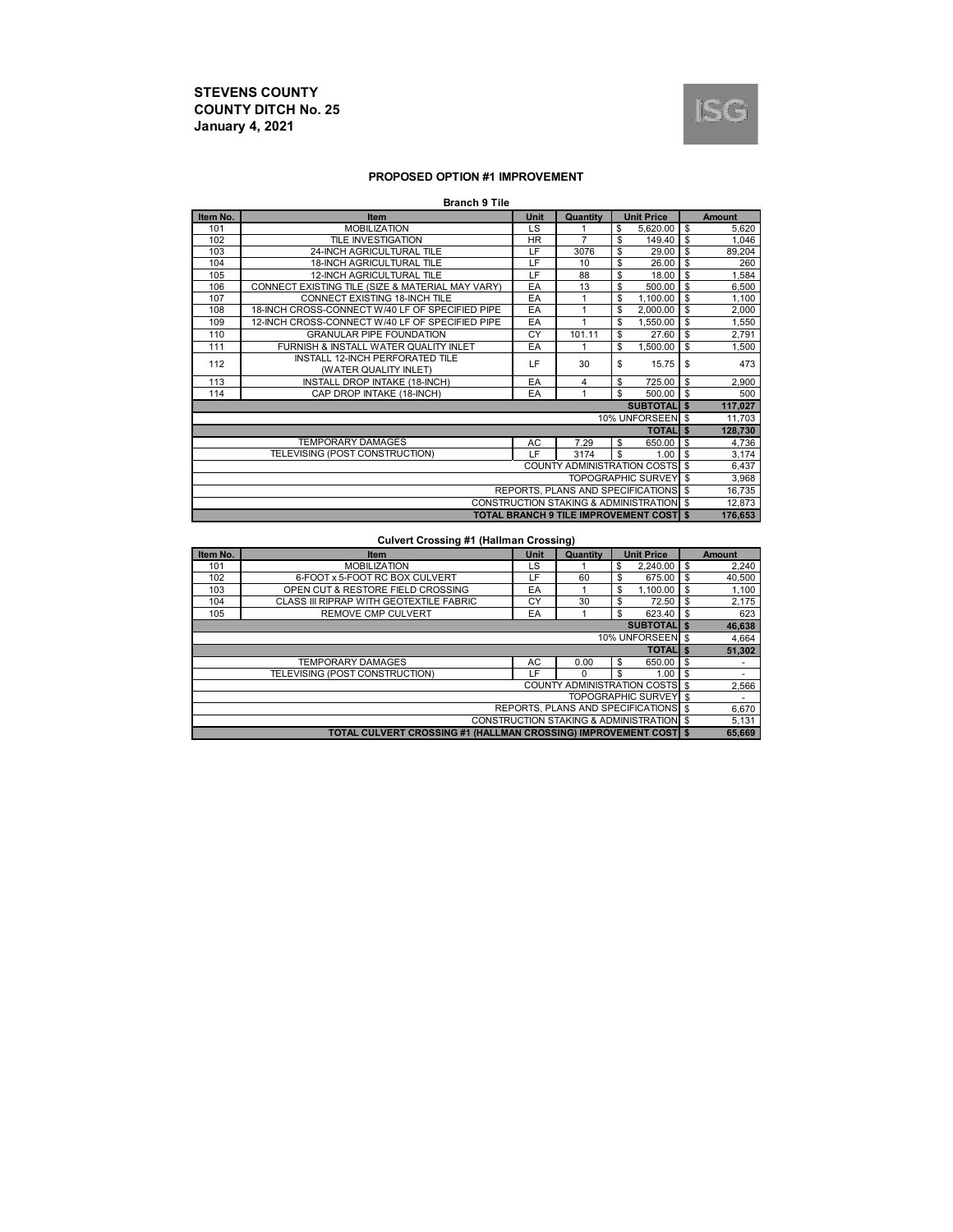**STEVENS COUNTY**
**COUNTY DITCH No. 25**
**January 4, 2021**

ISG

## PROPOSED OPTION #1 IMPROVEMENT

**Branch 9 Tile**

| Item No. | Item | Unit | Quantity | Unit Price | Amount |
|---|---|---|---|---|---|
| 101 | MOBILIZATION | LS | 1 | $ 5,620.00 | $ 5,620 |
| 102 | TILE INVESTIGATION | HR | 7 | $ 149.40 | $ 1,046 |
| 103 | 24-INCH AGRICULTURAL TILE | LF | 3076 | $ 29.00 | $ 89,204 |
| 104 | 18-INCH AGRICULTURAL TILE | LF | 10 | $ 26.00 | $ 260 |
| 105 | 12-INCH AGRICULTURAL TILE | LF | 88 | $ 18.00 | $ 1,584 |
| 106 | CONNECT EXISTING TILE (SIZE & MATERIAL MAY VARY) | EA | 13 | $ 500.00 | $ 6,500 |
| 107 | CONNECT EXISTING 18-INCH TILE | EA | 1 | $ 1,100.00 | $ 1,100 |
| 108 | 18-INCH CROSS-CONNECT W/40 LF OF SPECIFIED PIPE | EA | 1 | $ 2,000.00 | $ 2,000 |
| 109 | 12-INCH CROSS-CONNECT W/40 LF OF SPECIFIED PIPE | EA | 1 | $ 1,550.00 | $ 1,550 |
| 110 | GRANULAR PIPE FOUNDATION | CY | 101.11 | $ 27.60 | $ 2,791 |
| 111 | FURNISH & INSTALL WATER QUALITY INLET | EA | 1 | $ 1,500.00 | $ 1,500 |
| 112 | INSTALL 12-INCH PERFORATED TILE (WATER QUALITY INLET) | LF | 30 | $ 15.75 | $ 473 |
| 113 | INSTALL DROP INTAKE (18-INCH) | EA | 4 | $ 725.00 | $ 2,900 |
| 114 | CAP DROP INTAKE (18-INCH) | EA | 1 | $ 500.00 | $ 500 |
| | | | | **SUBTOTAL** | **$ 117,027** |
| | | | | 10% UNFORSEEN | $ 11,703 |
| | | | | **TOTAL** | **$ 128,730** |
| | TEMPORARY DAMAGES | AC | 7.29 | $ 650.00 | $ 4,736 |
| | TELEVISING (POST CONSTRUCTION) | LF | 3174 | $ 1.00 | $ 3,174 |
| | | | | COUNTY ADMINISTRATION COSTS | $ 6,437 |
| | | | | TOPOGRAPHIC SURVEY | $ 3,968 |
| | | | | REPORTS, PLANS AND SPECIFICATIONS | $ 16,735 |
| | | | | CONSTRUCTION STAKING & ADMINISTRATION | $ 12,873 |
| | | | | **TOTAL BRANCH 9 TILE IMPROVEMENT COST** | **$ 176,653** |

**Culvert Crossing #1 (Hallman Crossing)**

| Item No. | Item | Unit | Quantity | Unit Price | Amount |
|---|---|---|---|---|---|
| 101 | MOBILIZATION | LS | 1 | $ 2,240.00 | $ 2,240 |
| 102 | 6-FOOT x 5-FOOT RC BOX CULVERT | LF | 60 | $ 675.00 | $ 40,500 |
| 103 | OPEN CUT & RESTORE FIELD CROSSING | EA | 1 | $ 1,100.00 | $ 1,100 |
| 104 | CLASS III RIPRAP WITH GEOTEXTILE FABRIC | CY | 30 | $ 72.50 | $ 2,175 |
| 105 | REMOVE CMP CULVERT | EA | 1 | $ 623.40 | $ 623 |
| | | | | **SUBTOTAL** | **$ 46,638** |
| | | | | 10% UNFORSEEN | $ 4,664 |
| | | | | **TOTAL** | **$ 51,302** |
| | TEMPORARY DAMAGES | AC | 0.00 | $ 650.00 | $ - |
| | TELEVISING (POST CONSTRUCTION) | LF | 0 | $ 1.00 | $ - |
| | | | | COUNTY ADMINISTRATION COSTS | $ 2,566 |
| | | | | TOPOGRAPHIC SURVEY | $ - |
| | | | | REPORTS, PLANS AND SPECIFICATIONS | $ 6,670 |
| | | | | CONSTRUCTION STAKING & ADMINISTRATION | $ 5,131 |
| | | | | **TOTAL CULVERT CROSSING #1 (HALLMAN CROSSING) IMPROVEMENT COST** | **$ 65,669** |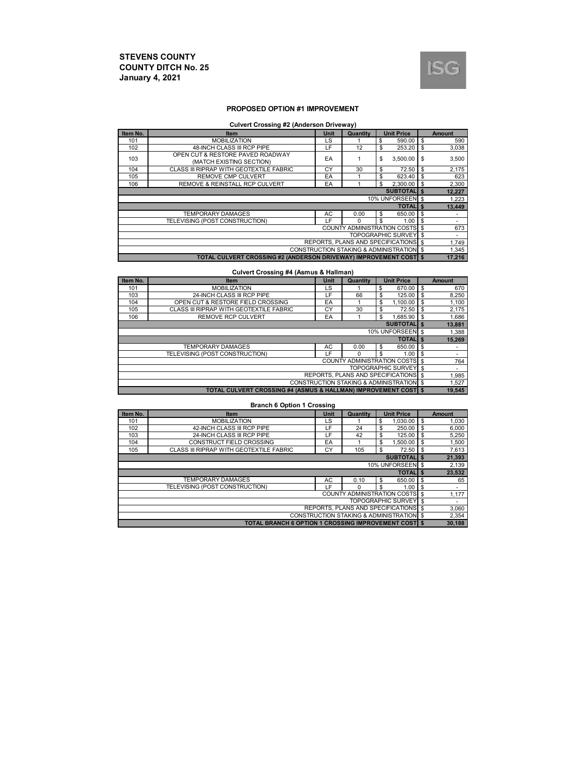**STEVENS COUNTY**
**COUNTY DITCH No. 25**
**January 4, 2021**

ISG

### PROPOSED OPTION #1 IMPROVEMENT

**Culvert Crossing #2 (Anderson Driveway)**

| Item No. | Item | Unit | Quantity | Unit Price | Amount |
|---|---|---|---|---|---|
| 101 | MOBILIZATION | LS | 1 | $ 590.00 | $ 590 |
| 102 | 48-INCH CLASS III RCP PIPE | LF | 12 | $ 253.20 | $ 3,038 |
| 103 | OPEN CUT & RESTORE PAVED ROADWAY (MATCH EXISTING SECTION) | EA | 1 | $ 3,500.00 | $ 3,500 |
| 104 | CLASS III RIPRAP WITH GEOTEXTILE FABRIC | CY | 30 | $ 72.50 | $ 2,175 |
| 105 | REMOVE CMP CULVERT | EA | 1 | $ 623.40 | $ 623 |
| 106 | REMOVE & REINSTALL RCP CULVERT | EA | 1 | $ 2,300.00 | $ 2,300 |
| | | | | **SUBTOTAL** | **$ 12,227** |
| | | | | 10% UNFORSEEN | $ 1,223 |
| | | | | **TOTAL** | **$ 13,449** |
| | TEMPORARY DAMAGES | AC | 0.00 | $ 650.00 | $ - |
| | TELEVISING (POST CONSTRUCTION) | LF | 0 | $ 1.00 | $ - |
| | | | | COUNTY ADMINISTRATION COSTS | $ 673 |
| | | | | TOPOGRAPHIC SURVEY | $ - |
| | | | | REPORTS, PLANS AND SPECIFICATIONS | $ 1,749 |
| | | | | CONSTRUCTION STAKING & ADMINISTRATION | $ 1,345 |
| | | | | **TOTAL CULVERT CROSSING #2 (ANDERSON DRIVEWAY) IMPROVEMENT COST** | **$ 17,216** |

**Culvert Crossing #4 (Asmus & Hallman)**

| Item No. | Item | Unit | Quantity | Unit Price | Amount |
|---|---|---|---|---|---|
| 101 | MOBILIZATION | LS | 1 | $ 670.00 | $ 670 |
| 103 | 24-INCH CLASS III RCP PIPE | LF | 66 | $ 125.00 | $ 8,250 |
| 104 | OPEN CUT & RESTORE FIELD CROSSING | EA | 1 | $ 1,100.00 | $ 1,100 |
| 105 | CLASS III RIPRAP WITH GEOTEXTILE FABRIC | CY | 30 | $ 72.50 | $ 2,175 |
| 106 | REMOVE RCP CULVERT | EA | 1 | $ 1,685.90 | $ 1,686 |
| | | | | **SUBTOTAL** | **$ 13,881** |
| | | | | 10% UNFORSEEN | $ 1,388 |
| | | | | **TOTAL** | **$ 15,269** |
| | TEMPORARY DAMAGES | AC | 0.00 | $ 650.00 | $ - |
| | TELEVISING (POST CONSTRUCTION) | LF | 0 | $ 1.00 | $ - |
| | | | | COUNTY ADMINISTRATION COSTS | $ 764 |
| | | | | TOPOGRAPHIC SURVEY | $ - |
| | | | | REPORTS, PLANS AND SPECIFICATIONS | $ 1,985 |
| | | | | CONSTRUCTION STAKING & ADMINISTRATION | $ 1,527 |
| | | | | **TOTAL CULVERT CROSSING #4 (ASMUS & HALLMAN) IMPROVEMENT COST** | **$ 19,545** |

**Branch 6 Option 1 Crossing**

| Item No. | Item | Unit | Quantity | Unit Price | Amount |
|---|---|---|---|---|---|
| 101 | MOBILIZATION | LS | 1 | $ 1,030.00 | $ 1,030 |
| 102 | 42-INCH CLASS III RCP PIPE | LF | 24 | $ 250.00 | $ 6,000 |
| 103 | 24-INCH CLASS III RCP PIPE | LF | 42 | $ 125.00 | $ 5,250 |
| 104 | CONSTRUCT FIELD CROSSING | EA | 1 | $ 1,500.00 | $ 1,500 |
| 105 | CLASS III RIPRAP WITH GEOTEXTILE FABRIC | CY | 105 | $ 72.50 | $ 7,613 |
| | | | | **SUBTOTAL** | **$ 21,393** |
| | | | | 10% UNFORSEEN | $ 2,139 |
| | | | | **TOTAL** | **$ 23,532** |
| | TEMPORARY DAMAGES | AC | 0.10 | $ 650.00 | $ 65 |
| | TELEVISING (POST CONSTRUCTION) | LF | 0 | $ 1.00 | $ - |
| | | | | COUNTY ADMINISTRATION COSTS | $ 1,177 |
| | | | | TOPOGRAPHIC SURVEY | $ - |
| | | | | REPORTS, PLANS AND SPECIFICATIONS | $ 3,060 |
| | | | | CONSTRUCTION STAKING & ADMINISTRATION | $ 2,354 |
| | | | | **TOTAL BRANCH 6 OPTION 1 CROSSING IMPROVEMENT COST** | **$ 30,188** |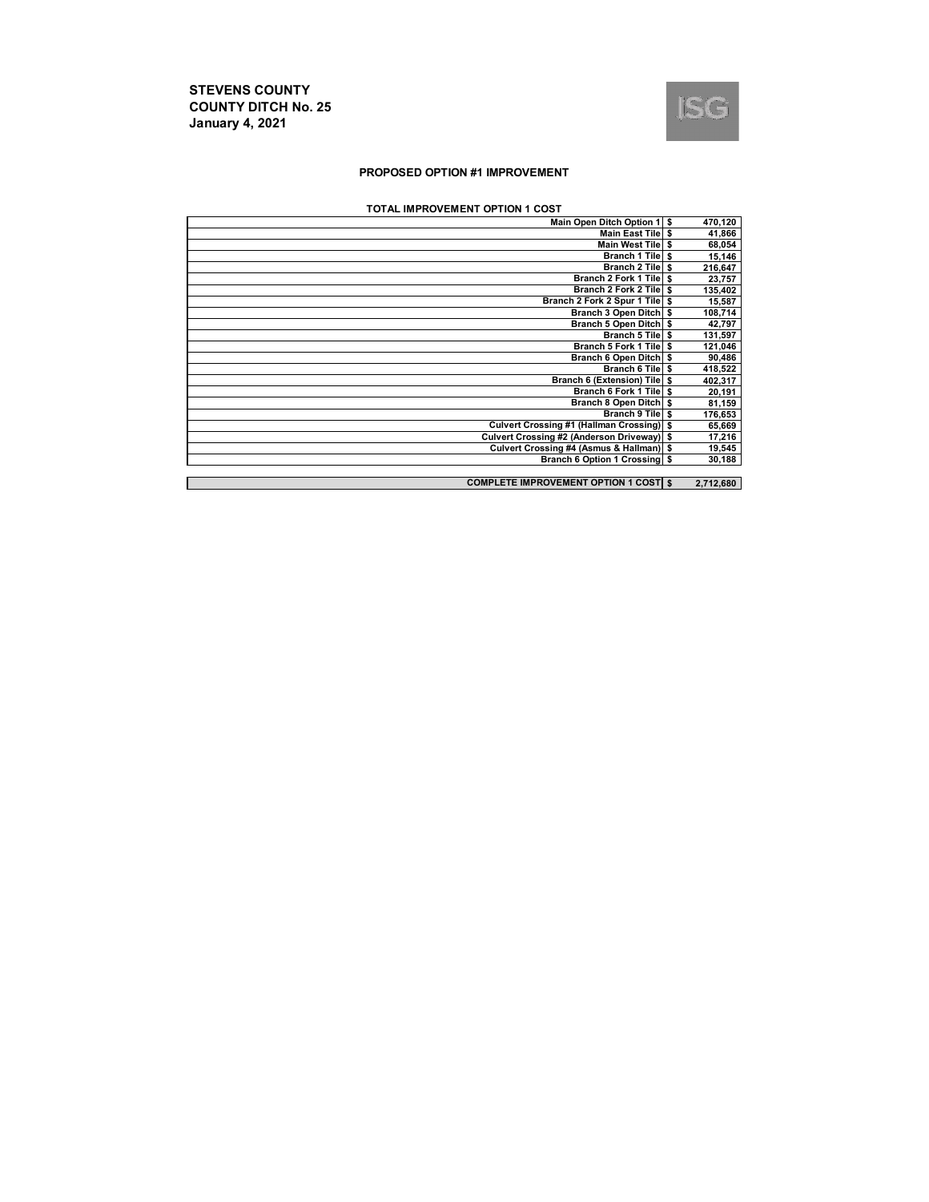**STEVENS COUNTY**
**COUNTY DITCH No. 25**
**January 4, 2021**

ISG

### PROPOSED OPTION #1 IMPROVEMENT

**TOTAL IMPROVEMENT OPTION 1 COST**

| Item | | Cost |
|---|---|---|
| Main Open Ditch Option 1 | $ | 470,120 |
| Main East Tile | $ | 41,866 |
| Main West Tile | $ | 68,054 |
| Branch 1 Tile | $ | 15,146 |
| Branch 2 Tile | $ | 216,647 |
| Branch 2 Fork 1 Tile | $ | 23,757 |
| Branch 2 Fork 2 Tile | $ | 135,402 |
| Branch 2 Fork 2 Spur 1 Tile | $ | 15,587 |
| Branch 3 Open Ditch | $ | 108,714 |
| Branch 5 Open Ditch | $ | 42,797 |
| Branch 5 Tile | $ | 131,597 |
| Branch 5 Fork 1 Tile | $ | 121,046 |
| Branch 6 Open Ditch | $ | 90,486 |
| Branch 6 Tile | $ | 418,522 |
| Branch 6 (Extension) Tile | $ | 402,317 |
| Branch 6 Fork 1 Tile | $ | 20,191 |
| Branch 8 Open Ditch | $ | 81,159 |
| Branch 9 Tile | $ | 176,653 |
| Culvert Crossing #1 (Hallman Crossing) | $ | 65,669 |
| Culvert Crossing #2 (Anderson Driveway) | $ | 17,216 |
| Culvert Crossing #4 (Asmus & Hallman) | $ | 19,545 |
| Branch 6 Option 1 Crossing | $ | 30,188 |
| **COMPLETE IMPROVEMENT OPTION 1 COST** | **$** | **2,712,680** |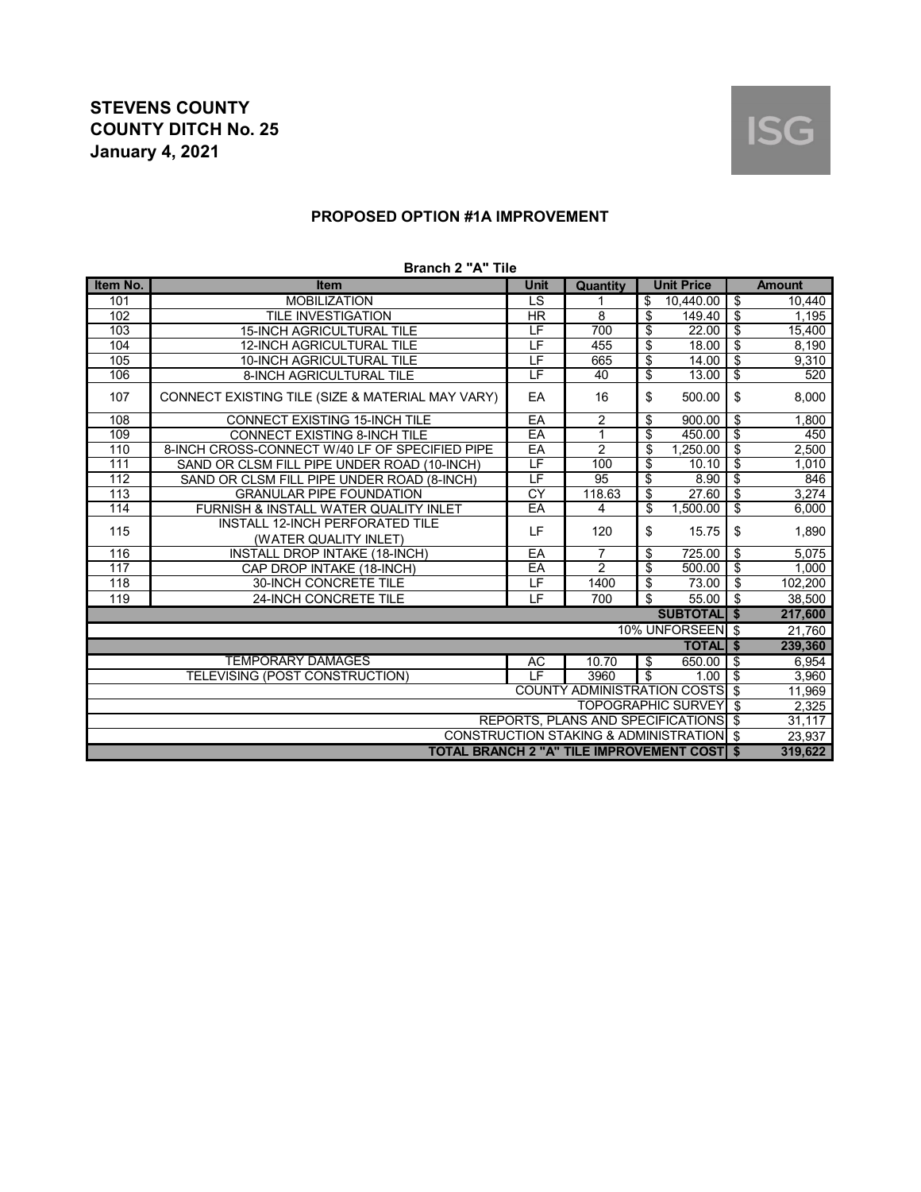# STEVENS COUNTY
# COUNTY DITCH No. 25
# January 4, 2021

ISG

## PROPOSED OPTION #1A IMPROVEMENT

**Branch 2 "A" Tile**

| Item No. | Item | Unit | Quantity | Unit Price | Amount |
|---|---|---|---|---|---|
| 101 | MOBILIZATION | LS | 1 | $ 10,440.00 | $ 10,440 |
| 102 | TILE INVESTIGATION | HR | 8 | $ 149.40 | $ 1,195 |
| 103 | 15-INCH AGRICULTURAL TILE | LF | 700 | $ 22.00 | $ 15,400 |
| 104 | 12-INCH AGRICULTURAL TILE | LF | 455 | $ 18.00 | $ 8,190 |
| 105 | 10-INCH AGRICULTURAL TILE | LF | 665 | $ 14.00 | $ 9,310 |
| 106 | 8-INCH AGRICULTURAL TILE | LF | 40 | $ 13.00 | $ 520 |
| 107 | CONNECT EXISTING TILE (SIZE & MATERIAL MAY VARY) | EA | 16 | $ 500.00 | $ 8,000 |
| 108 | CONNECT EXISTING 15-INCH TILE | EA | 2 | $ 900.00 | $ 1,800 |
| 109 | CONNECT EXISTING 8-INCH TILE | EA | 1 | $ 450.00 | $ 450 |
| 110 | 8-INCH CROSS-CONNECT W/40 LF OF SPECIFIED PIPE | EA | 2 | $ 1,250.00 | $ 2,500 |
| 111 | SAND OR CLSM FILL PIPE UNDER ROAD (10-INCH) | LF | 100 | $ 10.10 | $ 1,010 |
| 112 | SAND OR CLSM FILL PIPE UNDER ROAD (8-INCH) | LF | 95 | $ 8.90 | $ 846 |
| 113 | GRANULAR PIPE FOUNDATION | CY | 118.63 | $ 27.60 | $ 3,274 |
| 114 | FURNISH & INSTALL WATER QUALITY INLET | EA | 4 | $ 1,500.00 | $ 6,000 |
| 115 | INSTALL 12-INCH PERFORATED TILE (WATER QUALITY INLET) | LF | 120 | $ 15.75 | $ 1,890 |
| 116 | INSTALL DROP INTAKE (18-INCH) | EA | 7 | $ 725.00 | $ 5,075 |
| 117 | CAP DROP INTAKE (18-INCH) | EA | 2 | $ 500.00 | $ 1,000 |
| 118 | 30-INCH CONCRETE TILE | LF | 1400 | $ 73.00 | $ 102,200 |
| 119 | 24-INCH CONCRETE TILE | LF | 700 | $ 55.00 | $ 38,500 |
| | | | | **SUBTOTAL** | **$ 217,600** |
| | | | | 10% UNFORSEEN | $ 21,760 |
| | | | | **TOTAL** | **$ 239,360** |
| | TEMPORARY DAMAGES | AC | 10.70 | $ 650.00 | $ 6,954 |
| | TELEVISING (POST CONSTRUCTION) | LF | 3960 | $ 1.00 | $ 3,960 |
| | | | | COUNTY ADMINISTRATION COSTS | $ 11,969 |
| | | | | TOPOGRAPHIC SURVEY | $ 2,325 |
| | | | | REPORTS, PLANS AND SPECIFICATIONS | $ 31,117 |
| | | | | CONSTRUCTION STAKING & ADMINISTRATION | $ 23,937 |
| | | | | **TOTAL BRANCH 2 "A" TILE IMPROVEMENT COST** | **$ 319,622** |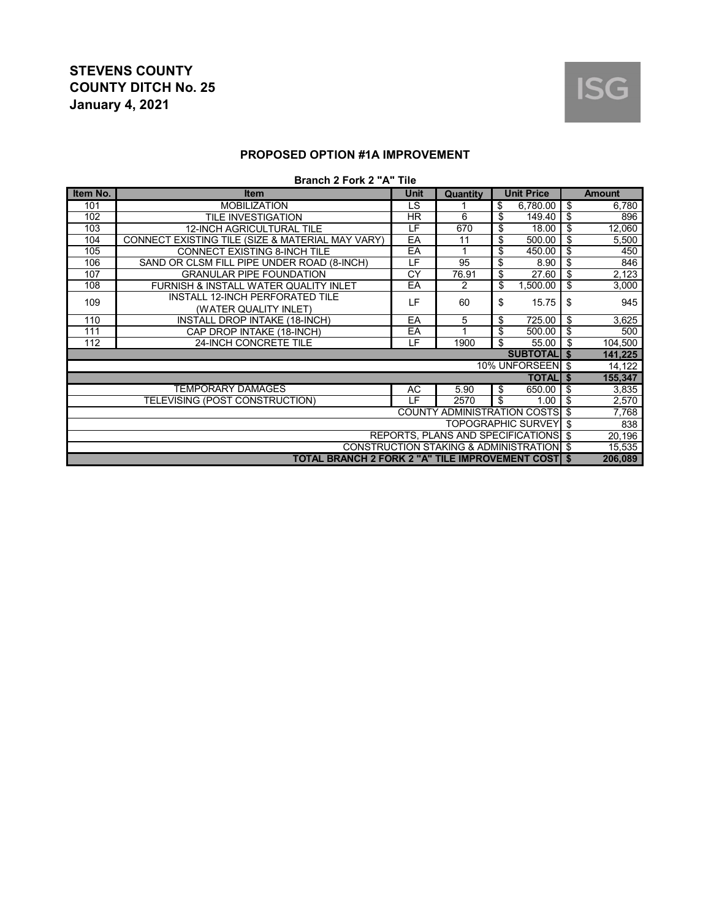**STEVENS COUNTY**
**COUNTY DITCH No. 25**
**January 4, 2021**

ISG

## PROPOSED OPTION #1A IMPROVEMENT

**Branch 2 Fork 2 "A" Tile**

| Item No. | Item | Unit | Quantity | Unit Price | Amount |
|---|---|---|---|---|---|
| 101 | MOBILIZATION | LS | 1 | $ 6,780.00 | $ 6,780 |
| 102 | TILE INVESTIGATION | HR | 6 | $ 149.40 | $ 896 |
| 103 | 12-INCH AGRICULTURAL TILE | LF | 670 | $ 18.00 | $ 12,060 |
| 104 | CONNECT EXISTING TILE (SIZE & MATERIAL MAY VARY) | EA | 11 | $ 500.00 | $ 5,500 |
| 105 | CONNECT EXISTING 8-INCH TILE | EA | 1 | $ 450.00 | $ 450 |
| 106 | SAND OR CLSM FILL PIPE UNDER ROAD (8-INCH) | LF | 95 | $ 8.90 | $ 846 |
| 107 | GRANULAR PIPE FOUNDATION | CY | 76.91 | $ 27.60 | $ 2,123 |
| 108 | FURNISH & INSTALL WATER QUALITY INLET | EA | 2 | $ 1,500.00 | $ 3,000 |
| 109 | INSTALL 12-INCH PERFORATED TILE (WATER QUALITY INLET) | LF | 60 | $ 15.75 | $ 945 |
| 110 | INSTALL DROP INTAKE (18-INCH) | EA | 5 | $ 725.00 | $ 3,625 |
| 111 | CAP DROP INTAKE (18-INCH) | EA | 1 | $ 500.00 | $ 500 |
| 112 | 24-INCH CONCRETE TILE | LF | 1900 | $ 55.00 | $ 104,500 |
| | | | | **SUBTOTAL** | **$ 141,225** |
| | | | | 10% UNFORSEEN | $ 14,122 |
| | | | | **TOTAL** | **$ 155,347** |
| | TEMPORARY DAMAGES | AC | 5.90 | $ 650.00 | $ 3,835 |
| | TELEVISING (POST CONSTRUCTION) | LF | 2570 | $ 1.00 | $ 2,570 |
| | | | | COUNTY ADMINISTRATION COSTS | $ 7,768 |
| | | | | TOPOGRAPHIC SURVEY | $ 838 |
| | | | | REPORTS, PLANS AND SPECIFICATIONS | $ 20,196 |
| | | | | CONSTRUCTION STAKING & ADMINISTRATION | $ 15,535 |
| | | | | **TOTAL BRANCH 2 FORK 2 "A" TILE IMPROVEMENT COST** | **$ 206,089** |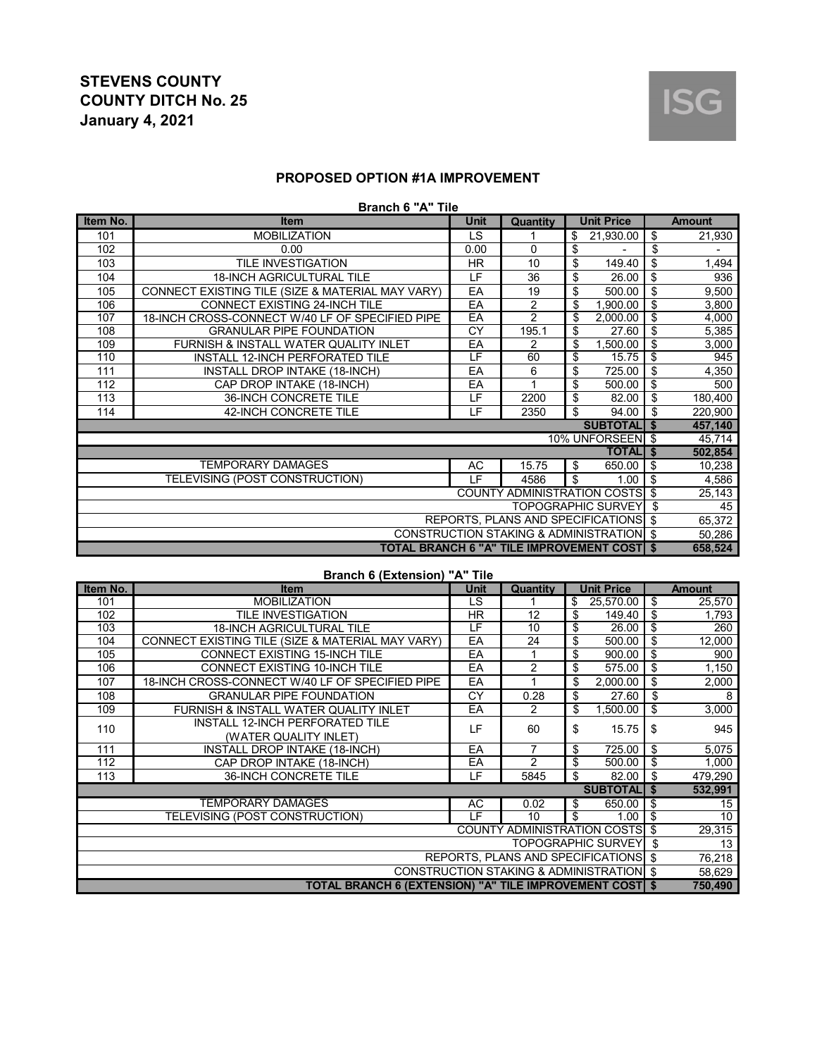# STEVENS COUNTY
# COUNTY DITCH No. 25
# January 4, 2021

ISG

## PROPOSED OPTION #1A IMPROVEMENT

### Branch 6 "A" Tile

| Item No. | Item | Unit | Quantity | Unit Price | Amount |
|---|---|---|---|---|---|
| 101 | MOBILIZATION | LS | 1 | $ 21,930.00 | $ 21,930 |
| 102 | 0.00 | 0.00 | 0 | $ - | $ - |
| 103 | TILE INVESTIGATION | HR | 10 | $ 149.40 | $ 1,494 |
| 104 | 18-INCH AGRICULTURAL TILE | LF | 36 | $ 26.00 | $ 936 |
| 105 | CONNECT EXISTING TILE (SIZE & MATERIAL MAY VARY) | EA | 19 | $ 500.00 | $ 9,500 |
| 106 | CONNECT EXISTING 24-INCH TILE | EA | 2 | $ 1,900.00 | $ 3,800 |
| 107 | 18-INCH CROSS-CONNECT W/40 LF OF SPECIFIED PIPE | EA | 2 | $ 2,000.00 | $ 4,000 |
| 108 | GRANULAR PIPE FOUNDATION | CY | 195.1 | $ 27.60 | $ 5,385 |
| 109 | FURNISH & INSTALL WATER QUALITY INLET | EA | 2 | $ 1,500.00 | $ 3,000 |
| 110 | INSTALL 12-INCH PERFORATED TILE | LF | 60 | $ 15.75 | $ 945 |
| 111 | INSTALL DROP INTAKE (18-INCH) | EA | 6 | $ 725.00 | $ 4,350 |
| 112 | CAP DROP INTAKE (18-INCH) | EA | 1 | $ 500.00 | $ 500 |
| 113 | 36-INCH CONCRETE TILE | LF | 2200 | $ 82.00 | $ 180,400 |
| 114 | 42-INCH CONCRETE TILE | LF | 2350 | $ 94.00 | $ 220,900 |
| | | | | **SUBTOTAL** | **$ 457,140** |
| | | | | 10% UNFORSEEN | $ 45,714 |
| | | | | **TOTAL** | **$ 502,854** |
| | TEMPORARY DAMAGES | AC | 15.75 | $ 650.00 | $ 10,238 |
| | TELEVISING (POST CONSTRUCTION) | LF | 4586 | $ 1.00 | $ 4,586 |
| | | | | COUNTY ADMINISTRATION COSTS | $ 25,143 |
| | | | | TOPOGRAPHIC SURVEY | $ 45 |
| | | | | REPORTS, PLANS AND SPECIFICATIONS | $ 65,372 |
| | | | | CONSTRUCTION STAKING & ADMINISTRATION | $ 50,286 |
| | | | | **TOTAL BRANCH 6 "A" TILE IMPROVEMENT COST** | **$ 658,524** |

### Branch 6 (Extension) "A" Tile

| Item No. | Item | Unit | Quantity | Unit Price | Amount |
|---|---|---|---|---|---|
| 101 | MOBILIZATION | LS | 1 | $ 25,570.00 | $ 25,570 |
| 102 | TILE INVESTIGATION | HR | 12 | $ 149.40 | $ 1,793 |
| 103 | 18-INCH AGRICULTURAL TILE | LF | 10 | $ 26.00 | $ 260 |
| 104 | CONNECT EXISTING TILE (SIZE & MATERIAL MAY VARY) | EA | 24 | $ 500.00 | $ 12,000 |
| 105 | CONNECT EXISTING 15-INCH TILE | EA | 1 | $ 900.00 | $ 900 |
| 106 | CONNECT EXISTING 10-INCH TILE | EA | 2 | $ 575.00 | $ 1,150 |
| 107 | 18-INCH CROSS-CONNECT W/40 LF OF SPECIFIED PIPE | EA | 1 | $ 2,000.00 | $ 2,000 |
| 108 | GRANULAR PIPE FOUNDATION | CY | 0.28 | $ 27.60 | $ 8 |
| 109 | FURNISH & INSTALL WATER QUALITY INLET | EA | 2 | $ 1,500.00 | $ 3,000 |
| 110 | INSTALL 12-INCH PERFORATED TILE (WATER QUALITY INLET) | LF | 60 | $ 15.75 | $ 945 |
| 111 | INSTALL DROP INTAKE (18-INCH) | EA | 7 | $ 725.00 | $ 5,075 |
| 112 | CAP DROP INTAKE (18-INCH) | EA | 2 | $ 500.00 | $ 1,000 |
| 113 | 36-INCH CONCRETE TILE | LF | 5845 | $ 82.00 | $ 479,290 |
| | | | | **SUBTOTAL** | **$ 532,991** |
| | TEMPORARY DAMAGES | AC | 0.02 | $ 650.00 | $ 15 |
| | TELEVISING (POST CONSTRUCTION) | LF | 10 | $ 1.00 | $ 10 |
| | | | | COUNTY ADMINISTRATION COSTS | $ 29,315 |
| | | | | TOPOGRAPHIC SURVEY | $ 13 |
| | | | | REPORTS, PLANS AND SPECIFICATIONS | $ 76,218 |
| | | | | CONSTRUCTION STAKING & ADMINISTRATION | $ 58,629 |
| | | | | **TOTAL BRANCH 6 (EXTENSION) "A" TILE IMPROVEMENT COST** | **$ 750,490** |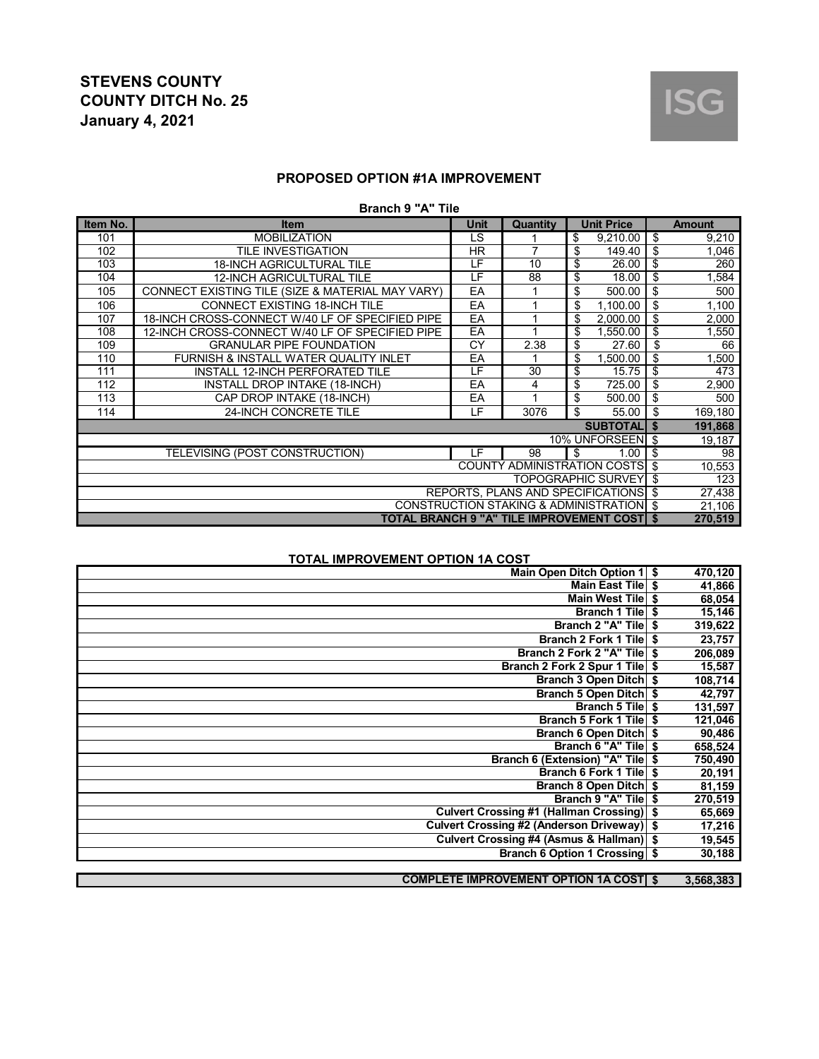# STEVENS COUNTY
# COUNTY DITCH No. 25
# January 4, 2021

ISG

## PROPOSED OPTION #1A IMPROVEMENT

### Branch 9 "A" Tile

| Item No. | Item | Unit | Quantity | Unit Price | Amount |
|---|---|---|---|---|---|
| 101 | MOBILIZATION | LS | 1 | $ 9,210.00 | $ 9,210 |
| 102 | TILE INVESTIGATION | HR | 7 | $ 149.40 | $ 1,046 |
| 103 | 18-INCH AGRICULTURAL TILE | LF | 10 | $ 26.00 | $ 260 |
| 104 | 12-INCH AGRICULTURAL TILE | LF | 88 | $ 18.00 | $ 1,584 |
| 105 | CONNECT EXISTING TILE (SIZE & MATERIAL MAY VARY) | EA | 1 | $ 500.00 | $ 500 |
| 106 | CONNECT EXISTING 18-INCH TILE | EA | 1 | $ 1,100.00 | $ 1,100 |
| 107 | 18-INCH CROSS-CONNECT W/40 LF OF SPECIFIED PIPE | EA | 1 | $ 2,000.00 | $ 2,000 |
| 108 | 12-INCH CROSS-CONNECT W/40 LF OF SPECIFIED PIPE | EA | 1 | $ 1,550.00 | $ 1,550 |
| 109 | GRANULAR PIPE FOUNDATION | CY | 2.38 | $ 27.60 | $ 66 |
| 110 | FURNISH & INSTALL WATER QUALITY INLET | EA | 1 | $ 1,500.00 | $ 1,500 |
| 111 | INSTALL 12-INCH PERFORATED TILE | LF | 30 | $ 15.75 | $ 473 |
| 112 | INSTALL DROP INTAKE (18-INCH) | EA | 4 | $ 725.00 | $ 2,900 |
| 113 | CAP DROP INTAKE (18-INCH) | EA | 1 | $ 500.00 | $ 500 |
| 114 | 24-INCH CONCRETE TILE | LF | 3076 | $ 55.00 | $ 169,180 |
| | | | | **SUBTOTAL** | **$ 191,868** |
| | | | | 10% UNFORSEEN | $ 19,187 |
| | TELEVISING (POST CONSTRUCTION) | LF | 98 | $ 1.00 | $ 98 |
| | | | | COUNTY ADMINISTRATION COSTS | $ 10,553 |
| | | | | TOPOGRAPHIC SURVEY | $ 123 |
| | | | | REPORTS, PLANS AND SPECIFICATIONS | $ 27,438 |
| | | | | CONSTRUCTION STAKING & ADMINISTRATION | $ 21,106 |
| | | | | **TOTAL BRANCH 9 "A" TILE IMPROVEMENT COST** | **$ 270,519** |

### TOTAL IMPROVEMENT OPTION 1A COST

| Item | Amount |
|---|---|
| **Main Open Ditch Option 1** | **$ 470,120** |
| **Main East Tile** | **$ 41,866** |
| **Main West Tile** | **$ 68,054** |
| **Branch 1 Tile** | **$ 15,146** |
| **Branch 2 "A" Tile** | **$ 319,622** |
| **Branch 2 Fork 1 Tile** | **$ 23,757** |
| **Branch 2 Fork 2 "A" Tile** | **$ 206,089** |
| **Branch 2 Fork 2 Spur 1 Tile** | **$ 15,587** |
| **Branch 3 Open Ditch** | **$ 108,714** |
| **Branch 5 Open Ditch** | **$ 42,797** |
| **Branch 5 Tile** | **$ 131,597** |
| **Branch 5 Fork 1 Tile** | **$ 121,046** |
| **Branch 6 Open Ditch** | **$ 90,486** |
| **Branch 6 "A" Tile** | **$ 658,524** |
| **Branch 6 (Extension) "A" Tile** | **$ 750,490** |
| **Branch 6 Fork 1 Tile** | **$ 20,191** |
| **Branch 8 Open Ditch** | **$ 81,159** |
| **Branch 9 "A" Tile** | **$ 270,519** |
| **Culvert Crossing #1 (Hallman Crossing)** | **$ 65,669** |
| **Culvert Crossing #2 (Anderson Driveway)** | **$ 17,216** |
| **Culvert Crossing #4 (Asmus & Hallman)** | **$ 19,545** |
| **Branch 6 Option 1 Crossing** | **$ 30,188** |
| **COMPLETE IMPROVEMENT OPTION 1A COST** | **$ 3,568,383** |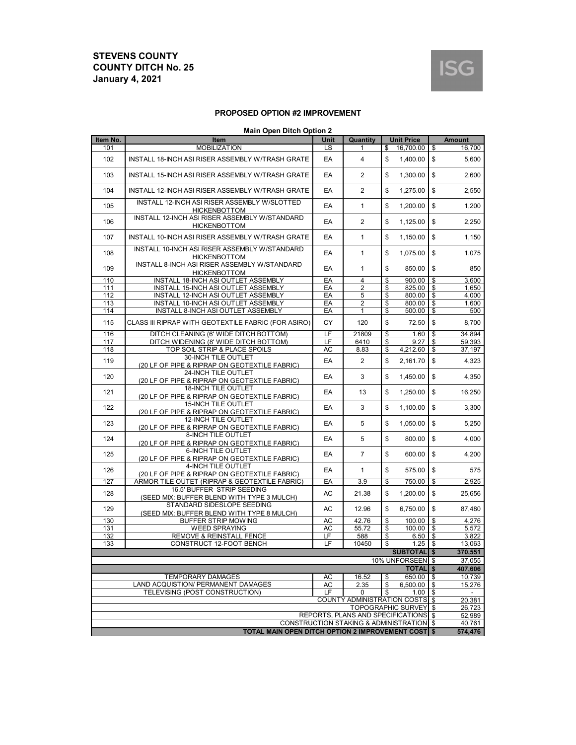**STEVENS COUNTY**
**COUNTY DITCH No. 25**
**January 4, 2021**

ISG

### PROPOSED OPTION #2 IMPROVEMENT

**Main Open Ditch Option 2**

| Item No. | Item | Unit | Quantity | Unit Price | Amount |
|---|---|---|---|---|---|
| 101 | MOBILIZATION | LS | 1 | $ 16,700.00 | $ 16,700 |
| 102 | INSTALL 18-INCH ASI RISER ASSEMBLY W/TRASH GRATE | EA | 4 | $ 1,400.00 | $ 5,600 |
| 103 | INSTALL 15-INCH ASI RISER ASSEMBLY W/TRASH GRATE | EA | 2 | $ 1,300.00 | $ 2,600 |
| 104 | INSTALL 12-INCH ASI RISER ASSEMBLY W/TRASH GRATE | EA | 2 | $ 1,275.00 | $ 2,550 |
| 105 | INSTALL 12-INCH ASI RISER ASSEMBLY W/SLOTTED HICKENBOTTOM | EA | 1 | $ 1,200.00 | $ 1,200 |
| 106 | INSTALL 12-INCH ASI RISER ASSEMBLY W/STANDARD HICKENBOTTOM | EA | 2 | $ 1,125.00 | $ 2,250 |
| 107 | INSTALL 10-INCH ASI RISER ASSEMBLY W/TRASH GRATE | EA | 1 | $ 1,150.00 | $ 1,150 |
| 108 | INSTALL 10-INCH ASI RISER ASSEMBLY W/STANDARD HICKENBOTTOM | EA | 1 | $ 1,075.00 | $ 1,075 |
| 109 | INSTALL 8-INCH ASI RISER ASSEMBLY W/STANDARD HICKENBOTTOM | EA | 1 | $ 850.00 | $ 850 |
| 110 | INSTALL 18-INCH ASI OUTLET ASSEMBLY | EA | 4 | $ 900.00 | $ 3,600 |
| 111 | INSTALL 15-INCH ASI OUTLET ASSEMBLY | EA | 2 | $ 825.00 | $ 1,650 |
| 112 | INSTALL 12-INCH ASI OUTLET ASSEMBLY | EA | 5 | $ 800.00 | $ 4,000 |
| 113 | INSTALL 10-INCH ASI OUTLET ASSEMBLY | EA | 2 | $ 800.00 | $ 1,600 |
| 114 | INSTALL 8-INCH ASI OUTLET ASSEMBLY | EA | 1 | $ 500.00 | $ 500 |
| 115 | CLASS III RIPRAP WITH GEOTEXTILE FABRIC (FOR ASIRO) | CY | 120 | $ 72.50 | $ 8,700 |
| 116 | DITCH CLEANING (6' WIDE DITCH BOTTOM) | LF | 21809 | $ 1.60 | $ 34,894 |
| 117 | DITCH WIDENING (8' WIDE DITCH BOTTOM) | LF | 6410 | $ 9.27 | $ 59,393 |
| 118 | TOP SOIL STRIP & PLACE SPOILS | AC | 8.83 | $ 4,212.60 | $ 37,197 |
| 119 | 30-INCH TILE OUTLET (20 LF OF PIPE & RIPRAP ON GEOTEXTILE FABRIC) | EA | 2 | $ 2,161.70 | $ 4,323 |
| 120 | 24-INCH TILE OUTLET (20 LF OF PIPE & RIPRAP ON GEOTEXTILE FABRIC) | EA | 3 | $ 1,450.00 | $ 4,350 |
| 121 | 18-INCH TILE OUTLET (20 LF OF PIPE & RIPRAP ON GEOTEXTILE FABRIC) | EA | 13 | $ 1,250.00 | $ 16,250 |
| 122 | 15-INCH TILE OUTLET (20 LF OF PIPE & RIPRAP ON GEOTEXTILE FABRIC) | EA | 3 | $ 1,100.00 | $ 3,300 |
| 123 | 12-INCH TILE OUTLET (20 LF OF PIPE & RIPRAP ON GEOTEXTILE FABRIC) | EA | 5 | $ 1,050.00 | $ 5,250 |
| 124 | 8-INCH TILE OUTLET (20 LF OF PIPE & RIPRAP ON GEOTEXTILE FABRIC) | EA | 5 | $ 800.00 | $ 4,000 |
| 125 | 6-INCH TILE OUTLET (20 LF OF PIPE & RIPRAP ON GEOTEXTILE FABRIC) | EA | 7 | $ 600.00 | $ 4,200 |
| 126 | 4-INCH TILE OUTLET (20 LF OF PIPE & RIPRAP ON GEOTEXTILE FABRIC) | EA | 1 | $ 575.00 | $ 575 |
| 127 | ARMOR TILE OUTET (RIPRAP & GEOTEXTILE FABRIC) | EA | 3.9 | $ 750.00 | $ 2,925 |
| 128 | 16.5' BUFFER STRIP SEEDING (SEED MIX: BUFFER BLEND WITH TYPE 3 MULCH) | AC | 21.38 | $ 1,200.00 | $ 25,656 |
| 129 | STANDARD SIDESLOPE SEEDING (SEED MIX: BUFFER BLEND WITH TYPE 8 MULCH) | AC | 12.96 | $ 6,750.00 | $ 87,480 |
| 130 | BUFFER STRIP MOWING | AC | 42.76 | $ 100.00 | $ 4,276 |
| 131 | WEED SPRAYING | AC | 55.72 | $ 100.00 | $ 5,572 |
| 132 | REMOVE & REINSTALL FENCE | LF | 588 | $ 6.50 | $ 3,822 |
| 133 | CONSTRUCT 12-FOOT BENCH | LF | 10450 | $ 1.25 | $ 13,063 |
| | | | | **SUBTOTAL** | **$ 370,551** |
| | | | | 10% UNFORSEEN | $ 37,055 |
| | | | | **TOTAL** | **$ 407,606** |
| | TEMPORARY DAMAGES | AC | 16.52 | $ 650.00 | $ 10,739 |
| | LAND ACQUISTION/ PERMANENT DAMAGES | AC | 2.35 | $ 6,500.00 | $ 15,276 |
| | TELEVISING (POST CONSTRUCTION) | LF | 0 | $ 1.00 | $ - |
| | | | | COUNTY ADMINISTRATION COSTS | $ 20,381 |
| | | | | TOPOGRAPHIC SURVEY | $ 26,723 |
| | | | | REPORTS, PLANS AND SPECIFICATIONS | $ 52,989 |
| | | | | CONSTRUCTION STAKING & ADMINISTRATION | $ 40,761 |
| | | | | **TOTAL MAIN OPEN DITCH OPTION 2 IMPROVEMENT COST** | **$ 574,476** |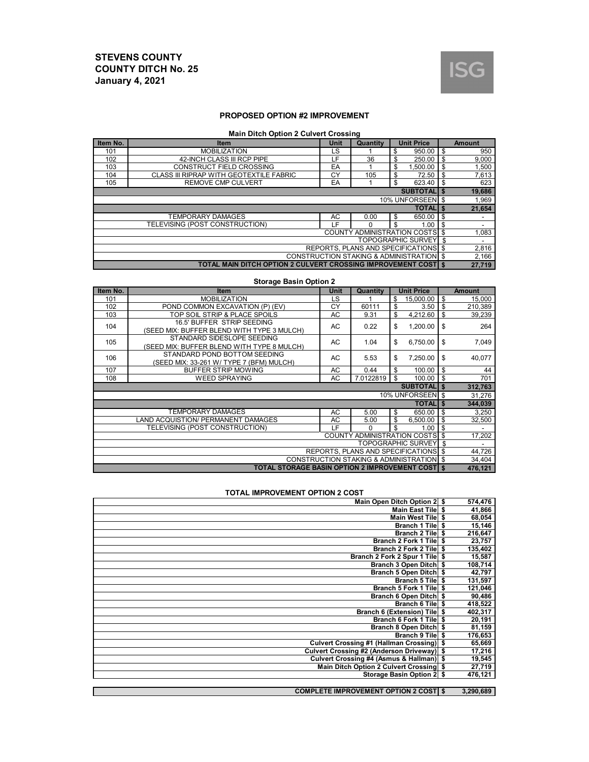# STEVENS COUNTY
# COUNTY DITCH No. 25
# January 4, 2021

ISG

## PROPOSED OPTION #2 IMPROVEMENT

### Main Ditch Option 2 Culvert Crossing

| Item No. | Item | Unit | Quantity | Unit Price | Amount |
|---|---|---|---|---|---|
| 101 | MOBILIZATION | LS | 1 | $ 950.00 | $ 950 |
| 102 | 42-INCH CLASS III RCP PIPE | LF | 36 | $ 250.00 | $ 9,000 |
| 103 | CONSTRUCT FIELD CROSSING | EA | 1 | $ 1,500.00 | $ 1,500 |
| 104 | CLASS III RIPRAP WITH GEOTEXTILE FABRIC | CY | 105 | $ 72.50 | $ 7,613 |
| 105 | REMOVE CMP CULVERT | EA | 1 | $ 623.40 | $ 623 |
| | | | | **SUBTOTAL** | **$ 19,686** |
| | | | | 10% UNFORSEEN | $ 1,969 |
| | | | | **TOTAL** | **$ 21,654** |
| | TEMPORARY DAMAGES | AC | 0.00 | $ 650.00 | $ - |
| | TELEVISING (POST CONSTRUCTION) | LF | 0 | $ 1.00 | $ - |
| | | | | COUNTY ADMINISTRATION COSTS | $ 1,083 |
| | | | | TOPOGRAPHIC SURVEY | $ - |
| | | | | REPORTS, PLANS AND SPECIFICATIONS | $ 2,816 |
| | | | | CONSTRUCTION STAKING & ADMINISTRATION | $ 2,166 |
| | | | | **TOTAL MAIN DITCH OPTION 2 CULVERT CROSSING IMPROVEMENT COST** | **$ 27,719** |

### Storage Basin Option 2

| Item No. | Item | Unit | Quantity | Unit Price | Amount |
|---|---|---|---|---|---|
| 101 | MOBILIZATION | LS | 1 | $ 15,000.00 | $ 15,000 |
| 102 | POND COMMON EXCAVATION (P) (EV) | CY | 60111 | $ 3.50 | $ 210,389 |
| 103 | TOP SOIL STRIP & PLACE SPOILS | AC | 9.31 | $ 4,212.60 | $ 39,239 |
| 104 | 16.5' BUFFER STRIP SEEDING (SEED MIX: BUFFER BLEND WITH TYPE 3 MULCH) | AC | 0.22 | $ 1,200.00 | $ 264 |
| 105 | STANDARD SIDESLOPE SEEDING (SEED MIX: BUFFER BLEND WITH TYPE 8 MULCH) | AC | 1.04 | $ 6,750.00 | $ 7,049 |
| 106 | STANDARD POND BOTTOM SEEDING (SEED MIX: 33-261 W/ TYPE 7 (BFM) MULCH) | AC | 5.53 | $ 7,250.00 | $ 40,077 |
| 107 | BUFFER STRIP MOWING | AC | 0.44 | $ 100.00 | $ 44 |
| 108 | WEED SPRAYING | AC | 7.0122819 | $ 100.00 | $ 701 |
| | | | | **SUBTOTAL** | **$ 312,763** |
| | | | | 10% UNFORSEEN | $ 31,276 |
| | | | | **TOTAL** | **$ 344,039** |
| | TEMPORARY DAMAGES | AC | 5.00 | $ 650.00 | $ 3,250 |
| | LAND ACQUISTION/ PERMANENT DAMAGES | AC | 5.00 | $ 6,500.00 | $ 32,500 |
| | TELEVISING (POST CONSTRUCTION) | LF | 0 | $ 1.00 | $ - |
| | | | | COUNTY ADMINISTRATION COSTS | $ 17,202 |
| | | | | TOPOGRAPHIC SURVEY | $ - |
| | | | | REPORTS, PLANS AND SPECIFICATIONS | $ 44,726 |
| | | | | CONSTRUCTION STAKING & ADMINISTRATION | $ 34,404 |
| | | | | **TOTAL STORAGE BASIN OPTION 2 IMPROVEMENT COST** | **$ 476,121** |

### TOTAL IMPROVEMENT OPTION 2 COST

| Item | Amount |
|---|---|
| **Main Open Ditch Option 2** | **$ 574,476** |
| **Main East Tile** | **$ 41,866** |
| **Main West Tile** | **$ 68,054** |
| **Branch 1 Tile** | **$ 15,146** |
| **Branch 2 Tile** | **$ 216,647** |
| **Branch 2 Fork 1 Tile** | **$ 23,757** |
| **Branch 2 Fork 2 Tile** | **$ 135,402** |
| **Branch 2 Fork 2 Spur 1 Tile** | **$ 15,587** |
| **Branch 3 Open Ditch** | **$ 108,714** |
| **Branch 5 Open Ditch** | **$ 42,797** |
| **Branch 5 Tile** | **$ 131,597** |
| **Branch 5 Fork 1 Tile** | **$ 121,046** |
| **Branch 6 Open Ditch** | **$ 90,486** |
| **Branch 6 Tile** | **$ 418,522** |
| **Branch 6 (Extension) Tile** | **$ 402,317** |
| **Branch 6 Fork 1 Tile** | **$ 20,191** |
| **Branch 8 Open Ditch** | **$ 81,159** |
| **Branch 9 Tile** | **$ 176,653** |
| **Culvert Crossing #1 (Hallman Crossing)** | **$ 65,669** |
| **Culvert Crossing #2 (Anderson Driveway)** | **$ 17,216** |
| **Culvert Crossing #4 (Asmus & Hallman)** | **$ 19,545** |
| **Main Ditch Option 2 Culvert Crossing** | **$ 27,719** |
| **Storage Basin Option 2** | **$ 476,121** |
| **COMPLETE IMPROVEMENT OPTION 2 COST** | **$ 3,290,689** |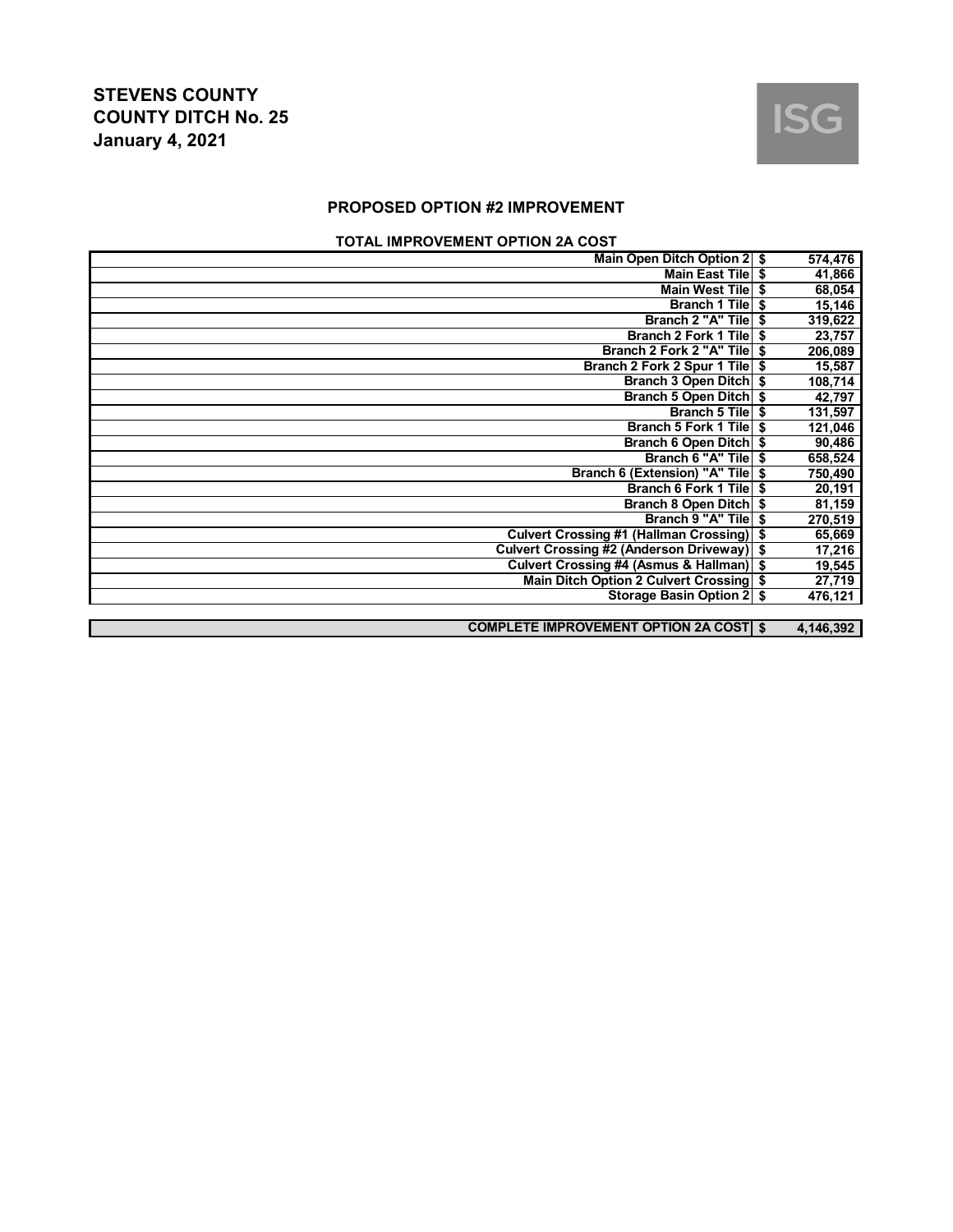**STEVENS COUNTY**
**COUNTY DITCH No. 25**
**January 4, 2021**

ISG

## PROPOSED OPTION #2 IMPROVEMENT

### TOTAL IMPROVEMENT OPTION 2A COST

| Item | | Cost |
|---|---|---|
| Main Open Ditch Option 2 | $ | 574,476 |
| Main East Tile | $ | 41,866 |
| Main West Tile | $ | 68,054 |
| Branch 1 Tile | $ | 15,146 |
| Branch 2 "A" Tile | $ | 319,622 |
| Branch 2 Fork 1 Tile | $ | 23,757 |
| Branch 2 Fork 2 "A" Tile | $ | 206,089 |
| Branch 2 Fork 2 Spur 1 Tile | $ | 15,587 |
| Branch 3 Open Ditch | $ | 108,714 |
| Branch 5 Open Ditch | $ | 42,797 |
| Branch 5 Tile | $ | 131,597 |
| Branch 5 Fork 1 Tile | $ | 121,046 |
| Branch 6 Open Ditch | $ | 90,486 |
| Branch 6 "A" Tile | $ | 658,524 |
| Branch 6 (Extension) "A" Tile | $ | 750,490 |
| Branch 6 Fork 1 Tile | $ | 20,191 |
| Branch 8 Open Ditch | $ | 81,159 |
| Branch 9 "A" Tile | $ | 270,519 |
| Culvert Crossing #1 (Hallman Crossing) | $ | 65,669 |
| Culvert Crossing #2 (Anderson Driveway) | $ | 17,216 |
| Culvert Crossing #4 (Asmus & Hallman) | $ | 19,545 |
| Main Ditch Option 2 Culvert Crossing | $ | 27,719 |
| Storage Basin Option 2 | $ | 476,121 |
| **COMPLETE IMPROVEMENT OPTION 2A COST** | **$** | **4,146,392** |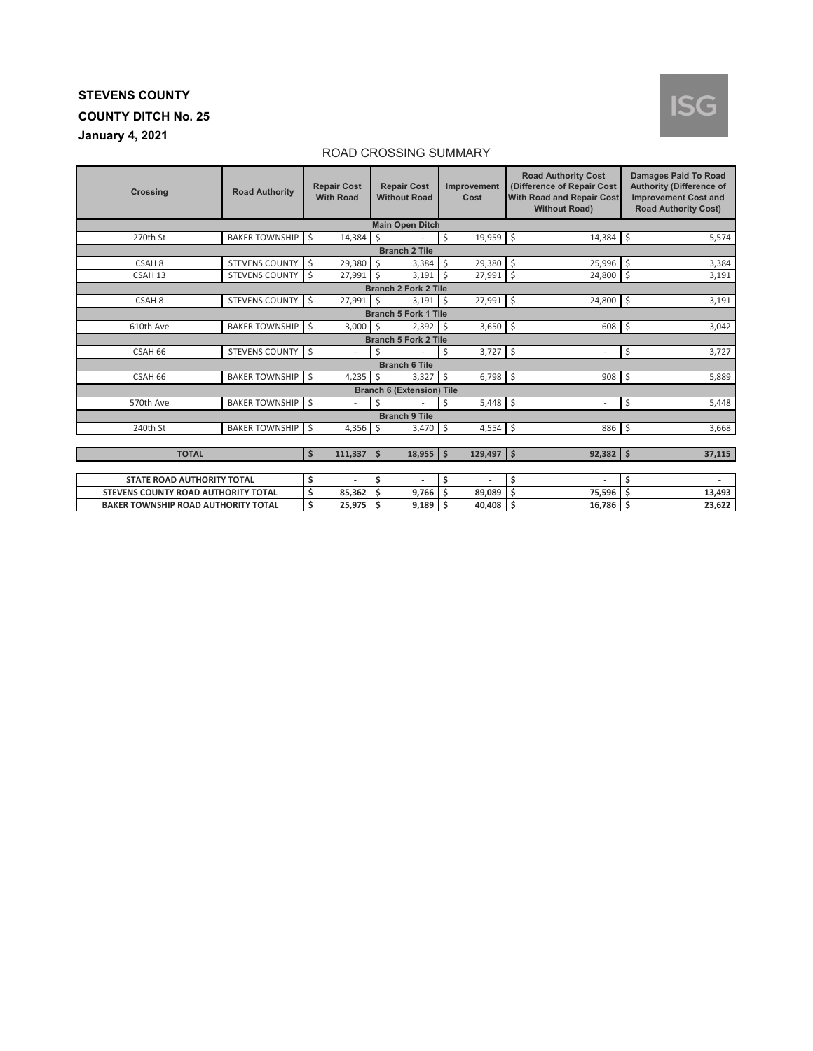**STEVENS COUNTY**

**COUNTY DITCH No. 25**

**January 4, 2021**

ISG

ROAD CROSSING SUMMARY

| Crossing | Road Authority | Repair Cost With Road | Repair Cost Without Road | Improvement Cost | Road Authority Cost (Difference of Repair Cost With Road and Repair Cost Without Road) | Damages Paid To Road Authority (Difference of Improvement Cost and Road Authority Cost) |
|---|---|---|---|---|---|---|
| **Main Open Ditch** | | | | | | |
| 270th St | BAKER TOWNSHIP | $ 14,384 | $ - | $ 19,959 | $ 14,384 | $ 5,574 |
| **Branch 2 Tile** | | | | | | |
| CSAH 8 | STEVENS COUNTY | $ 29,380 | $ 3,384 | $ 29,380 | $ 25,996 | $ 3,384 |
| CSAH 13 | STEVENS COUNTY | $ 27,991 | $ 3,191 | $ 27,991 | $ 24,800 | $ 3,191 |
| **Branch 2 Fork 2 Tile** | | | | | | |
| CSAH 8 | STEVENS COUNTY | $ 27,991 | $ 3,191 | $ 27,991 | $ 24,800 | $ 3,191 |
| **Branch 5 Fork 1 Tile** | | | | | | |
| 610th Ave | BAKER TOWNSHIP | $ 3,000 | $ 2,392 | $ 3,650 | $ 608 | $ 3,042 |
| **Branch 5 Fork 2 Tile** | | | | | | |
| CSAH 66 | STEVENS COUNTY | $ - | $ - | $ 3,727 | $ - | $ 3,727 |
| **Branch 6 Tile** | | | | | | |
| CSAH 66 | BAKER TOWNSHIP | $ 4,235 | $ 3,327 | $ 6,798 | $ 908 | $ 5,889 |
| **Branch 6 (Extension) Tile** | | | | | | |
| 570th Ave | BAKER TOWNSHIP | $ - | $ - | $ 5,448 | $ - | $ 5,448 |
| **Branch 9 Tile** | | | | | | |
| 240th St | BAKER TOWNSHIP | $ 4,356 | $ 3,470 | $ 4,554 | $ 886 | $ 3,668 |
| **TOTAL** | | **$ 111,337** | **$ 18,955** | **$ 129,497** | **$ 92,382** | **$ 37,115** |

| | Repair Cost With Road | Repair Cost Without Road | Improvement Cost | Road Authority Cost | Damages Paid To Road Authority |
|---|---|---|---|---|---|
| **STATE ROAD AUTHORITY TOTAL** | **$ -** | **$ -** | **$ -** | **$ -** | **$ -** |
| **STEVENS COUNTY ROAD AUTHORITY TOTAL** | **$ 85,362** | **$ 9,766** | **$ 89,089** | **$ 75,596** | **$ 13,493** |
| **BAKER TOWNSHIP ROAD AUTHORITY TOTAL** | **$ 25,975** | **$ 9,189** | **$ 40,408** | **$ 16,786** | **$ 23,622** |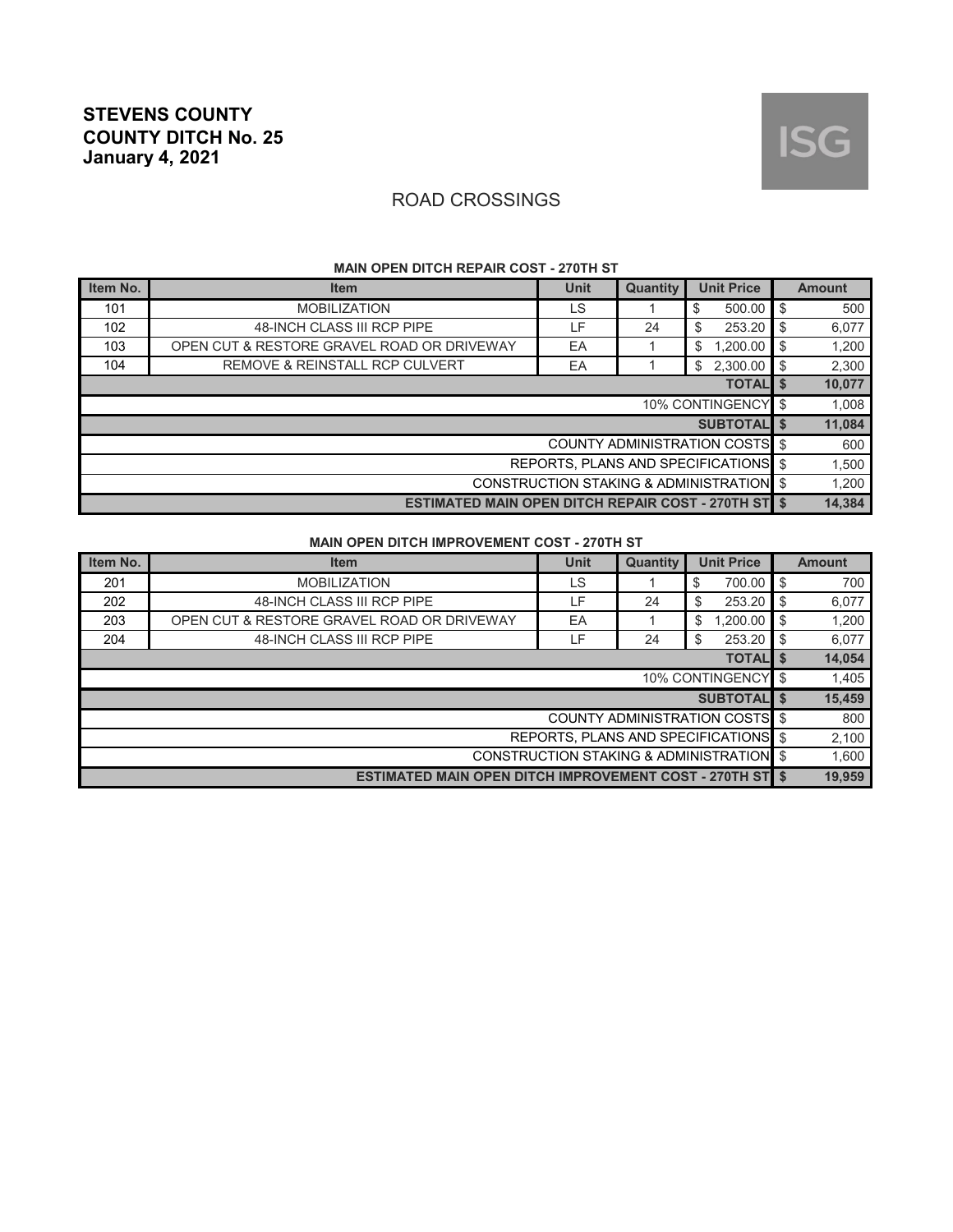**STEVENS COUNTY**
**COUNTY DITCH No. 25**
**January 4, 2021**

ISG

## ROAD CROSSINGS

### MAIN OPEN DITCH REPAIR COST - 270TH ST

| Item No. | Item | Unit | Quantity | Unit Price | Amount |
|---|---|---|---|---|---|
| 101 | MOBILIZATION | LS | 1 | $ 500.00 | $ 500 |
| 102 | 48-INCH CLASS III RCP PIPE | LF | 24 | $ 253.20 | $ 6,077 |
| 103 | OPEN CUT & RESTORE GRAVEL ROAD OR DRIVEWAY | EA | 1 | $ 1,200.00 | $ 1,200 |
| 104 | REMOVE & REINSTALL RCP CULVERT | EA | 1 | $ 2,300.00 | $ 2,300 |
| | | | | **TOTAL** | **$ 10,077** |
| | | | | 10% CONTINGENCY | $ 1,008 |
| | | | | **SUBTOTAL** | **$ 11,084** |
| | | | | COUNTY ADMINISTRATION COSTS | $ 600 |
| | | | | REPORTS, PLANS AND SPECIFICATIONS | $ 1,500 |
| | | | | CONSTRUCTION STAKING & ADMINISTRATION | $ 1,200 |
| | | | | **ESTIMATED MAIN OPEN DITCH REPAIR COST - 270TH ST** | **$ 14,384** |

### MAIN OPEN DITCH IMPROVEMENT COST - 270TH ST

| Item No. | Item | Unit | Quantity | Unit Price | Amount |
|---|---|---|---|---|---|
| 201 | MOBILIZATION | LS | 1 | $ 700.00 | $ 700 |
| 202 | 48-INCH CLASS III RCP PIPE | LF | 24 | $ 253.20 | $ 6,077 |
| 203 | OPEN CUT & RESTORE GRAVEL ROAD OR DRIVEWAY | EA | 1 | $ 1,200.00 | $ 1,200 |
| 204 | 48-INCH CLASS III RCP PIPE | LF | 24 | $ 253.20 | $ 6,077 |
| | | | | **TOTAL** | **$ 14,054** |
| | | | | 10% CONTINGENCY | $ 1,405 |
| | | | | **SUBTOTAL** | **$ 15,459** |
| | | | | COUNTY ADMINISTRATION COSTS | $ 800 |
| | | | | REPORTS, PLANS AND SPECIFICATIONS | $ 2,100 |
| | | | | CONSTRUCTION STAKING & ADMINISTRATION | $ 1,600 |
| | | | | **ESTIMATED MAIN OPEN DITCH IMPROVEMENT COST - 270TH ST** | **$ 19,959** |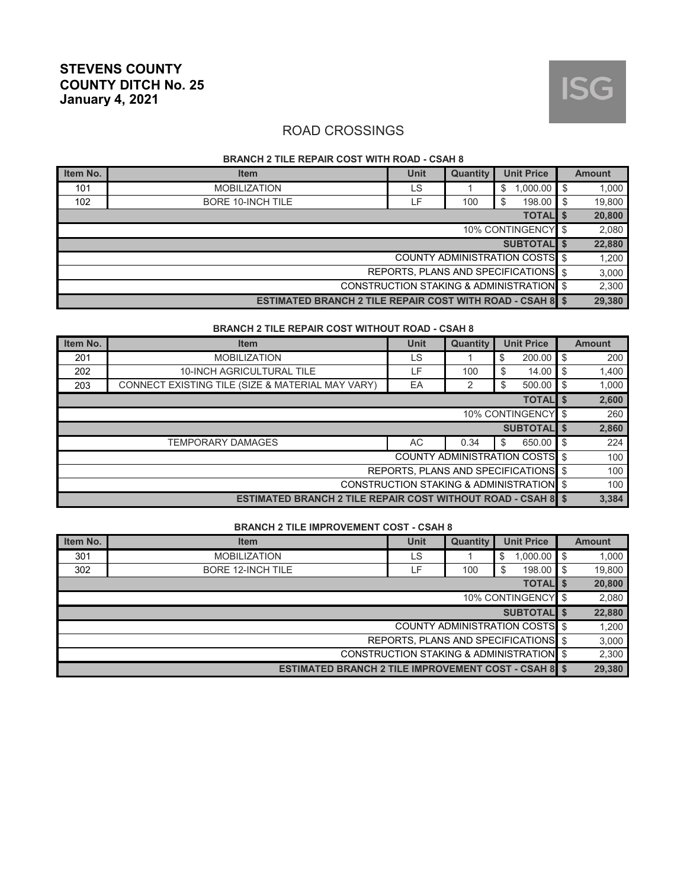# STEVENS COUNTY
# COUNTY DITCH No. 25
# January 4, 2021

ISG

## ROAD CROSSINGS

### BRANCH 2 TILE REPAIR COST WITH ROAD - CSAH 8

| Item No. | Item | Unit | Quantity | Unit Price | Amount |
|---|---|---|---|---|---|
| 101 | MOBILIZATION | LS | 1 | $ 1,000.00 | $ 1,000 |
| 102 | BORE 10-INCH TILE | LF | 100 | $ 198.00 | $ 19,800 |
| | | | | **TOTAL** | **$ 20,800** |
| | | | | 10% CONTINGENCY | $ 2,080 |
| | | | | **SUBTOTAL** | **$ 22,880** |
| | | | | COUNTY ADMINISTRATION COSTS | $ 1,200 |
| | | | | REPORTS, PLANS AND SPECIFICATIONS | $ 3,000 |
| | | | | CONSTRUCTION STAKING & ADMINISTRATION | $ 2,300 |
| | | | | **ESTIMATED BRANCH 2 TILE REPAIR COST WITH ROAD - CSAH 8** | **$ 29,380** |

### BRANCH 2 TILE REPAIR COST WITHOUT ROAD - CSAH 8

| Item No. | Item | Unit | Quantity | Unit Price | Amount |
|---|---|---|---|---|---|
| 201 | MOBILIZATION | LS | 1 | $ 200.00 | $ 200 |
| 202 | 10-INCH AGRICULTURAL TILE | LF | 100 | $ 14.00 | $ 1,400 |
| 203 | CONNECT EXISTING TILE (SIZE & MATERIAL MAY VARY) | EA | 2 | $ 500.00 | $ 1,000 |
| | | | | **TOTAL** | **$ 2,600** |
| | | | | 10% CONTINGENCY | $ 260 |
| | | | | **SUBTOTAL** | **$ 2,860** |
| | TEMPORARY DAMAGES | AC | 0.34 | $ 650.00 | $ 224 |
| | | | | COUNTY ADMINISTRATION COSTS | $ 100 |
| | | | | REPORTS, PLANS AND SPECIFICATIONS | $ 100 |
| | | | | CONSTRUCTION STAKING & ADMINISTRATION | $ 100 |
| | | | | **ESTIMATED BRANCH 2 TILE REPAIR COST WITHOUT ROAD - CSAH 8** | **$ 3,384** |

### BRANCH 2 TILE IMPROVEMENT COST - CSAH 8

| Item No. | Item | Unit | Quantity | Unit Price | Amount |
|---|---|---|---|---|---|
| 301 | MOBILIZATION | LS | 1 | $ 1,000.00 | $ 1,000 |
| 302 | BORE 12-INCH TILE | LF | 100 | $ 198.00 | $ 19,800 |
| | | | | **TOTAL** | **$ 20,800** |
| | | | | 10% CONTINGENCY | $ 2,080 |
| | | | | **SUBTOTAL** | **$ 22,880** |
| | | | | COUNTY ADMINISTRATION COSTS | $ 1,200 |
| | | | | REPORTS, PLANS AND SPECIFICATIONS | $ 3,000 |
| | | | | CONSTRUCTION STAKING & ADMINISTRATION | $ 2,300 |
| | | | | **ESTIMATED BRANCH 2 TILE IMPROVEMENT COST - CSAH 8** | **$ 29,380** |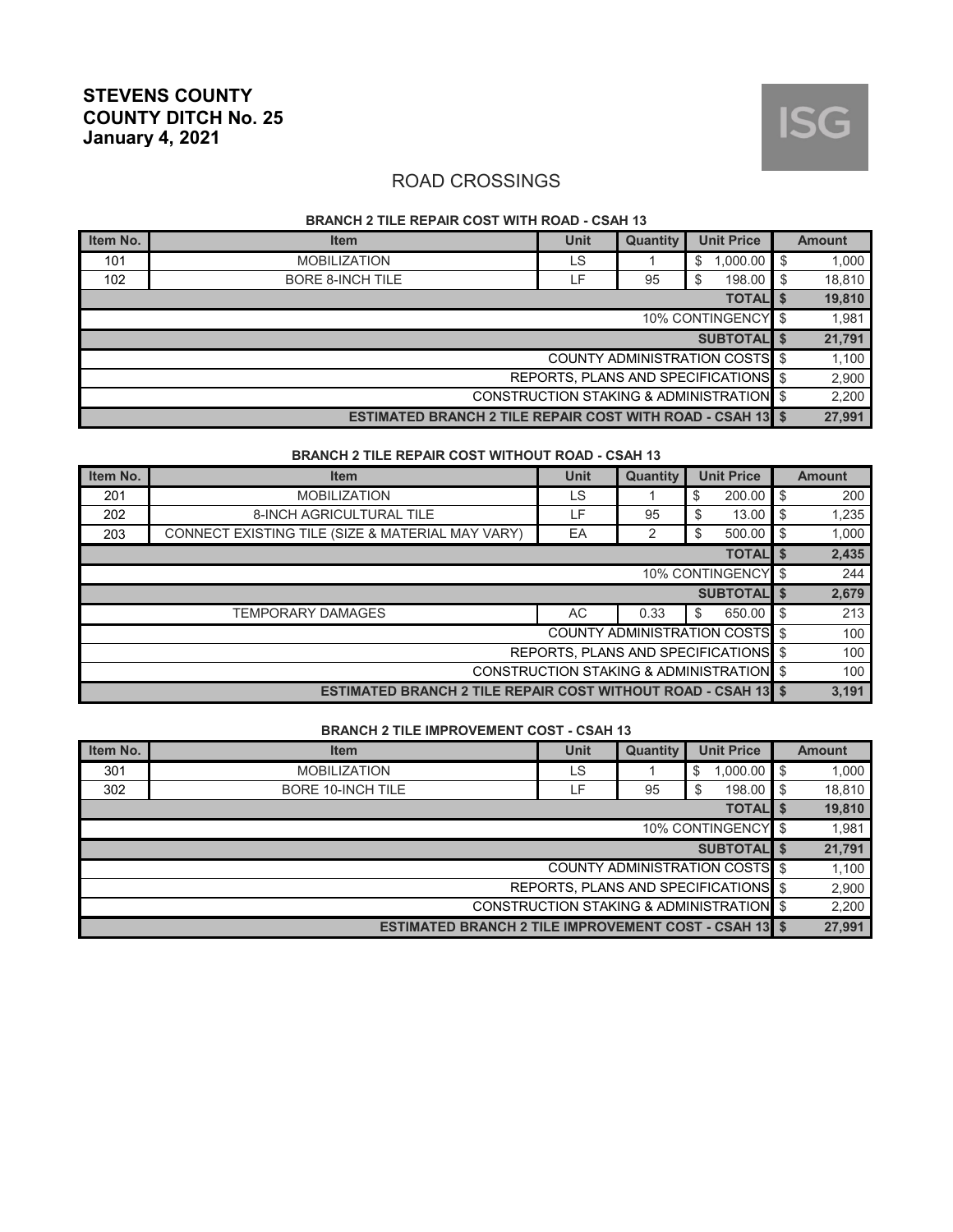**STEVENS COUNTY**
**COUNTY DITCH No. 25**
**January 4, 2021**

ISG

## ROAD CROSSINGS

### BRANCH 2 TILE REPAIR COST WITH ROAD - CSAH 13

| Item No. | Item | Unit | Quantity | Unit Price | Amount |
|---|---|---|---|---|---|
| 101 | MOBILIZATION | LS | 1 | $ 1,000.00 | $ 1,000 |
| 102 | BORE 8-INCH TILE | LF | 95 | $ 198.00 | $ 18,810 |
| | | | | **TOTAL** | **$ 19,810** |
| | | | | 10% CONTINGENCY | $ 1,981 |
| | | | | **SUBTOTAL** | **$ 21,791** |
| | | | | COUNTY ADMINISTRATION COSTS | $ 1,100 |
| | | | | REPORTS, PLANS AND SPECIFICATIONS | $ 2,900 |
| | | | | CONSTRUCTION STAKING & ADMINISTRATION | $ 2,200 |
| | | | | **ESTIMATED BRANCH 2 TILE REPAIR COST WITH ROAD - CSAH 13** | **$ 27,991** |

### BRANCH 2 TILE REPAIR COST WITHOUT ROAD - CSAH 13

| Item No. | Item | Unit | Quantity | Unit Price | Amount |
|---|---|---|---|---|---|
| 201 | MOBILIZATION | LS | 1 | $ 200.00 | $ 200 |
| 202 | 8-INCH AGRICULTURAL TILE | LF | 95 | $ 13.00 | $ 1,235 |
| 203 | CONNECT EXISTING TILE (SIZE & MATERIAL MAY VARY) | EA | 2 | $ 500.00 | $ 1,000 |
| | | | | **TOTAL** | **$ 2,435** |
| | | | | 10% CONTINGENCY | $ 244 |
| | | | | **SUBTOTAL** | **$ 2,679** |
| | TEMPORARY DAMAGES | AC | 0.33 | $ 650.00 | $ 213 |
| | | | | COUNTY ADMINISTRATION COSTS | $ 100 |
| | | | | REPORTS, PLANS AND SPECIFICATIONS | $ 100 |
| | | | | CONSTRUCTION STAKING & ADMINISTRATION | $ 100 |
| | | | | **ESTIMATED BRANCH 2 TILE REPAIR COST WITHOUT ROAD - CSAH 13** | **$ 3,191** |

### BRANCH 2 TILE IMPROVEMENT COST - CSAH 13

| Item No. | Item | Unit | Quantity | Unit Price | Amount |
|---|---|---|---|---|---|
| 301 | MOBILIZATION | LS | 1 | $ 1,000.00 | $ 1,000 |
| 302 | BORE 10-INCH TILE | LF | 95 | $ 198.00 | $ 18,810 |
| | | | | **TOTAL** | **$ 19,810** |
| | | | | 10% CONTINGENCY | $ 1,981 |
| | | | | **SUBTOTAL** | **$ 21,791** |
| | | | | COUNTY ADMINISTRATION COSTS | $ 1,100 |
| | | | | REPORTS, PLANS AND SPECIFICATIONS | $ 2,900 |
| | | | | CONSTRUCTION STAKING & ADMINISTRATION | $ 2,200 |
| | | | | **ESTIMATED BRANCH 2 TILE IMPROVEMENT COST - CSAH 13** | **$ 27,991** |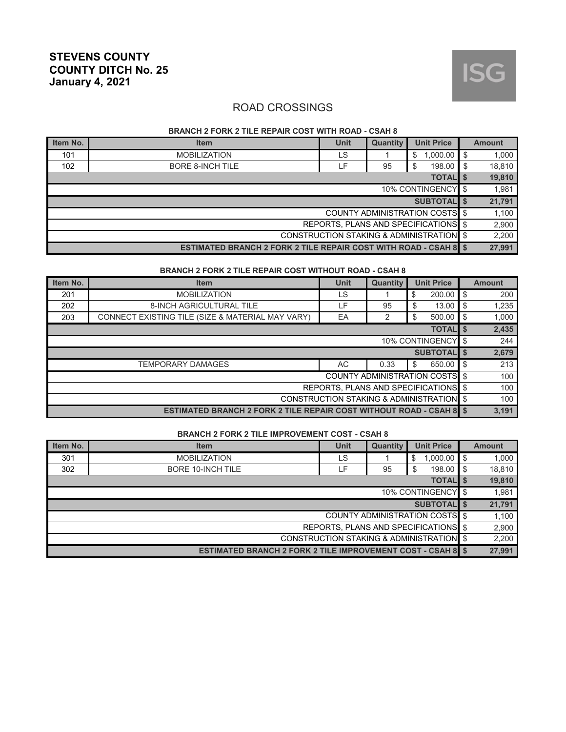**STEVENS COUNTY**
**COUNTY DITCH No. 25**
**January 4, 2021**

ISG

## ROAD CROSSINGS

### BRANCH 2 FORK 2 TILE REPAIR COST WITH ROAD - CSAH 8

| Item No. | Item | Unit | Quantity | Unit Price | Amount |
|---|---|---|---|---|---|
| 101 | MOBILIZATION | LS | 1 | $ 1,000.00 | $ 1,000 |
| 102 | BORE 8-INCH TILE | LF | 95 | $ 198.00 | $ 18,810 |
| | | | | **TOTAL** | **$ 19,810** |
| | | | | 10% CONTINGENCY | $ 1,981 |
| | | | | **SUBTOTAL** | **$ 21,791** |
| | | | | COUNTY ADMINISTRATION COSTS | $ 1,100 |
| | | | | REPORTS, PLANS AND SPECIFICATIONS | $ 2,900 |
| | | | | CONSTRUCTION STAKING & ADMINISTRATION | $ 2,200 |
| | | | | **ESTIMATED BRANCH 2 FORK 2 TILE REPAIR COST WITH ROAD - CSAH 8** | **$ 27,991** |

### BRANCH 2 FORK 2 TILE REPAIR COST WITHOUT ROAD - CSAH 8

| Item No. | Item | Unit | Quantity | Unit Price | Amount |
|---|---|---|---|---|---|
| 201 | MOBILIZATION | LS | 1 | $ 200.00 | $ 200 |
| 202 | 8-INCH AGRICULTURAL TILE | LF | 95 | $ 13.00 | $ 1,235 |
| 203 | CONNECT EXISTING TILE (SIZE & MATERIAL MAY VARY) | EA | 2 | $ 500.00 | $ 1,000 |
| | | | | **TOTAL** | **$ 2,435** |
| | | | | 10% CONTINGENCY | $ 244 |
| | | | | **SUBTOTAL** | **$ 2,679** |
| | TEMPORARY DAMAGES | AC | 0.33 | $ 650.00 | $ 213 |
| | | | | COUNTY ADMINISTRATION COSTS | $ 100 |
| | | | | REPORTS, PLANS AND SPECIFICATIONS | $ 100 |
| | | | | CONSTRUCTION STAKING & ADMINISTRATION | $ 100 |
| | | | | **ESTIMATED BRANCH 2 FORK 2 TILE REPAIR COST WITHOUT ROAD - CSAH 8** | **$ 3,191** |

### BRANCH 2 FORK 2 TILE IMPROVEMENT COST - CSAH 8

| Item No. | Item | Unit | Quantity | Unit Price | Amount |
|---|---|---|---|---|---|
| 301 | MOBILIZATION | LS | 1 | $ 1,000.00 | $ 1,000 |
| 302 | BORE 10-INCH TILE | LF | 95 | $ 198.00 | $ 18,810 |
| | | | | **TOTAL** | **$ 19,810** |
| | | | | 10% CONTINGENCY | $ 1,981 |
| | | | | **SUBTOTAL** | **$ 21,791** |
| | | | | COUNTY ADMINISTRATION COSTS | $ 1,100 |
| | | | | REPORTS, PLANS AND SPECIFICATIONS | $ 2,900 |
| | | | | CONSTRUCTION STAKING & ADMINISTRATION | $ 2,200 |
| | | | | **ESTIMATED BRANCH 2 FORK 2 TILE IMPROVEMENT COST - CSAH 8** | **$ 27,991** |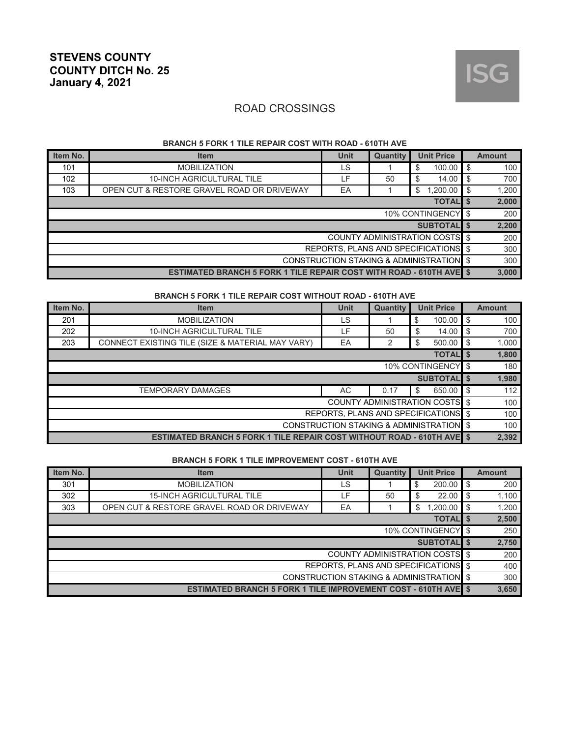**STEVENS COUNTY**
**COUNTY DITCH No. 25**
**January 4, 2021**

ISG

## ROAD CROSSINGS

### BRANCH 5 FORK 1 TILE REPAIR COST WITH ROAD - 610TH AVE

| Item No. | Item | Unit | Quantity | Unit Price | Amount |
|---|---|---|---|---|---|
| 101 | MOBILIZATION | LS | 1 | $ 100.00 | $ 100 |
| 102 | 10-INCH AGRICULTURAL TILE | LF | 50 | $ 14.00 | $ 700 |
| 103 | OPEN CUT & RESTORE GRAVEL ROAD OR DRIVEWAY | EA | 1 | $ 1,200.00 | $ 1,200 |
| | | | | **TOTAL** | **$ 2,000** |
| | | | | 10% CONTINGENCY | $ 200 |
| | | | | **SUBTOTAL** | **$ 2,200** |
| | | | | COUNTY ADMINISTRATION COSTS | $ 200 |
| | | | | REPORTS, PLANS AND SPECIFICATIONS | $ 300 |
| | | | | CONSTRUCTION STAKING & ADMINISTRATION | $ 300 |
| | | | | **ESTIMATED BRANCH 5 FORK 1 TILE REPAIR COST WITH ROAD - 610TH AVE** | **$ 3,000** |

### BRANCH 5 FORK 1 TILE REPAIR COST WITHOUT ROAD - 610TH AVE

| Item No. | Item | Unit | Quantity | Unit Price | Amount |
|---|---|---|---|---|---|
| 201 | MOBILIZATION | LS | 1 | $ 100.00 | $ 100 |
| 202 | 10-INCH AGRICULTURAL TILE | LF | 50 | $ 14.00 | $ 700 |
| 203 | CONNECT EXISTING TILE (SIZE & MATERIAL MAY VARY) | EA | 2 | $ 500.00 | $ 1,000 |
| | | | | **TOTAL** | **$ 1,800** |
| | | | | 10% CONTINGENCY | $ 180 |
| | | | | **SUBTOTAL** | **$ 1,980** |
| | TEMPORARY DAMAGES | AC | 0.17 | $ 650.00 | $ 112 |
| | | | | COUNTY ADMINISTRATION COSTS | $ 100 |
| | | | | REPORTS, PLANS AND SPECIFICATIONS | $ 100 |
| | | | | CONSTRUCTION STAKING & ADMINISTRATION | $ 100 |
| | | | | **ESTIMATED BRANCH 5 FORK 1 TILE REPAIR COST WITHOUT ROAD - 610TH AVE** | **$ 2,392** |

### BRANCH 5 FORK 1 TILE IMPROVEMENT COST - 610TH AVE

| Item No. | Item | Unit | Quantity | Unit Price | Amount |
|---|---|---|---|---|---|
| 301 | MOBILIZATION | LS | 1 | $ 200.00 | $ 200 |
| 302 | 15-INCH AGRICULTURAL TILE | LF | 50 | $ 22.00 | $ 1,100 |
| 303 | OPEN CUT & RESTORE GRAVEL ROAD OR DRIVEWAY | EA | 1 | $ 1,200.00 | $ 1,200 |
| | | | | **TOTAL** | **$ 2,500** |
| | | | | 10% CONTINGENCY | $ 250 |
| | | | | **SUBTOTAL** | **$ 2,750** |
| | | | | COUNTY ADMINISTRATION COSTS | $ 200 |
| | | | | REPORTS, PLANS AND SPECIFICATIONS | $ 400 |
| | | | | CONSTRUCTION STAKING & ADMINISTRATION | $ 300 |
| | | | | **ESTIMATED BRANCH 5 FORK 1 TILE IMPROVEMENT COST - 610TH AVE** | **$ 3,650** |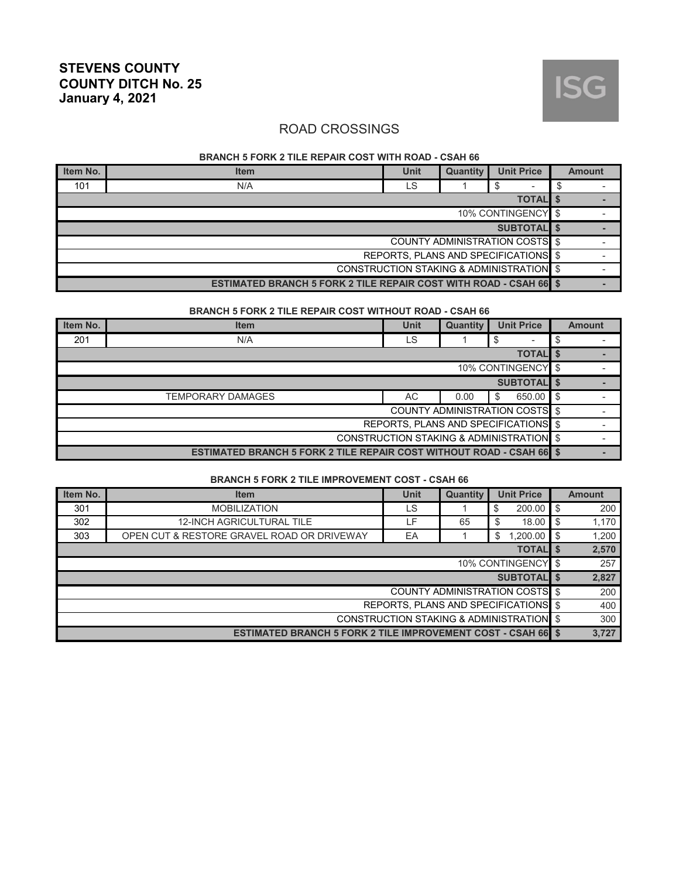**STEVENS COUNTY**
**COUNTY DITCH No. 25**
**January 4, 2021**

ISG

## ROAD CROSSINGS

### BRANCH 5 FORK 2 TILE REPAIR COST WITH ROAD - CSAH 66

| Item No. | Item | Unit | Quantity | Unit Price | Amount |
|---|---|---|---|---|---|
| 101 | N/A | LS | 1 | $ - | $ - |
| | | | | **TOTAL** | **$ -** |
| | | | | 10% CONTINGENCY | $ - |
| | | | | **SUBTOTAL** | **$ -** |
| | | | | COUNTY ADMINISTRATION COSTS | $ - |
| | | | | REPORTS, PLANS AND SPECIFICATIONS | $ - |
| | | | | CONSTRUCTION STAKING & ADMINISTRATION | $ - |
| | | | | **ESTIMATED BRANCH 5 FORK 2 TILE REPAIR COST WITH ROAD - CSAH 66** | **$ -** |

### BRANCH 5 FORK 2 TILE REPAIR COST WITHOUT ROAD - CSAH 66

| Item No. | Item | Unit | Quantity | Unit Price | Amount |
|---|---|---|---|---|---|
| 201 | N/A | LS | 1 | $ - | $ - |
| | | | | **TOTAL** | **$ -** |
| | | | | 10% CONTINGENCY | $ - |
| | | | | **SUBTOTAL** | **$ -** |
| | TEMPORARY DAMAGES | AC | 0.00 | $ 650.00 | $ - |
| | | | | COUNTY ADMINISTRATION COSTS | $ - |
| | | | | REPORTS, PLANS AND SPECIFICATIONS | $ - |
| | | | | CONSTRUCTION STAKING & ADMINISTRATION | $ - |
| | | | | **ESTIMATED BRANCH 5 FORK 2 TILE REPAIR COST WITHOUT ROAD - CSAH 66** | **$ -** |

### BRANCH 5 FORK 2 TILE IMPROVEMENT COST - CSAH 66

| Item No. | Item | Unit | Quantity | Unit Price | Amount |
|---|---|---|---|---|---|
| 301 | MOBILIZATION | LS | 1 | $ 200.00 | $ 200 |
| 302 | 12-INCH AGRICULTURAL TILE | LF | 65 | $ 18.00 | $ 1,170 |
| 303 | OPEN CUT & RESTORE GRAVEL ROAD OR DRIVEWAY | EA | 1 | $ 1,200.00 | $ 1,200 |
| | | | | **TOTAL** | **$ 2,570** |
| | | | | 10% CONTINGENCY | $ 257 |
| | | | | **SUBTOTAL** | **$ 2,827** |
| | | | | COUNTY ADMINISTRATION COSTS | $ 200 |
| | | | | REPORTS, PLANS AND SPECIFICATIONS | $ 400 |
| | | | | CONSTRUCTION STAKING & ADMINISTRATION | $ 300 |
| | | | | **ESTIMATED BRANCH 5 FORK 2 TILE IMPROVEMENT COST - CSAH 66** | **$ 3,727** |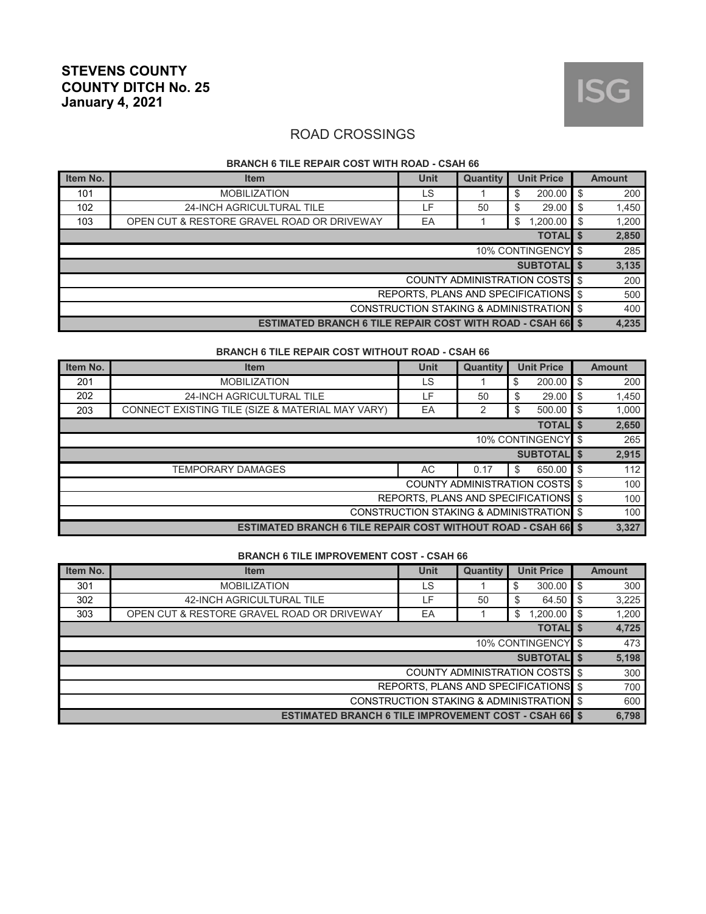**STEVENS COUNTY**
**COUNTY DITCH No. 25**
**January 4, 2021**

ISG

## ROAD CROSSINGS

### BRANCH 6 TILE REPAIR COST WITH ROAD - CSAH 66

| Item No. | Item | Unit | Quantity | Unit Price | Amount |
|---|---|---|---|---|---|
| 101 | MOBILIZATION | LS | 1 | $ 200.00 | $ 200 |
| 102 | 24-INCH AGRICULTURAL TILE | LF | 50 | $ 29.00 | $ 1,450 |
| 103 | OPEN CUT & RESTORE GRAVEL ROAD OR DRIVEWAY | EA | 1 | $ 1,200.00 | $ 1,200 |
| | | | | **TOTAL** | **$ 2,850** |
| | | | | 10% CONTINGENCY | $ 285 |
| | | | | **SUBTOTAL** | **$ 3,135** |
| | | | | COUNTY ADMINISTRATION COSTS | $ 200 |
| | | | | REPORTS, PLANS AND SPECIFICATIONS | $ 500 |
| | | | | CONSTRUCTION STAKING & ADMINISTRATION | $ 400 |
| | | | | **ESTIMATED BRANCH 6 TILE REPAIR COST WITH ROAD - CSAH 66** | **$ 4,235** |

### BRANCH 6 TILE REPAIR COST WITHOUT ROAD - CSAH 66

| Item No. | Item | Unit | Quantity | Unit Price | Amount |
|---|---|---|---|---|---|
| 201 | MOBILIZATION | LS | 1 | $ 200.00 | $ 200 |
| 202 | 24-INCH AGRICULTURAL TILE | LF | 50 | $ 29.00 | $ 1,450 |
| 203 | CONNECT EXISTING TILE (SIZE & MATERIAL MAY VARY) | EA | 2 | $ 500.00 | $ 1,000 |
| | | | | **TOTAL** | **$ 2,650** |
| | | | | 10% CONTINGENCY | $ 265 |
| | | | | **SUBTOTAL** | **$ 2,915** |
| | TEMPORARY DAMAGES | AC | 0.17 | $ 650.00 | $ 112 |
| | | | | COUNTY ADMINISTRATION COSTS | $ 100 |
| | | | | REPORTS, PLANS AND SPECIFICATIONS | $ 100 |
| | | | | CONSTRUCTION STAKING & ADMINISTRATION | $ 100 |
| | | | | **ESTIMATED BRANCH 6 TILE REPAIR COST WITHOUT ROAD - CSAH 66** | **$ 3,327** |

### BRANCH 6 TILE IMPROVEMENT COST - CSAH 66

| Item No. | Item | Unit | Quantity | Unit Price | Amount |
|---|---|---|---|---|---|
| 301 | MOBILIZATION | LS | 1 | $ 300.00 | $ 300 |
| 302 | 42-INCH AGRICULTURAL TILE | LF | 50 | $ 64.50 | $ 3,225 |
| 303 | OPEN CUT & RESTORE GRAVEL ROAD OR DRIVEWAY | EA | 1 | $ 1,200.00 | $ 1,200 |
| | | | | **TOTAL** | **$ 4,725** |
| | | | | 10% CONTINGENCY | $ 473 |
| | | | | **SUBTOTAL** | **$ 5,198** |
| | | | | COUNTY ADMINISTRATION COSTS | $ 300 |
| | | | | REPORTS, PLANS AND SPECIFICATIONS | $ 700 |
| | | | | CONSTRUCTION STAKING & ADMINISTRATION | $ 600 |
| | | | | **ESTIMATED BRANCH 6 TILE IMPROVEMENT COST - CSAH 66** | **$ 6,798** |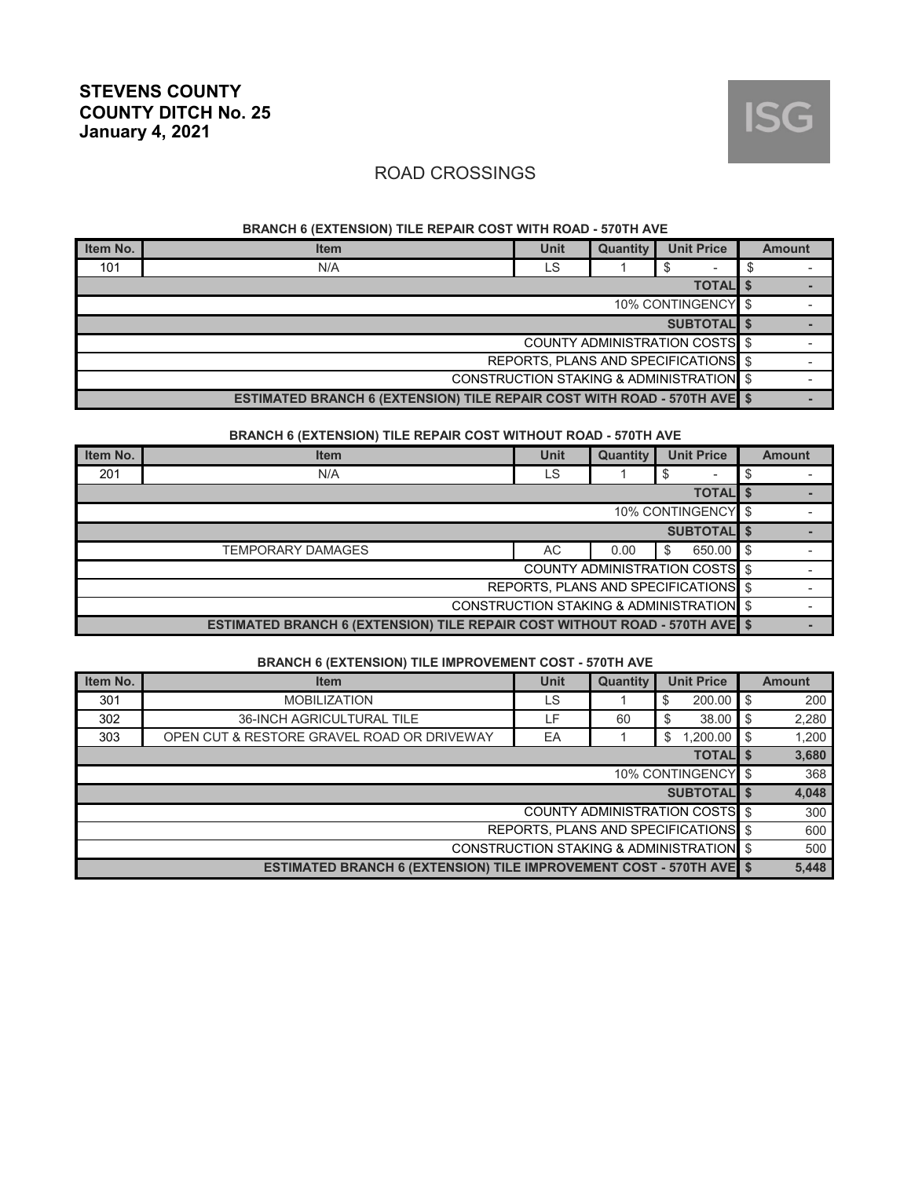**STEVENS COUNTY**
**COUNTY DITCH No. 25**
**January 4, 2021**

## ROAD CROSSINGS

### BRANCH 6 (EXTENSION) TILE REPAIR COST WITH ROAD - 570TH AVE

| Item No. | Item | Unit | Quantity | Unit Price | Amount |
|---|---|---|---|---|---|
| 101 | N/A | LS | 1 | $ - | $ - |
| | | | | **TOTAL** | **$ -** |
| | | | | 10% CONTINGENCY | $ - |
| | | | | **SUBTOTAL** | **$ -** |
| | | | | COUNTY ADMINISTRATION COSTS | $ - |
| | | | | REPORTS, PLANS AND SPECIFICATIONS | $ - |
| | | | | CONSTRUCTION STAKING & ADMINISTRATION | $ - |
| | | | | **ESTIMATED BRANCH 6 (EXTENSION) TILE REPAIR COST WITH ROAD - 570TH AVE** | **$ -** |

### BRANCH 6 (EXTENSION) TILE REPAIR COST WITHOUT ROAD - 570TH AVE

| Item No. | Item | Unit | Quantity | Unit Price | Amount |
|---|---|---|---|---|---|
| 201 | N/A | LS | 1 | $ - | $ - |
| | | | | **TOTAL** | **$ -** |
| | | | | 10% CONTINGENCY | $ - |
| | | | | **SUBTOTAL** | **$ -** |
| | TEMPORARY DAMAGES | AC | 0.00 | $ 650.00 | $ - |
| | | | | COUNTY ADMINISTRATION COSTS | $ - |
| | | | | REPORTS, PLANS AND SPECIFICATIONS | $ - |
| | | | | CONSTRUCTION STAKING & ADMINISTRATION | $ - |
| | | | | **ESTIMATED BRANCH 6 (EXTENSION) TILE REPAIR COST WITHOUT ROAD - 570TH AVE** | **$ -** |

### BRANCH 6 (EXTENSION) TILE IMPROVEMENT COST - 570TH AVE

| Item No. | Item | Unit | Quantity | Unit Price | Amount |
|---|---|---|---|---|---|
| 301 | MOBILIZATION | LS | 1 | $ 200.00 | $ 200 |
| 302 | 36-INCH AGRICULTURAL TILE | LF | 60 | $ 38.00 | $ 2,280 |
| 303 | OPEN CUT & RESTORE GRAVEL ROAD OR DRIVEWAY | EA | 1 | $ 1,200.00 | $ 1,200 |
| | | | | **TOTAL** | **$ 3,680** |
| | | | | 10% CONTINGENCY | $ 368 |
| | | | | **SUBTOTAL** | **$ 4,048** |
| | | | | COUNTY ADMINISTRATION COSTS | $ 300 |
| | | | | REPORTS, PLANS AND SPECIFICATIONS | $ 600 |
| | | | | CONSTRUCTION STAKING & ADMINISTRATION | $ 500 |
| | | | | **ESTIMATED BRANCH 6 (EXTENSION) TILE IMPROVEMENT COST - 570TH AVE** | **$ 5,448** |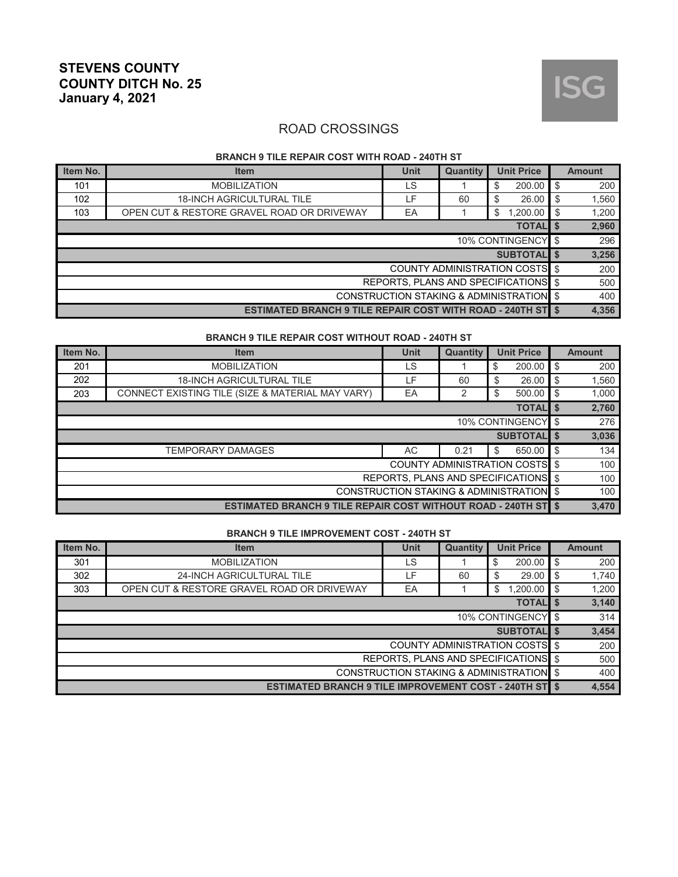**STEVENS COUNTY**
**COUNTY DITCH No. 25**
**January 4, 2021**

ISG

## ROAD CROSSINGS

### BRANCH 9 TILE REPAIR COST WITH ROAD - 240TH ST

| Item No. | Item | Unit | Quantity | Unit Price | Amount |
|---|---|---|---|---|---|
| 101 | MOBILIZATION | LS | 1 | $ 200.00 | $ 200 |
| 102 | 18-INCH AGRICULTURAL TILE | LF | 60 | $ 26.00 | $ 1,560 |
| 103 | OPEN CUT & RESTORE GRAVEL ROAD OR DRIVEWAY | EA | 1 | $ 1,200.00 | $ 1,200 |
| | | | | **TOTAL** | **$ 2,960** |
| | | | | 10% CONTINGENCY | $ 296 |
| | | | | **SUBTOTAL** | **$ 3,256** |
| | | | | COUNTY ADMINISTRATION COSTS | $ 200 |
| | | | | REPORTS, PLANS AND SPECIFICATIONS | $ 500 |
| | | | | CONSTRUCTION STAKING & ADMINISTRATION | $ 400 |
| | | | | **ESTIMATED BRANCH 9 TILE REPAIR COST WITH ROAD - 240TH ST** | **$ 4,356** |

### BRANCH 9 TILE REPAIR COST WITHOUT ROAD - 240TH ST

| Item No. | Item | Unit | Quantity | Unit Price | Amount |
|---|---|---|---|---|---|
| 201 | MOBILIZATION | LS | 1 | $ 200.00 | $ 200 |
| 202 | 18-INCH AGRICULTURAL TILE | LF | 60 | $ 26.00 | $ 1,560 |
| 203 | CONNECT EXISTING TILE (SIZE & MATERIAL MAY VARY) | EA | 2 | $ 500.00 | $ 1,000 |
| | | | | **TOTAL** | **$ 2,760** |
| | | | | 10% CONTINGENCY | $ 276 |
| | | | | **SUBTOTAL** | **$ 3,036** |
| | TEMPORARY DAMAGES | AC | 0.21 | $ 650.00 | $ 134 |
| | | | | COUNTY ADMINISTRATION COSTS | $ 100 |
| | | | | REPORTS, PLANS AND SPECIFICATIONS | $ 100 |
| | | | | CONSTRUCTION STAKING & ADMINISTRATION | $ 100 |
| | | | | **ESTIMATED BRANCH 9 TILE REPAIR COST WITHOUT ROAD - 240TH ST** | **$ 3,470** |

### BRANCH 9 TILE IMPROVEMENT COST - 240TH ST

| Item No. | Item | Unit | Quantity | Unit Price | Amount |
|---|---|---|---|---|---|
| 301 | MOBILIZATION | LS | 1 | $ 200.00 | $ 200 |
| 302 | 24-INCH AGRICULTURAL TILE | LF | 60 | $ 29.00 | $ 1,740 |
| 303 | OPEN CUT & RESTORE GRAVEL ROAD OR DRIVEWAY | EA | 1 | $ 1,200.00 | $ 1,200 |
| | | | | **TOTAL** | **$ 3,140** |
| | | | | 10% CONTINGENCY | $ 314 |
| | | | | **SUBTOTAL** | **$ 3,454** |
| | | | | COUNTY ADMINISTRATION COSTS | $ 200 |
| | | | | REPORTS, PLANS AND SPECIFICATIONS | $ 500 |
| | | | | CONSTRUCTION STAKING & ADMINISTRATION | $ 400 |
| | | | | **ESTIMATED BRANCH 9 TILE IMPROVEMENT COST - 240TH ST** | **$ 4,554** |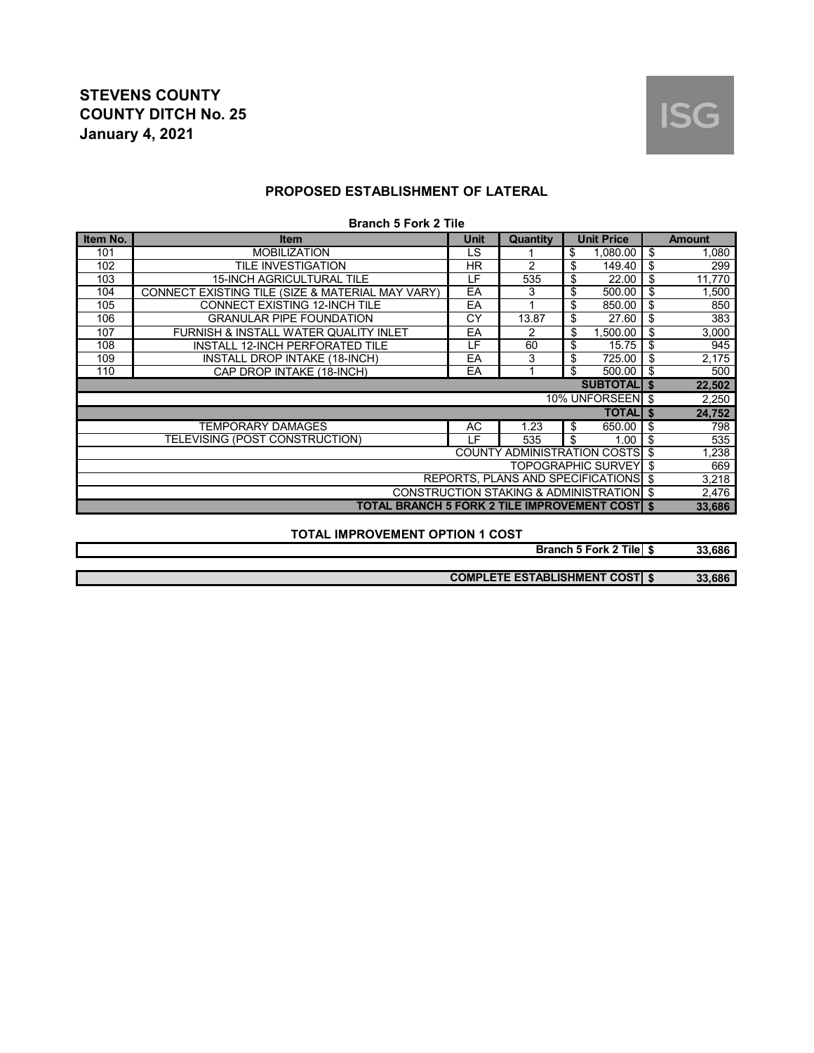**STEVENS COUNTY**
**COUNTY DITCH No. 25**
**January 4, 2021**

ISG

### PROPOSED ESTABLISHMENT OF LATERAL

**Branch 5 Fork 2 Tile**

| Item No. | Item | Unit | Quantity | Unit Price | Amount |
|---|---|---|---|---|---|
| 101 | MOBILIZATION | LS | 1 | $ 1,080.00 | $ 1,080 |
| 102 | TILE INVESTIGATION | HR | 2 | $ 149.40 | $ 299 |
| 103 | 15-INCH AGRICULTURAL TILE | LF | 535 | $ 22.00 | $ 11,770 |
| 104 | CONNECT EXISTING TILE (SIZE & MATERIAL MAY VARY) | EA | 3 | $ 500.00 | $ 1,500 |
| 105 | CONNECT EXISTING 12-INCH TILE | EA | 1 | $ 850.00 | $ 850 |
| 106 | GRANULAR PIPE FOUNDATION | CY | 13.87 | $ 27.60 | $ 383 |
| 107 | FURNISH & INSTALL WATER QUALITY INLET | EA | 2 | $ 1,500.00 | $ 3,000 |
| 108 | INSTALL 12-INCH PERFORATED TILE | LF | 60 | $ 15.75 | $ 945 |
| 109 | INSTALL DROP INTAKE (18-INCH) | EA | 3 | $ 725.00 | $ 2,175 |
| 110 | CAP DROP INTAKE (18-INCH) | EA | 1 | $ 500.00 | $ 500 |
| | | | | **SUBTOTAL** | **$ 22,502** |
| | | | | 10% UNFORSEEN | $ 2,250 |
| | | | | **TOTAL** | **$ 24,752** |
| | TEMPORARY DAMAGES | AC | 1.23 | $ 650.00 | $ 798 |
| | TELEVISING (POST CONSTRUCTION) | LF | 535 | $ 1.00 | $ 535 |
| | | | | COUNTY ADMINISTRATION COSTS | $ 1,238 |
| | | | | TOPOGRAPHIC SURVEY | $ 669 |
| | | | | REPORTS, PLANS AND SPECIFICATIONS | $ 3,218 |
| | | | | CONSTRUCTION STAKING & ADMINISTRATION | $ 2,476 |
| | | | | **TOTAL BRANCH 5 FORK 2 TILE IMPROVEMENT COST** | **$ 33,686** |

### TOTAL IMPROVEMENT OPTION 1 COST

| | |
|---|---|
| **Branch 5 Fork 2 Tile** | **$ 33,686** |
| **COMPLETE ESTABLISHMENT COST** | **$ 33,686** |